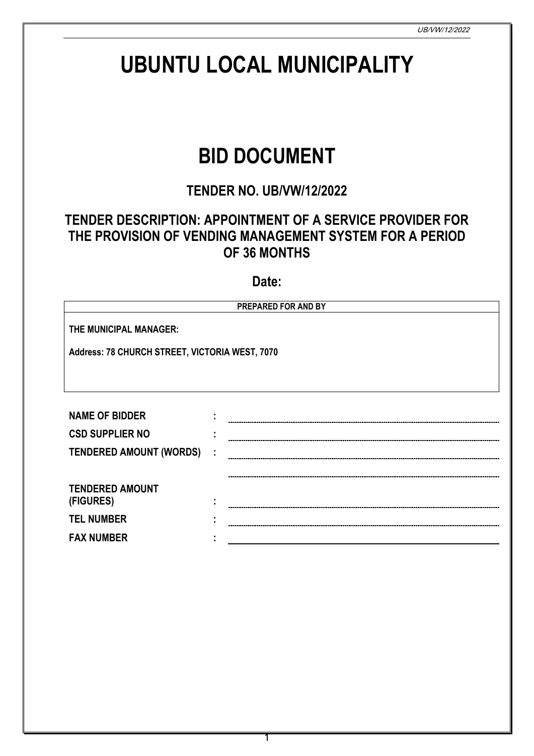# UBUNTU LOCAL MUNICIPALITY

# BID DOCUMENT

## TENDER NO. UB/VW/12/2022

## TENDER DESCRIPTION: APPOINTMENT OF A SERVICE PROVIDER FOR THE PROVISION OF VENDING MANAGEMENT SYSTEM FOR A PERIOD OF 36 MONTHS

## Date:

| PREPARED FOR AND BY |
|---|
| **THE MUNICIPAL MANAGER:**<br><br>**Address: 78 CHURCH STREET, VICTORIA WEST, 7070** |

| | | |
|---|---|---|
| **NAME OF BIDDER** | : | ................................................ |
| **CSD SUPPLIER NO** | : | ................................................ |
| **TENDERED AMOUNT (WORDS)** | : | ................................................<br>................................................ |
| **TENDERED AMOUNT (FIGURES)** | : | ................................................ |
| **TEL NUMBER** | : | ................................................ |
| **FAX NUMBER** | : | ________________________________ |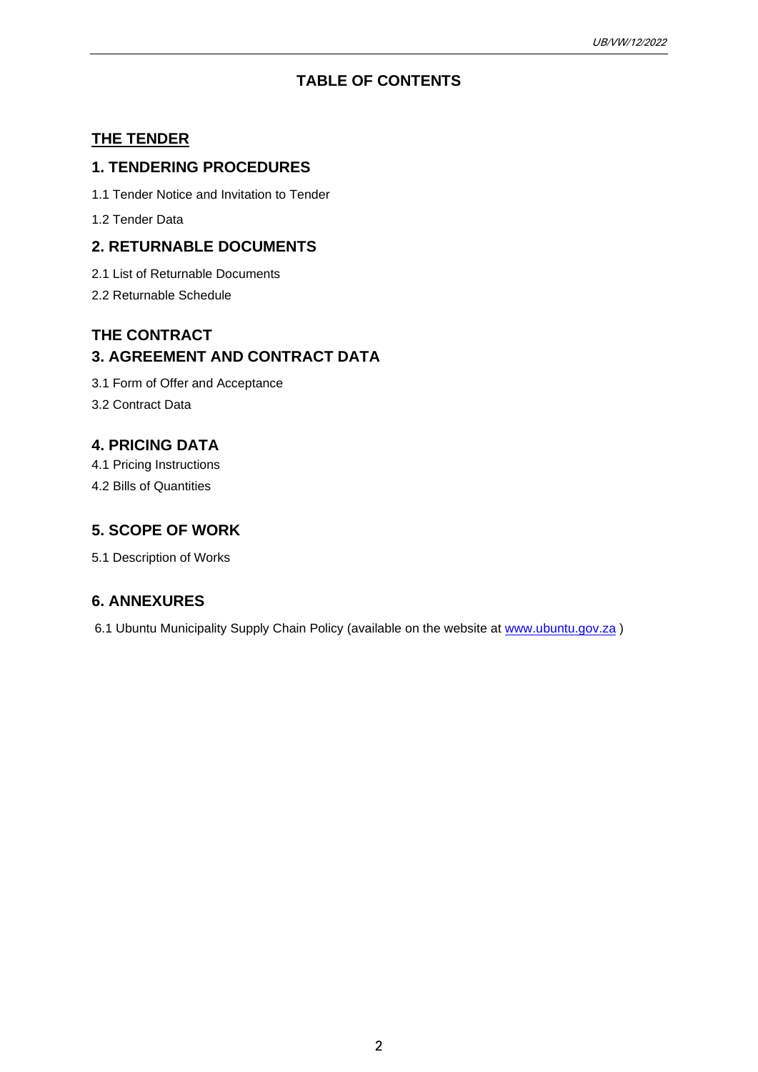# TABLE OF CONTENTS

## THE TENDER

### 1. TENDERING PROCEDURES

1.1 Tender Notice and Invitation to Tender

1.2 Tender Data

### 2. RETURNABLE DOCUMENTS

2.1 List of Returnable Documents

2.2 Returnable Schedule

## THE CONTRACT

### 3. AGREEMENT AND CONTRACT DATA

3.1 Form of Offer and Acceptance

3.2 Contract Data

### 4. PRICING DATA

4.1 Pricing Instructions

4.2 Bills of Quantities

### 5. SCOPE OF WORK

5.1 Description of Works

### 6. ANNEXURES

6.1 Ubuntu Municipality Supply Chain Policy (available on the website at [www.ubuntu.gov.za](http://www.ubuntu.gov.za) )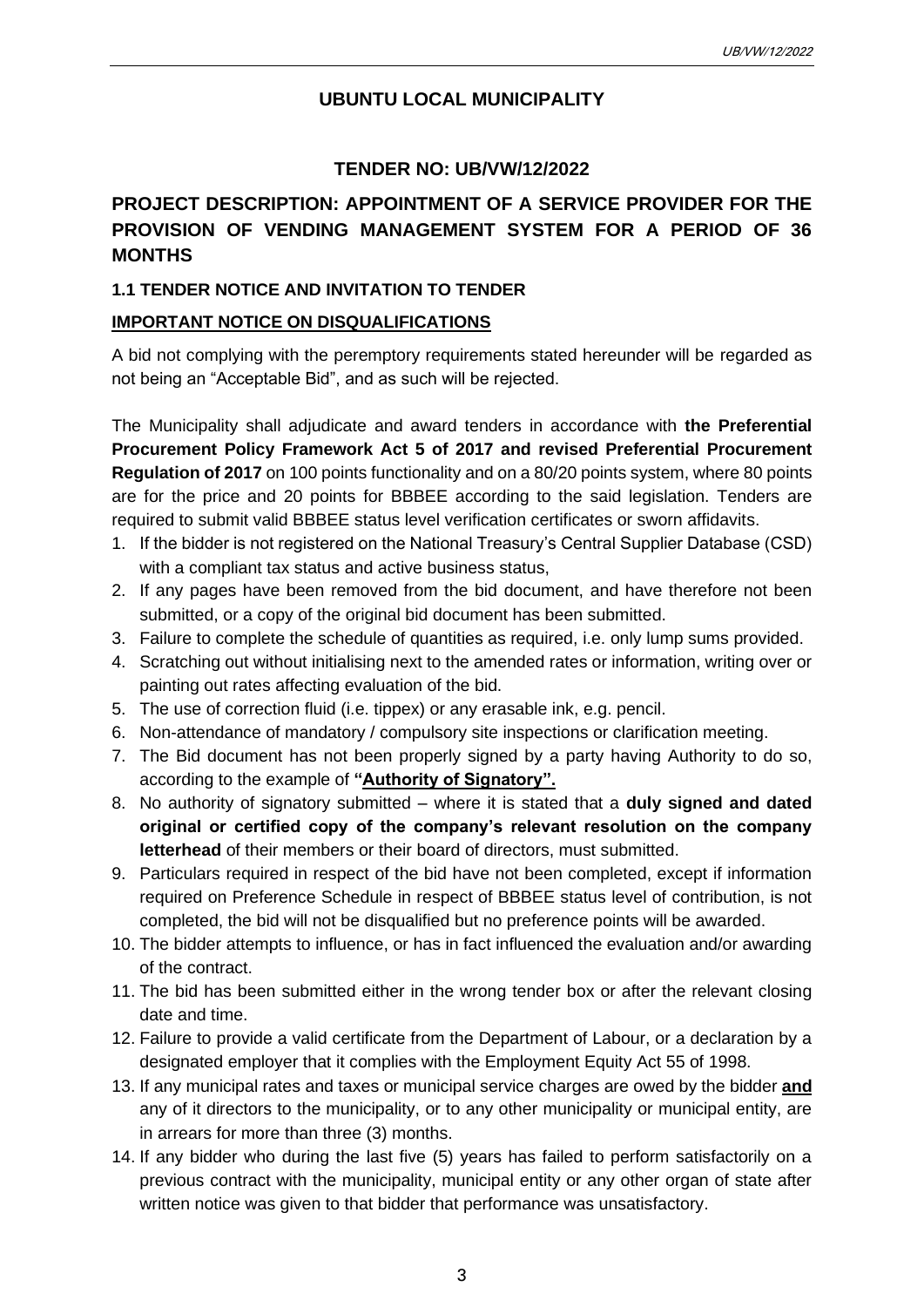# UBUNTU LOCAL MUNICIPALITY

## TENDER NO: UB/VW/12/2022

## PROJECT DESCRIPTION: APPOINTMENT OF A SERVICE PROVIDER FOR THE PROVISION OF VENDING MANAGEMENT SYSTEM FOR A PERIOD OF 36 MONTHS

### 1.1 TENDER NOTICE AND INVITATION TO TENDER

**IMPORTANT NOTICE ON DISQUALIFICATIONS**

A bid not complying with the peremptory requirements stated hereunder will be regarded as not being an "Acceptable Bid", and as such will be rejected.

The Municipality shall adjudicate and award tenders in accordance with **the Preferential Procurement Policy Framework Act 5 of 2017 and revised Preferential Procurement Regulation of 2017** on 100 points functionality and on a 80/20 points system, where 80 points are for the price and 20 points for BBBEE according to the said legislation. Tenders are required to submit valid BBBEE status level verification certificates or sworn affidavits.

1. If the bidder is not registered on the National Treasury's Central Supplier Database (CSD) with a compliant tax status and active business status,
2. If any pages have been removed from the bid document, and have therefore not been submitted, or a copy of the original bid document has been submitted.
3. Failure to complete the schedule of quantities as required, i.e. only lump sums provided.
4. Scratching out without initialising next to the amended rates or information, writing over or painting out rates affecting evaluation of the bid.
5. The use of correction fluid (i.e. tippex) or any erasable ink, e.g. pencil.
6. Non-attendance of mandatory / compulsory site inspections or clarification meeting.
7. The Bid document has not been properly signed by a party having Authority to do so, according to the example of **"Authority of Signatory".**
8. No authority of signatory submitted – where it is stated that a **duly signed and dated original or certified copy of the company's relevant resolution on the company letterhead** of their members or their board of directors, must submitted.
9. Particulars required in respect of the bid have not been completed, except if information required on Preference Schedule in respect of BBBEE status level of contribution, is not completed, the bid will not be disqualified but no preference points will be awarded.
10. The bidder attempts to influence, or has in fact influenced the evaluation and/or awarding of the contract.
11. The bid has been submitted either in the wrong tender box or after the relevant closing date and time.
12. Failure to provide a valid certificate from the Department of Labour, or a declaration by a designated employer that it complies with the Employment Equity Act 55 of 1998.
13. If any municipal rates and taxes or municipal service charges are owed by the bidder **and** any of it directors to the municipality, or to any other municipality or municipal entity, are in arrears for more than three (3) months.
14. If any bidder who during the last five (5) years has failed to perform satisfactorily on a previous contract with the municipality, municipal entity or any other organ of state after written notice was given to that bidder that performance was unsatisfactory.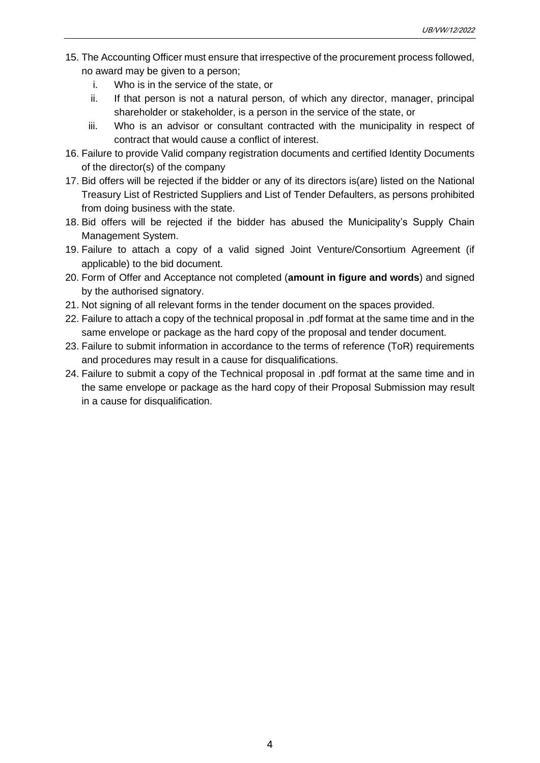15. The Accounting Officer must ensure that irrespective of the procurement process followed, no award may be given to a person;
    i. Who is in the service of the state, or
    ii. If that person is not a natural person, of which any director, manager, principal shareholder or stakeholder, is a person in the service of the state, or
    iii. Who is an advisor or consultant contracted with the municipality in respect of contract that would cause a conflict of interest.
16. Failure to provide Valid company registration documents and certified Identity Documents of the director(s) of the company
17. Bid offers will be rejected if the bidder or any of its directors is(are) listed on the National Treasury List of Restricted Suppliers and List of Tender Defaulters, as persons prohibited from doing business with the state.
18. Bid offers will be rejected if the bidder has abused the Municipality's Supply Chain Management System.
19. Failure to attach a copy of a valid signed Joint Venture/Consortium Agreement (if applicable) to the bid document.
20. Form of Offer and Acceptance not completed (**amount in figure and words**) and signed by the authorised signatory.
21. Not signing of all relevant forms in the tender document on the spaces provided.
22. Failure to attach a copy of the technical proposal in .pdf format at the same time and in the same envelope or package as the hard copy of the proposal and tender document.
23. Failure to submit information in accordance to the terms of reference (ToR) requirements and procedures may result in a cause for disqualifications.
24. Failure to submit a copy of the Technical proposal in .pdf format at the same time and in the same envelope or package as the hard copy of their Proposal Submission may result in a cause for disqualification.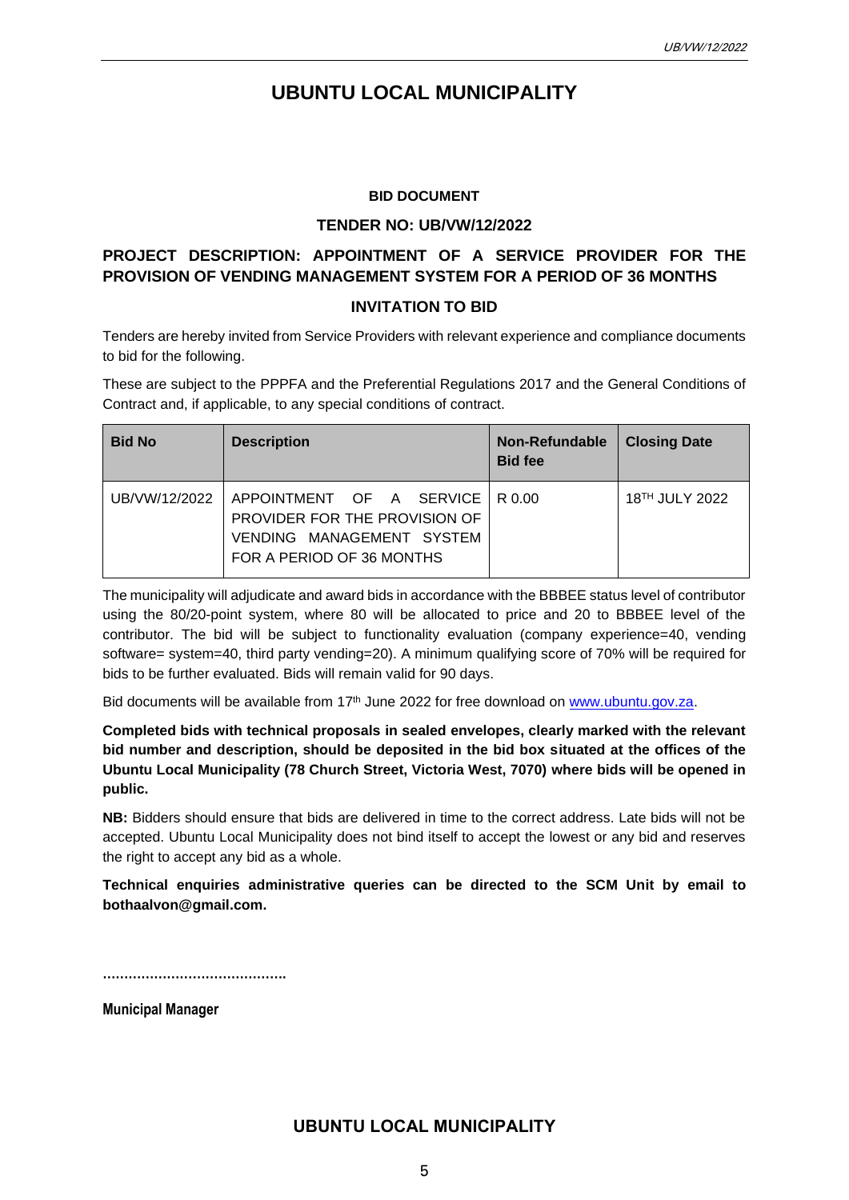# UBUNTU LOCAL MUNICIPALITY

**BID DOCUMENT**

**TENDER NO: UB/VW/12/2022**

**PROJECT DESCRIPTION: APPOINTMENT OF A SERVICE PROVIDER FOR THE PROVISION OF VENDING MANAGEMENT SYSTEM FOR A PERIOD OF 36 MONTHS**

**INVITATION TO BID**

Tenders are hereby invited from Service Providers with relevant experience and compliance documents to bid for the following.

These are subject to the PPPFA and the Preferential Regulations 2017 and the General Conditions of Contract and, if applicable, to any special conditions of contract.

| Bid No | Description | Non-Refundable Bid fee | Closing Date |
|---|---|---|---|
| UB/VW/12/2022 | APPOINTMENT OF A SERVICE PROVIDER FOR THE PROVISION OF VENDING MANAGEMENT SYSTEM FOR A PERIOD OF 36 MONTHS | R 0.00 | 18TH JULY 2022 |

The municipality will adjudicate and award bids in accordance with the BBBEE status level of contributor using the 80/20-point system, where 80 will be allocated to price and 20 to BBBEE level of the contributor. The bid will be subject to functionality evaluation (company experience=40, vending software= system=40, third party vending=20). A minimum qualifying score of 70% will be required for bids to be further evaluated. Bids will remain valid for 90 days.

Bid documents will be available from 17th June 2022 for free download on [www.ubuntu.gov.za](http://www.ubuntu.gov.za).

**Completed bids with technical proposals in sealed envelopes, clearly marked with the relevant bid number and description, should be deposited in the bid box situated at the offices of the Ubuntu Local Municipality (78 Church Street, Victoria West, 7070) where bids will be opened in public.**

**NB:** Bidders should ensure that bids are delivered in time to the correct address. Late bids will not be accepted. Ubuntu Local Municipality does not bind itself to accept the lowest or any bid and reserves the right to accept any bid as a whole.

**Technical enquiries administrative queries can be directed to the SCM Unit by email to bothaalvon@gmail.com.**

……………………………………

**Municipal Manager**

## UBUNTU LOCAL MUNICIPALITY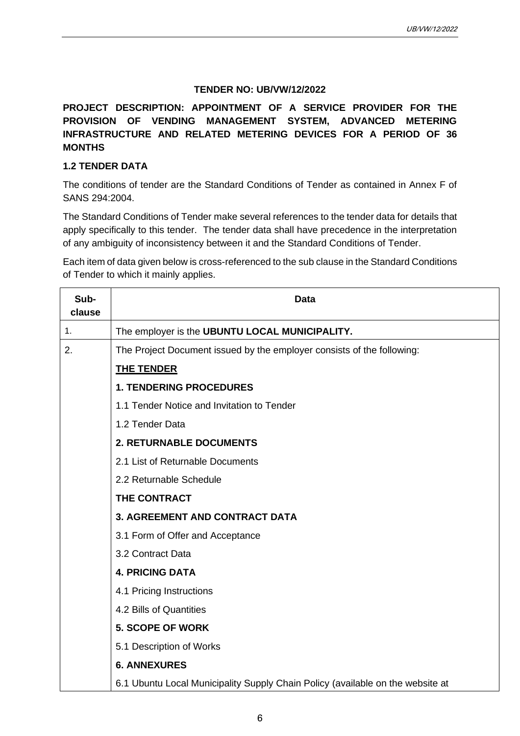**TENDER NO: UB/VW/12/2022**

**PROJECT DESCRIPTION: APPOINTMENT OF A SERVICE PROVIDER FOR THE PROVISION OF VENDING MANAGEMENT SYSTEM, ADVANCED METERING INFRASTRUCTURE AND RELATED METERING DEVICES FOR A PERIOD OF 36 MONTHS**

**1.2 TENDER DATA**

The conditions of tender are the Standard Conditions of Tender as contained in Annex F of SANS 294:2004.

The Standard Conditions of Tender make several references to the tender data for details that apply specifically to this tender. The tender data shall have precedence in the interpretation of any ambiguity of inconsistency between it and the Standard Conditions of Tender.

Each item of data given below is cross-referenced to the sub clause in the Standard Conditions of Tender to which it mainly applies.

| Sub-clause | Data |
|---|---|
| 1. | The employer is the **UBUNTU LOCAL MUNICIPALITY.** |
| 2. | The Project Document issued by the employer consists of the following:<br>**THE TENDER**<br>**1. TENDERING PROCEDURES**<br>1.1 Tender Notice and Invitation to Tender<br>1.2 Tender Data<br>**2. RETURNABLE DOCUMENTS**<br>2.1 List of Returnable Documents<br>2.2 Returnable Schedule<br>**THE CONTRACT**<br>**3. AGREEMENT AND CONTRACT DATA**<br>3.1 Form of Offer and Acceptance<br>3.2 Contract Data<br>**4. PRICING DATA**<br>4.1 Pricing Instructions<br>4.2 Bills of Quantities<br>**5. SCOPE OF WORK**<br>5.1 Description of Works<br>**6. ANNEXURES**<br>6.1 Ubuntu Local Municipality Supply Chain Policy (available on the website at |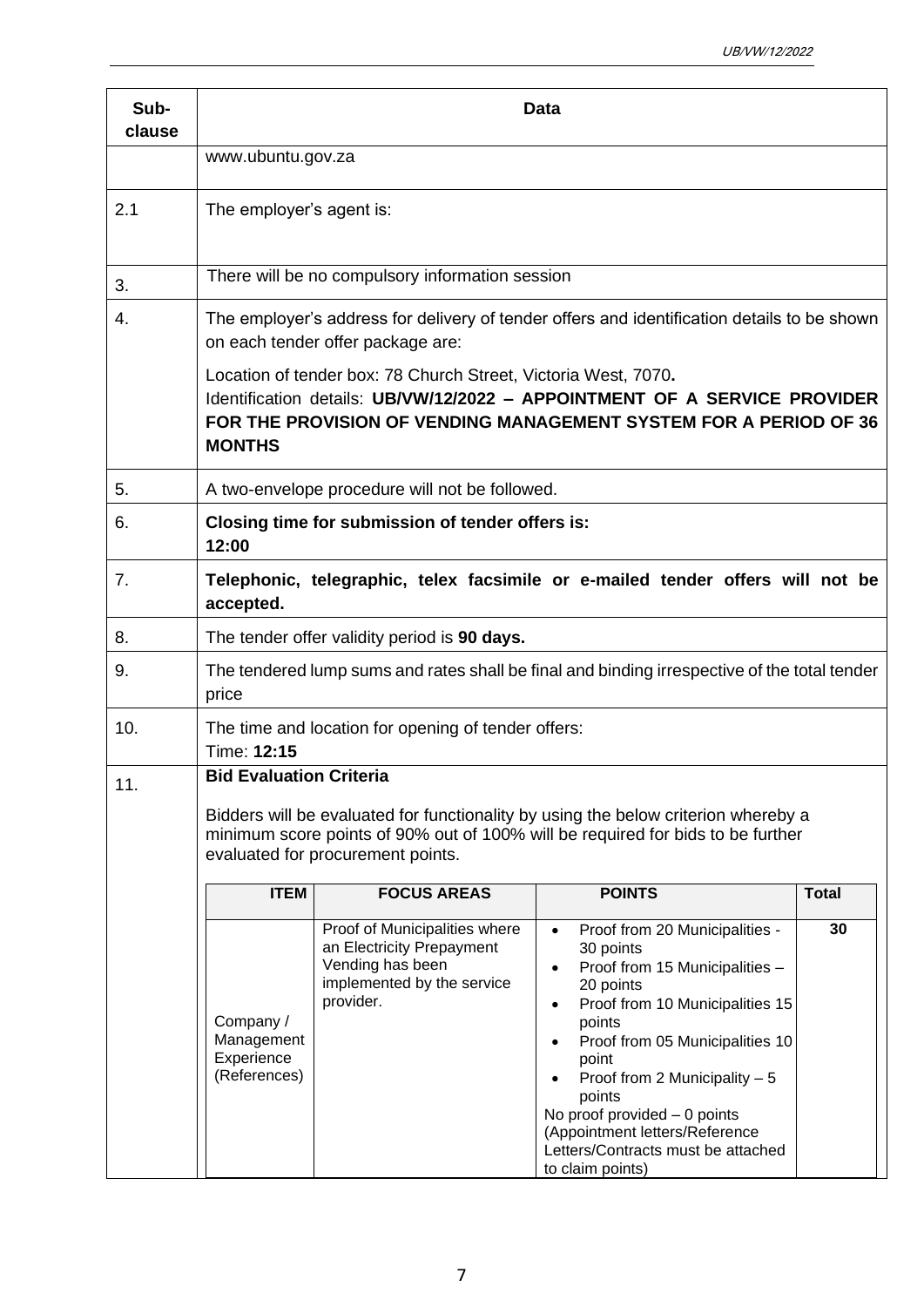| Sub-clause | Data |
|---|---|
| | www.ubuntu.gov.za |
| 2.1 | The employer's agent is: |
| 3. | There will be no compulsory information session |
| 4. | The employer's address for delivery of tender offers and identification details to be shown on each tender offer package are:<br><br>Location of tender box: 78 Church Street, Victoria West, 7070**.**<br>Identification details: **UB/VW/12/2022 – APPOINTMENT OF A SERVICE PROVIDER FOR THE PROVISION OF VENDING MANAGEMENT SYSTEM FOR A PERIOD OF 36 MONTHS** |
| 5. | A two-envelope procedure will not be followed. |
| 6. | **Closing time for submission of tender offers is:**<br>**12:00** |
| 7. | **Telephonic, telegraphic, telex facsimile or e-mailed tender offers will not be accepted.** |
| 8. | The tender offer validity period is **90 days.** |
| 9. | The tendered lump sums and rates shall be final and binding irrespective of the total tender price |
| 10. | The time and location for opening of tender offers:<br>Time: **12:15** |
| 11. | **Bid Evaluation Criteria**<br><br>Bidders will be evaluated for functionality by using the below criterion whereby a minimum score points of 90% out of 100% will be required for bids to be further evaluated for procurement points. |

| ITEM | FOCUS AREAS | POINTS | Total |
|---|---|---|---|
| Company / Management Experience (References) | Proof of Municipalities where an Electricity Prepayment Vending has been implemented by the service provider. | • Proof from 20 Municipalities - 30 points<br>• Proof from 15 Municipalities – 20 points<br>• Proof from 10 Municipalities 15 points<br>• Proof from 05 Municipalities 10 point<br>• Proof from 2 Municipality – 5 points<br>No proof provided – 0 points<br>(Appointment letters/Reference Letters/Contracts must be attached to claim points) | 30 |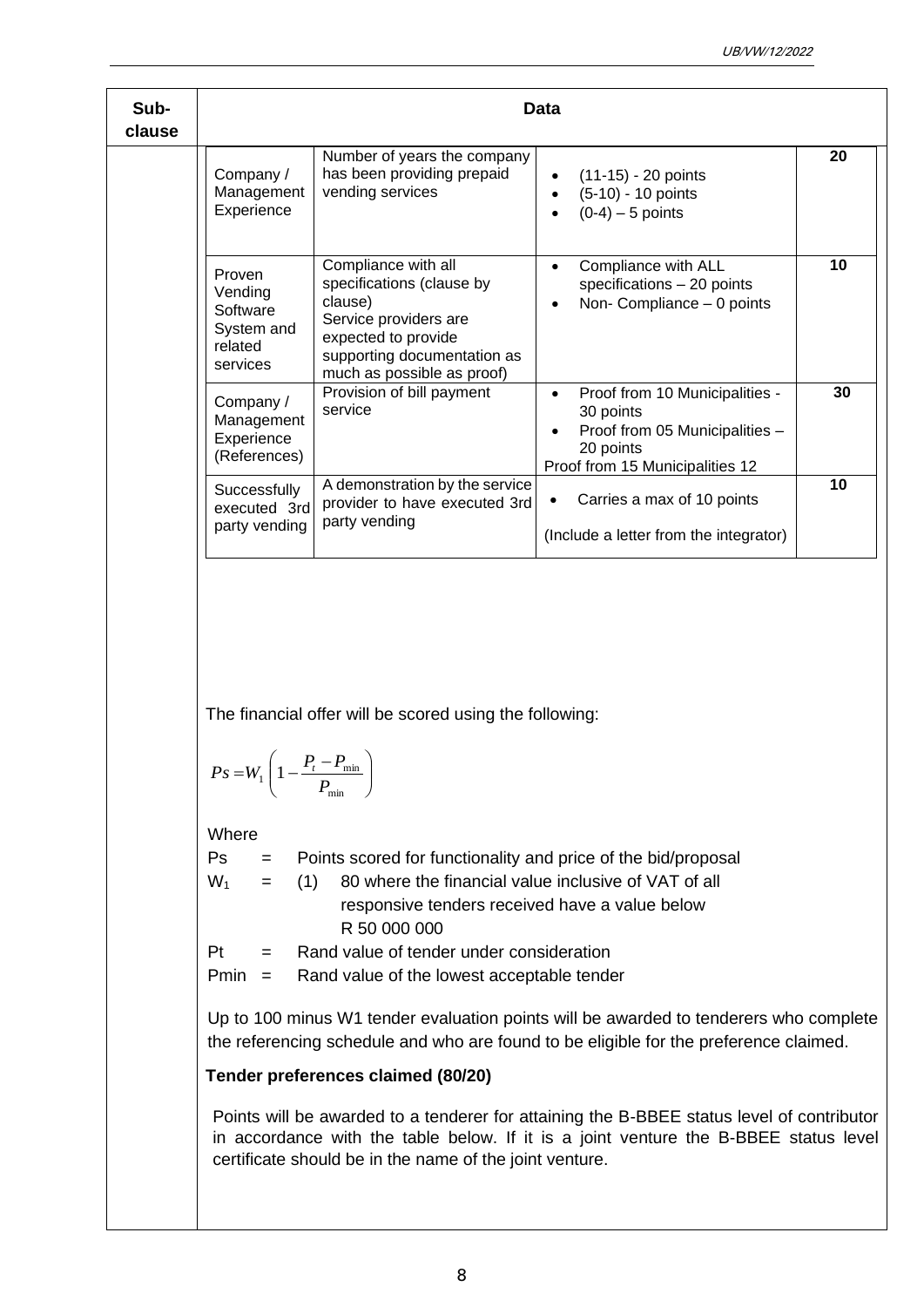| Sub-clause | Data | | | |
|---|---|---|---|---|
| | Company / Management Experience | Number of years the company has been providing prepaid vending services | • (11-15) - 20 points<br>• (5-10) - 10 points<br>• (0-4) – 5 points | **20** |
| | Proven Vending Software System and related services | Compliance with all specifications (clause by clause)<br>Service providers are expected to provide supporting documentation as much as possible as proof) | • Compliance with ALL specifications – 20 points<br>• Non- Compliance – 0 points | **10** |
| | Company / Management Experience (References) | Provision of bill payment service | • Proof from 10 Municipalities - 30 points<br>• Proof from 05 Municipalities – 20 points<br>Proof from 15 Municipalities 12 | **30** |
| | Successfully executed 3rd party vending | A demonstration by the service provider to have executed 3rd party vending | • Carries a max of 10 points<br>(Include a letter from the integrator) | **10** |

The financial offer will be scored using the following:

$$Ps = W_1 \left( 1 - \frac{P_t - P_{\min}}{P_{\min}} \right)$$

Where

Ps = Points scored for functionality and price of the bid/proposal

$W_1$ = (1) 80 where the financial value inclusive of VAT of all responsive tenders received have a value below R 50 000 000

Pt = Rand value of tender under consideration

Pmin = Rand value of the lowest acceptable tender

Up to 100 minus W1 tender evaluation points will be awarded to tenderers who complete the referencing schedule and who are found to be eligible for the preference claimed.

**Tender preferences claimed (80/20)**

Points will be awarded to a tenderer for attaining the B-BBEE status level of contributor in accordance with the table below. If it is a joint venture the B-BBEE status level certificate should be in the name of the joint venture.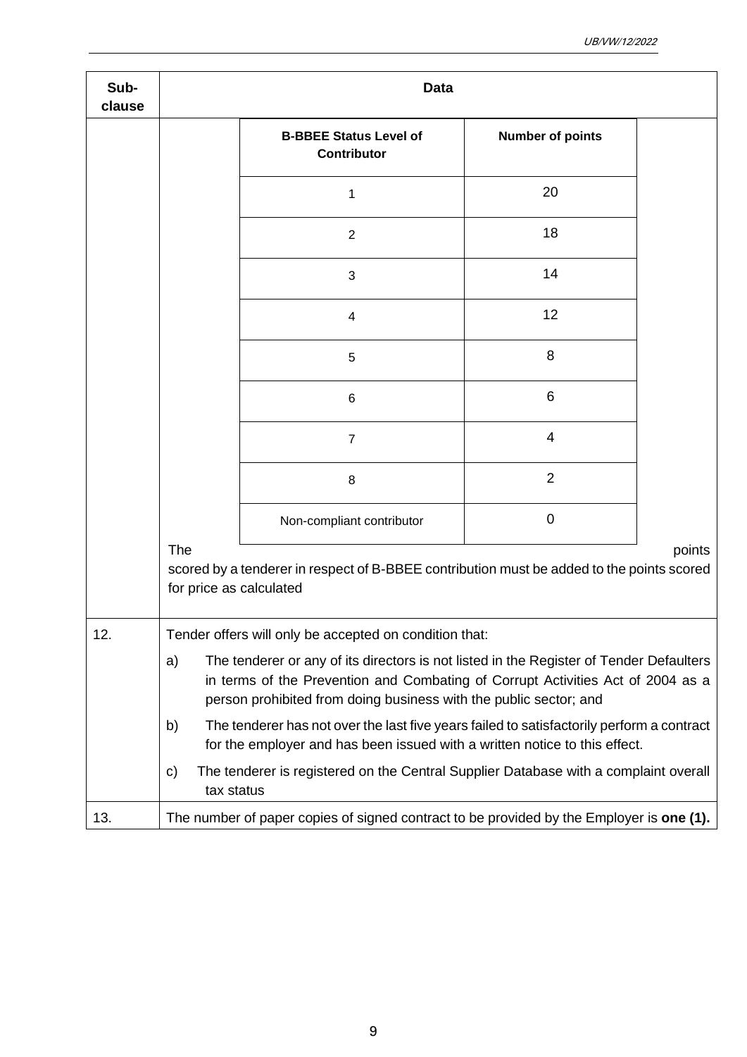| Sub-clause | Data |
| --- | --- |
| | |

| B-BBEE Status Level of Contributor | Number of points |
| --- | --- |
| 1 | 20 |
| 2 | 18 |
| 3 | 14 |
| 4 | 12 |
| 5 | 8 |
| 6 | 6 |
| 7 | 4 |
| 8 | 2 |
| Non-compliant contributor | 0 |

The points scored by a tenderer in respect of B-BBEE contribution must be added to the points scored for price as calculated

| Sub-clause | Data |
| --- | --- |
| 12. | Tender offers will only be accepted on condition that: a) The tenderer or any of its directors is not listed in the Register of Tender Defaulters in terms of the Prevention and Combating of Corrupt Activities Act of 2004 as a person prohibited from doing business with the public sector; and b) The tenderer has not over the last five years failed to satisfactorily perform a contract for the employer and has been issued with a written notice to this effect. c) The tenderer is registered on the Central Supplier Database with a complaint overall tax status |
| 13. | The number of paper copies of signed contract to be provided by the Employer is **one (1).** |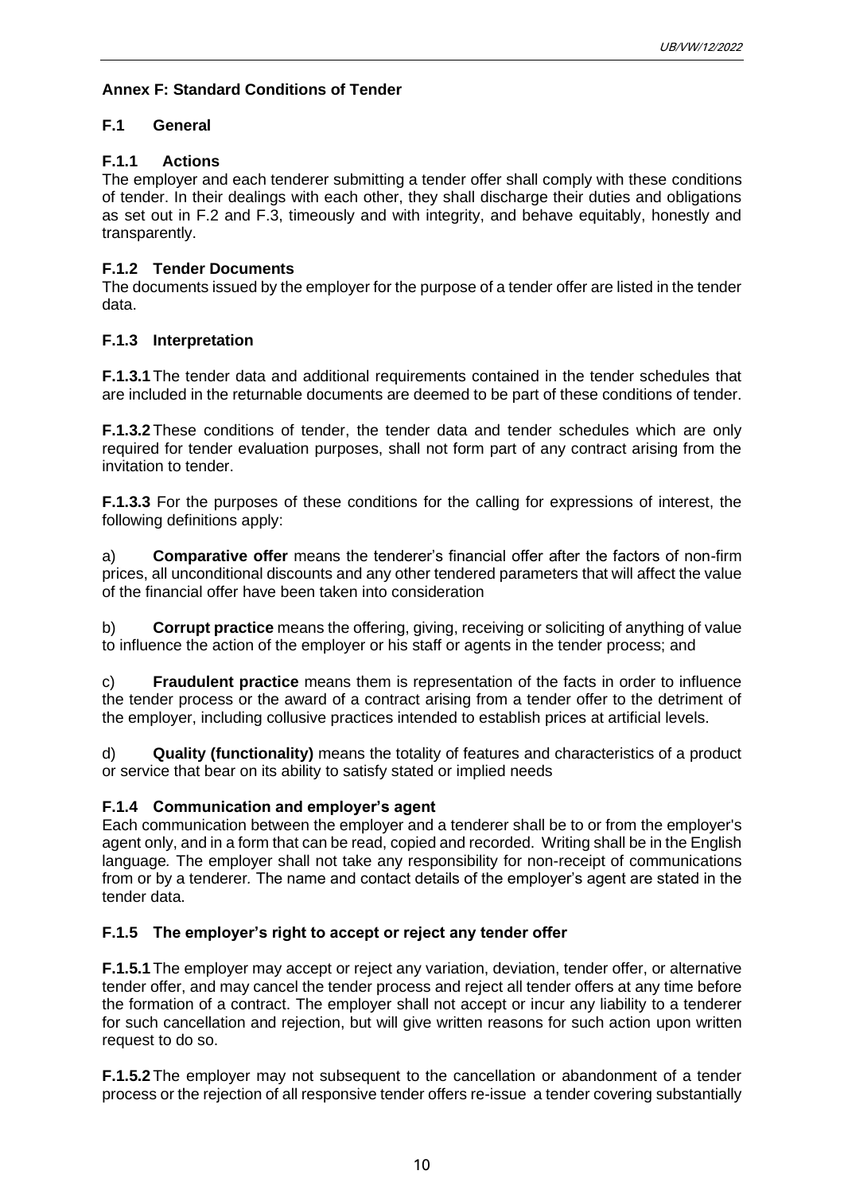## Annex F: Standard Conditions of Tender

### F.1 General

#### F.1.1 Actions

The employer and each tenderer submitting a tender offer shall comply with these conditions of tender. In their dealings with each other, they shall discharge their duties and obligations as set out in F.2 and F.3, timeously and with integrity, and behave equitably, honestly and transparently.

#### F.1.2 Tender Documents

The documents issued by the employer for the purpose of a tender offer are listed in the tender data.

#### F.1.3 Interpretation

**F.1.3.1** The tender data and additional requirements contained in the tender schedules that are included in the returnable documents are deemed to be part of these conditions of tender.

**F.1.3.2** These conditions of tender, the tender data and tender schedules which are only required for tender evaluation purposes, shall not form part of any contract arising from the invitation to tender.

**F.1.3.3** For the purposes of these conditions for the calling for expressions of interest, the following definitions apply:

a) **Comparative offer** means the tenderer's financial offer after the factors of non-firm prices, all unconditional discounts and any other tendered parameters that will affect the value of the financial offer have been taken into consideration

b) **Corrupt practice** means the offering, giving, receiving or soliciting of anything of value to influence the action of the employer or his staff or agents in the tender process; and

c) **Fraudulent practice** means them is representation of the facts in order to influence the tender process or the award of a contract arising from a tender offer to the detriment of the employer, including collusive practices intended to establish prices at artificial levels.

d) **Quality (functionality)** means the totality of features and characteristics of a product or service that bear on its ability to satisfy stated or implied needs

#### F.1.4 Communication and employer's agent

Each communication between the employer and a tenderer shall be to or from the employer's agent only, and in a form that can be read, copied and recorded. Writing shall be in the English language. The employer shall not take any responsibility for non-receipt of communications from or by a tenderer. The name and contact details of the employer's agent are stated in the tender data.

#### F.1.5 The employer's right to accept or reject any tender offer

**F.1.5.1** The employer may accept or reject any variation, deviation, tender offer, or alternative tender offer, and may cancel the tender process and reject all tender offers at any time before the formation of a contract. The employer shall not accept or incur any liability to a tenderer for such cancellation and rejection, but will give written reasons for such action upon written request to do so.

**F.1.5.2** The employer may not subsequent to the cancellation or abandonment of a tender process or the rejection of all responsive tender offers re-issue a tender covering substantially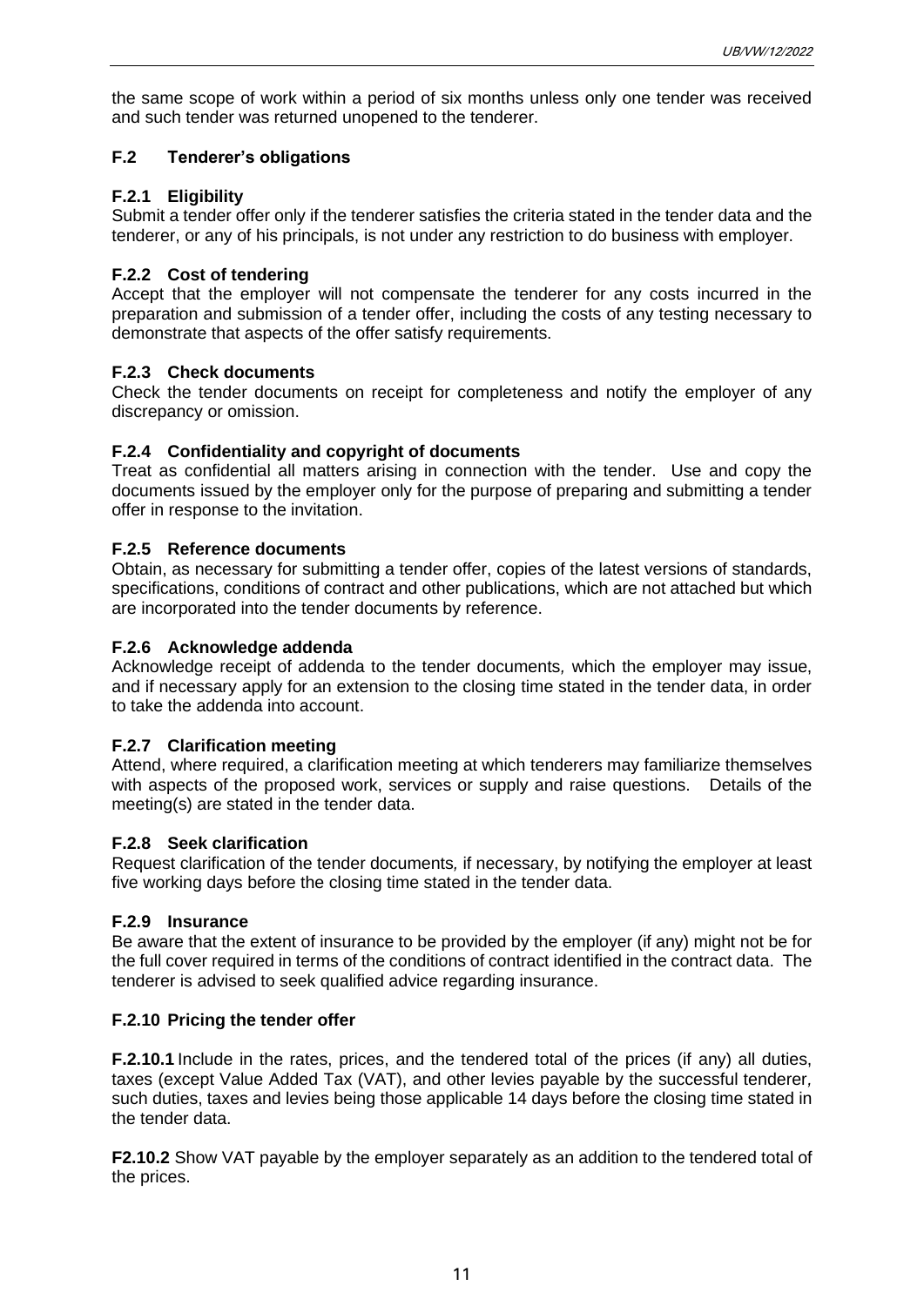the same scope of work within a period of six months unless only one tender was received and such tender was returned unopened to the tenderer.

## F.2 Tenderer's obligations

### F.2.1 Eligibility

Submit a tender offer only if the tenderer satisfies the criteria stated in the tender data and the tenderer, or any of his principals, is not under any restriction to do business with employer.

### F.2.2 Cost of tendering

Accept that the employer will not compensate the tenderer for any costs incurred in the preparation and submission of a tender offer, including the costs of any testing necessary to demonstrate that aspects of the offer satisfy requirements.

### F.2.3 Check documents

Check the tender documents on receipt for completeness and notify the employer of any discrepancy or omission.

### F.2.4 Confidentiality and copyright of documents

Treat as confidential all matters arising in connection with the tender. Use and copy the documents issued by the employer only for the purpose of preparing and submitting a tender offer in response to the invitation.

### F.2.5 Reference documents

Obtain, as necessary for submitting a tender offer, copies of the latest versions of standards, specifications, conditions of contract and other publications, which are not attached but which are incorporated into the tender documents by reference.

### F.2.6 Acknowledge addenda

Acknowledge receipt of addenda to the tender documents, which the employer may issue, and if necessary apply for an extension to the closing time stated in the tender data, in order to take the addenda into account.

### F.2.7 Clarification meeting

Attend, where required, a clarification meeting at which tenderers may familiarize themselves with aspects of the proposed work, services or supply and raise questions. Details of the meeting(s) are stated in the tender data.

### F.2.8 Seek clarification

Request clarification of the tender documents, if necessary, by notifying the employer at least five working days before the closing time stated in the tender data.

### F.2.9 Insurance

Be aware that the extent of insurance to be provided by the employer (if any) might not be for the full cover required in terms of the conditions of contract identified in the contract data. The tenderer is advised to seek qualified advice regarding insurance.

### F.2.10 Pricing the tender offer

**F.2.10.1** Include in the rates, prices, and the tendered total of the prices (if any) all duties, taxes (except Value Added Tax (VAT), and other levies payable by the successful tenderer, such duties, taxes and levies being those applicable 14 days before the closing time stated in the tender data.

**F2.10.2** Show VAT payable by the employer separately as an addition to the tendered total of the prices.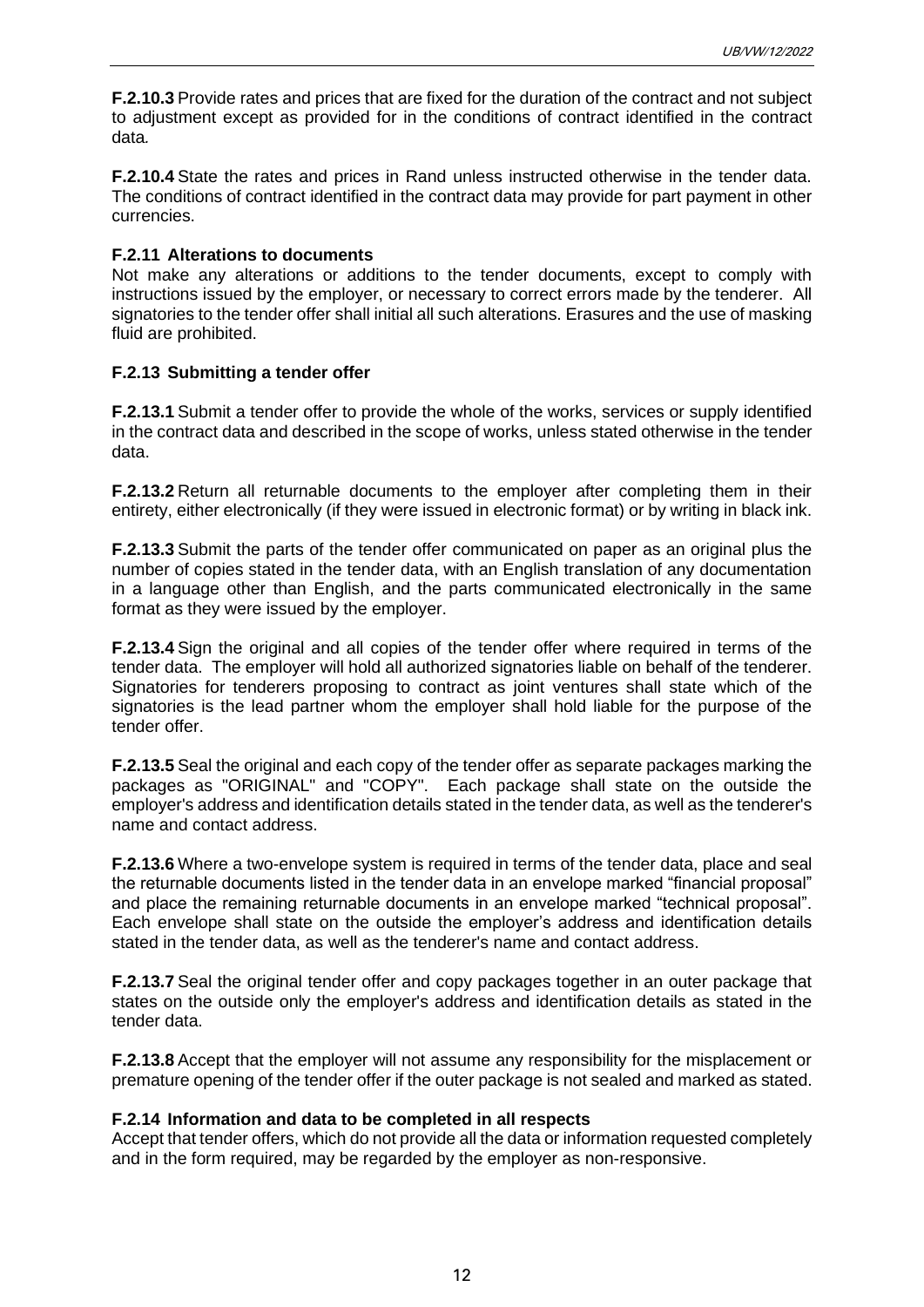**F.2.10.3** Provide rates and prices that are fixed for the duration of the contract and not subject to adjustment except as provided for in the conditions of contract identified in the contract data.

**F.2.10.4** State the rates and prices in Rand unless instructed otherwise in the tender data. The conditions of contract identified in the contract data may provide for part payment in other currencies.

### F.2.11 Alterations to documents

Not make any alterations or additions to the tender documents, except to comply with instructions issued by the employer, or necessary to correct errors made by the tenderer. All signatories to the tender offer shall initial all such alterations. Erasures and the use of masking fluid are prohibited.

### F.2.13 Submitting a tender offer

**F.2.13.1** Submit a tender offer to provide the whole of the works, services or supply identified in the contract data and described in the scope of works, unless stated otherwise in the tender data.

**F.2.13.2** Return all returnable documents to the employer after completing them in their entirety, either electronically (if they were issued in electronic format) or by writing in black ink.

**F.2.13.3** Submit the parts of the tender offer communicated on paper as an original plus the number of copies stated in the tender data, with an English translation of any documentation in a language other than English, and the parts communicated electronically in the same format as they were issued by the employer.

**F.2.13.4** Sign the original and all copies of the tender offer where required in terms of the tender data. The employer will hold all authorized signatories liable on behalf of the tenderer. Signatories for tenderers proposing to contract as joint ventures shall state which of the signatories is the lead partner whom the employer shall hold liable for the purpose of the tender offer.

**F.2.13.5** Seal the original and each copy of the tender offer as separate packages marking the packages as "ORIGINAL" and "COPY". Each package shall state on the outside the employer's address and identification details stated in the tender data, as well as the tenderer's name and contact address.

**F.2.13.6** Where a two-envelope system is required in terms of the tender data, place and seal the returnable documents listed in the tender data in an envelope marked “financial proposal” and place the remaining returnable documents in an envelope marked “technical proposal”. Each envelope shall state on the outside the employer’s address and identification details stated in the tender data, as well as the tenderer's name and contact address.

**F.2.13.7** Seal the original tender offer and copy packages together in an outer package that states on the outside only the employer's address and identification details as stated in the tender data.

**F.2.13.8** Accept that the employer will not assume any responsibility for the misplacement or premature opening of the tender offer if the outer package is not sealed and marked as stated.

### F.2.14 Information and data to be completed in all respects

Accept that tender offers, which do not provide all the data or information requested completely and in the form required, may be regarded by the employer as non-responsive.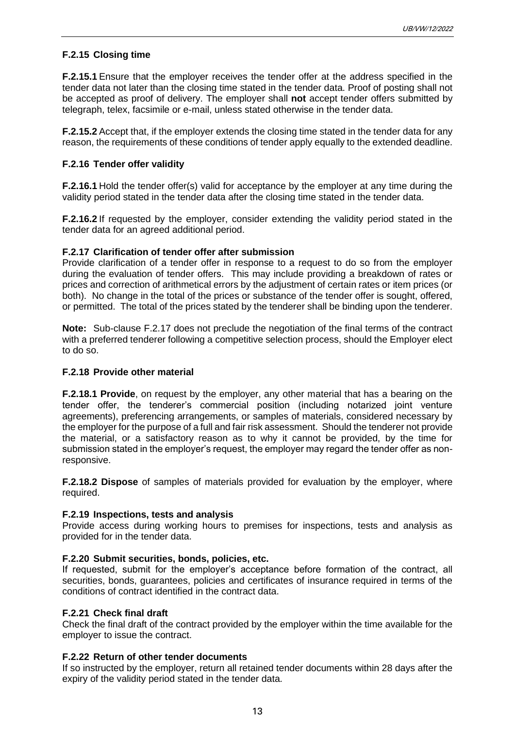### F.2.15 Closing time

**F.2.15.1** Ensure that the employer receives the tender offer at the address specified in the tender data not later than the closing time stated in the tender data. Proof of posting shall not be accepted as proof of delivery. The employer shall **not** accept tender offers submitted by telegraph, telex, facsimile or e-mail, unless stated otherwise in the tender data.

**F.2.15.2** Accept that, if the employer extends the closing time stated in the tender data for any reason, the requirements of these conditions of tender apply equally to the extended deadline.

### F.2.16 Tender offer validity

**F.2.16.1** Hold the tender offer(s) valid for acceptance by the employer at any time during the validity period stated in the tender data after the closing time stated in the tender data.

**F.2.16.2** If requested by the employer, consider extending the validity period stated in the tender data for an agreed additional period.

### F.2.17 Clarification of tender offer after submission

Provide clarification of a tender offer in response to a request to do so from the employer during the evaluation of tender offers. This may include providing a breakdown of rates or prices and correction of arithmetical errors by the adjustment of certain rates or item prices (or both). No change in the total of the prices or substance of the tender offer is sought, offered, or permitted. The total of the prices stated by the tenderer shall be binding upon the tenderer.

**Note:** Sub-clause F.2.17 does not preclude the negotiation of the final terms of the contract with a preferred tenderer following a competitive selection process, should the Employer elect to do so.

### F.2.18 Provide other material

**F.2.18.1 Provide**, on request by the employer, any other material that has a bearing on the tender offer, the tenderer's commercial position (including notarized joint venture agreements), preferencing arrangements, or samples of materials, considered necessary by the employer for the purpose of a full and fair risk assessment. Should the tenderer not provide the material, or a satisfactory reason as to why it cannot be provided, by the time for submission stated in the employer's request, the employer may regard the tender offer as non-responsive.

**F.2.18.2 Dispose** of samples of materials provided for evaluation by the employer, where required.

### F.2.19 Inspections, tests and analysis

Provide access during working hours to premises for inspections, tests and analysis as provided for in the tender data.

### F.2.20 Submit securities, bonds, policies, etc.

If requested, submit for the employer's acceptance before formation of the contract, all securities, bonds, guarantees, policies and certificates of insurance required in terms of the conditions of contract identified in the contract data.

### F.2.21 Check final draft

Check the final draft of the contract provided by the employer within the time available for the employer to issue the contract.

### F.2.22 Return of other tender documents

If so instructed by the employer, return all retained tender documents within 28 days after the expiry of the validity period stated in the tender data.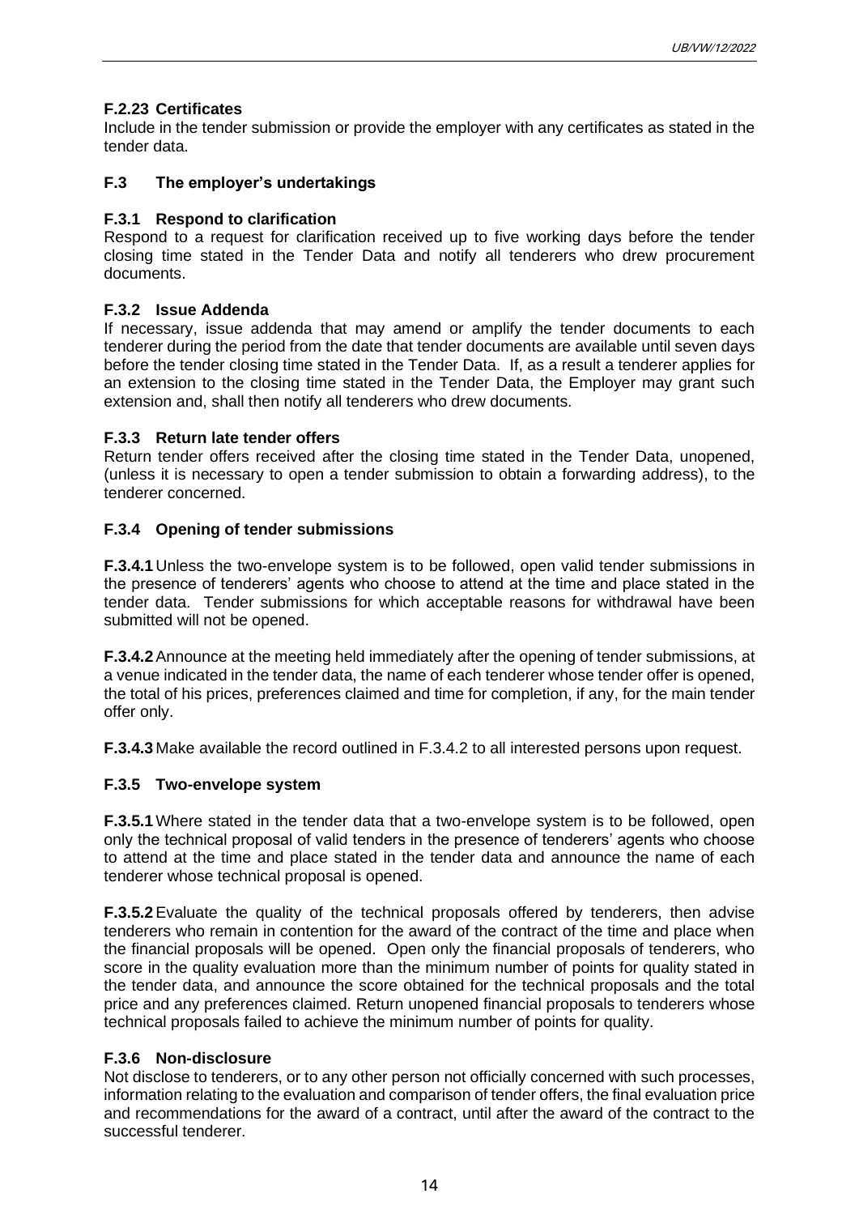### F.2.23 Certificates

Include in the tender submission or provide the employer with any certificates as stated in the tender data.

## F.3 The employer's undertakings

### F.3.1 Respond to clarification

Respond to a request for clarification received up to five working days before the tender closing time stated in the Tender Data and notify all tenderers who drew procurement documents.

### F.3.2 Issue Addenda

If necessary, issue addenda that may amend or amplify the tender documents to each tenderer during the period from the date that tender documents are available until seven days before the tender closing time stated in the Tender Data. If, as a result a tenderer applies for an extension to the closing time stated in the Tender Data, the Employer may grant such extension and, shall then notify all tenderers who drew documents.

### F.3.3 Return late tender offers

Return tender offers received after the closing time stated in the Tender Data, unopened, (unless it is necessary to open a tender submission to obtain a forwarding address), to the tenderer concerned.

### F.3.4 Opening of tender submissions

**F.3.4.1** Unless the two-envelope system is to be followed, open valid tender submissions in the presence of tenderers' agents who choose to attend at the time and place stated in the tender data. Tender submissions for which acceptable reasons for withdrawal have been submitted will not be opened.

**F.3.4.2** Announce at the meeting held immediately after the opening of tender submissions, at a venue indicated in the tender data, the name of each tenderer whose tender offer is opened, the total of his prices, preferences claimed and time for completion, if any, for the main tender offer only.

**F.3.4.3** Make available the record outlined in F.3.4.2 to all interested persons upon request.

### F.3.5 Two-envelope system

**F.3.5.1** Where stated in the tender data that a two-envelope system is to be followed, open only the technical proposal of valid tenders in the presence of tenderers' agents who choose to attend at the time and place stated in the tender data and announce the name of each tenderer whose technical proposal is opened.

**F.3.5.2** Evaluate the quality of the technical proposals offered by tenderers, then advise tenderers who remain in contention for the award of the contract of the time and place when the financial proposals will be opened. Open only the financial proposals of tenderers, who score in the quality evaluation more than the minimum number of points for quality stated in the tender data, and announce the score obtained for the technical proposals and the total price and any preferences claimed. Return unopened financial proposals to tenderers whose technical proposals failed to achieve the minimum number of points for quality.

### F.3.6 Non-disclosure

Not disclose to tenderers, or to any other person not officially concerned with such processes, information relating to the evaluation and comparison of tender offers, the final evaluation price and recommendations for the award of a contract, until after the award of the contract to the successful tenderer.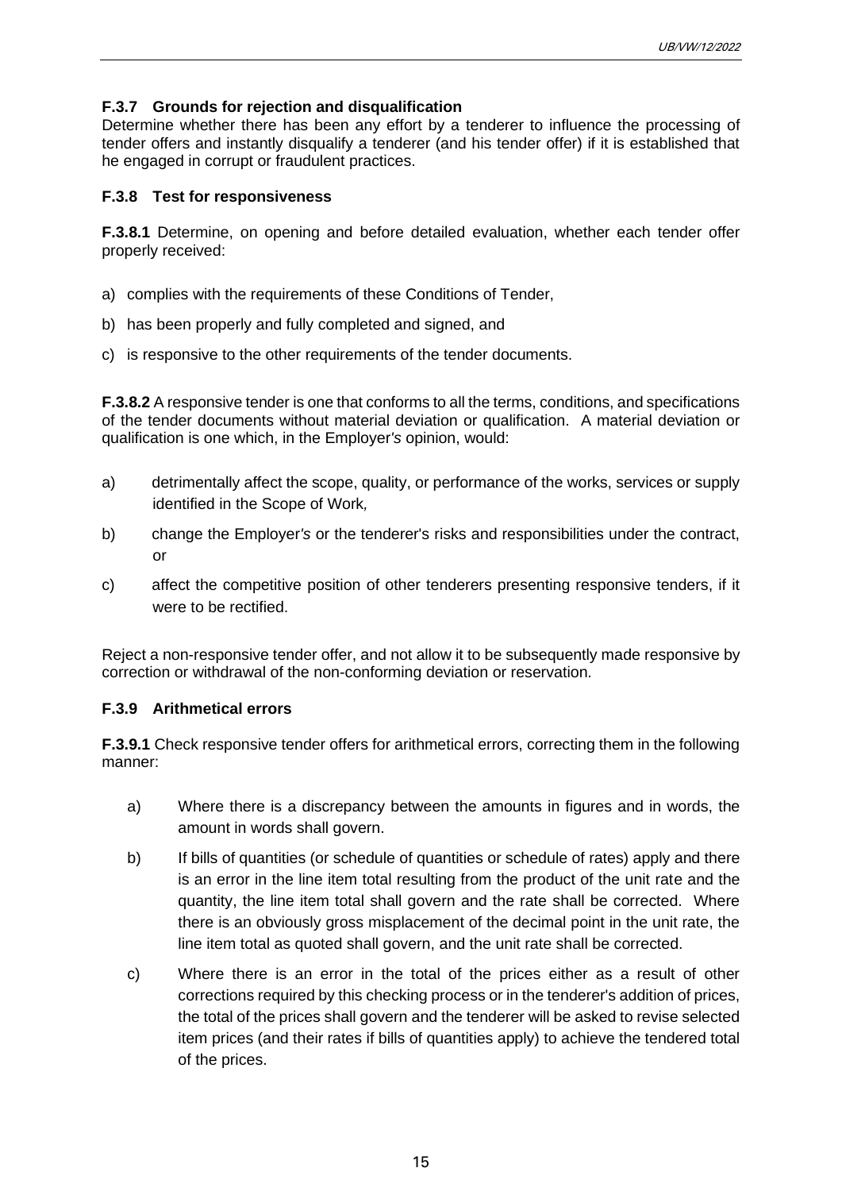### F.3.7 Grounds for rejection and disqualification

Determine whether there has been any effort by a tenderer to influence the processing of tender offers and instantly disqualify a tenderer (and his tender offer) if it is established that he engaged in corrupt or fraudulent practices.

### F.3.8 Test for responsiveness

**F.3.8.1** Determine, on opening and before detailed evaluation, whether each tender offer properly received:

a) complies with the requirements of these Conditions of Tender,

b) has been properly and fully completed and signed, and

c) is responsive to the other requirements of the tender documents.

**F.3.8.2** A responsive tender is one that conforms to all the terms, conditions, and specifications of the tender documents without material deviation or qualification. A material deviation or qualification is one which, in the Employer's opinion, would:

a) detrimentally affect the scope, quality, or performance of the works, services or supply identified in the Scope of Work*,*

b) change the Employer's or the tenderer's risks and responsibilities under the contract, or

c) affect the competitive position of other tenderers presenting responsive tenders, if it were to be rectified.

Reject a non-responsive tender offer, and not allow it to be subsequently made responsive by correction or withdrawal of the non-conforming deviation or reservation.

### F.3.9 Arithmetical errors

**F.3.9.1** Check responsive tender offers for arithmetical errors, correcting them in the following manner:

a) Where there is a discrepancy between the amounts in figures and in words, the amount in words shall govern.

b) If bills of quantities (or schedule of quantities or schedule of rates) apply and there is an error in the line item total resulting from the product of the unit rate and the quantity, the line item total shall govern and the rate shall be corrected. Where there is an obviously gross misplacement of the decimal point in the unit rate, the line item total as quoted shall govern, and the unit rate shall be corrected.

c) Where there is an error in the total of the prices either as a result of other corrections required by this checking process or in the tenderer's addition of prices, the total of the prices shall govern and the tenderer will be asked to revise selected item prices (and their rates if bills of quantities apply) to achieve the tendered total of the prices.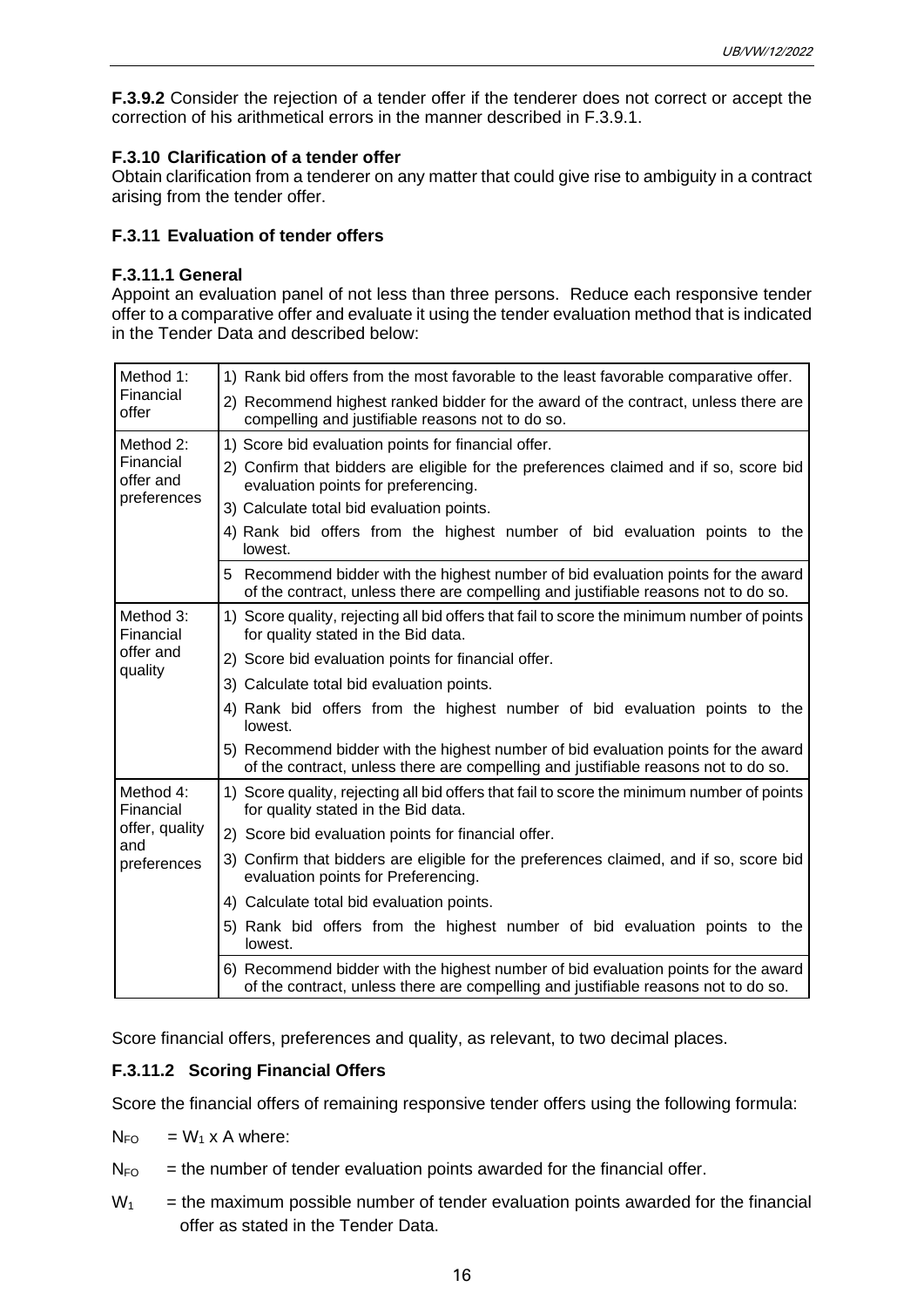**F.3.9.2** Consider the rejection of a tender offer if the tenderer does not correct or accept the correction of his arithmetical errors in the manner described in F.3.9.1.

### F.3.10 Clarification of a tender offer

Obtain clarification from a tenderer on any matter that could give rise to ambiguity in a contract arising from the tender offer.

### F.3.11 Evaluation of tender offers

#### F.3.11.1 General

Appoint an evaluation panel of not less than three persons. Reduce each responsive tender offer to a comparative offer and evaluate it using the tender evaluation method that is indicated in the Tender Data and described below:

| | |
|---|---|
| Method 1: Financial offer | 1) Rank bid offers from the most favorable to the least favorable comparative offer. |
| | 2) Recommend highest ranked bidder for the award of the contract, unless there are compelling and justifiable reasons not to do so. |
| Method 2: Financial offer and preferences | 1) Score bid evaluation points for financial offer. |
| | 2) Confirm that bidders are eligible for the preferences claimed and if so, score bid evaluation points for preferencing. |
| | 3) Calculate total bid evaluation points. |
| | 4) Rank bid offers from the highest number of bid evaluation points to the lowest. |
| | 5 Recommend bidder with the highest number of bid evaluation points for the award of the contract, unless there are compelling and justifiable reasons not to do so. |
| Method 3: Financial offer and quality | 1) Score quality, rejecting all bid offers that fail to score the minimum number of points for quality stated in the Bid data. |
| | 2) Score bid evaluation points for financial offer. |
| | 3) Calculate total bid evaluation points. |
| | 4) Rank bid offers from the highest number of bid evaluation points to the lowest. |
| | 5) Recommend bidder with the highest number of bid evaluation points for the award of the contract, unless there are compelling and justifiable reasons not to do so. |
| Method 4: Financial offer, quality and preferences | 1) Score quality, rejecting all bid offers that fail to score the minimum number of points for quality stated in the Bid data. |
| | 2) Score bid evaluation points for financial offer. |
| | 3) Confirm that bidders are eligible for the preferences claimed, and if so, score bid evaluation points for Preferencing. |
| | 4) Calculate total bid evaluation points. |
| | 5) Rank bid offers from the highest number of bid evaluation points to the lowest. |
| | 6) Recommend bidder with the highest number of bid evaluation points for the award of the contract, unless there are compelling and justifiable reasons not to do so. |

Score financial offers, preferences and quality, as relevant, to two decimal places.

#### F.3.11.2 Scoring Financial Offers

Score the financial offers of remaining responsive tender offers using the following formula:

$N_{FO} = W_1 \times A$ where:

$N_{FO}$ = the number of tender evaluation points awarded for the financial offer.

$W_1$ = the maximum possible number of tender evaluation points awarded for the financial offer as stated in the Tender Data.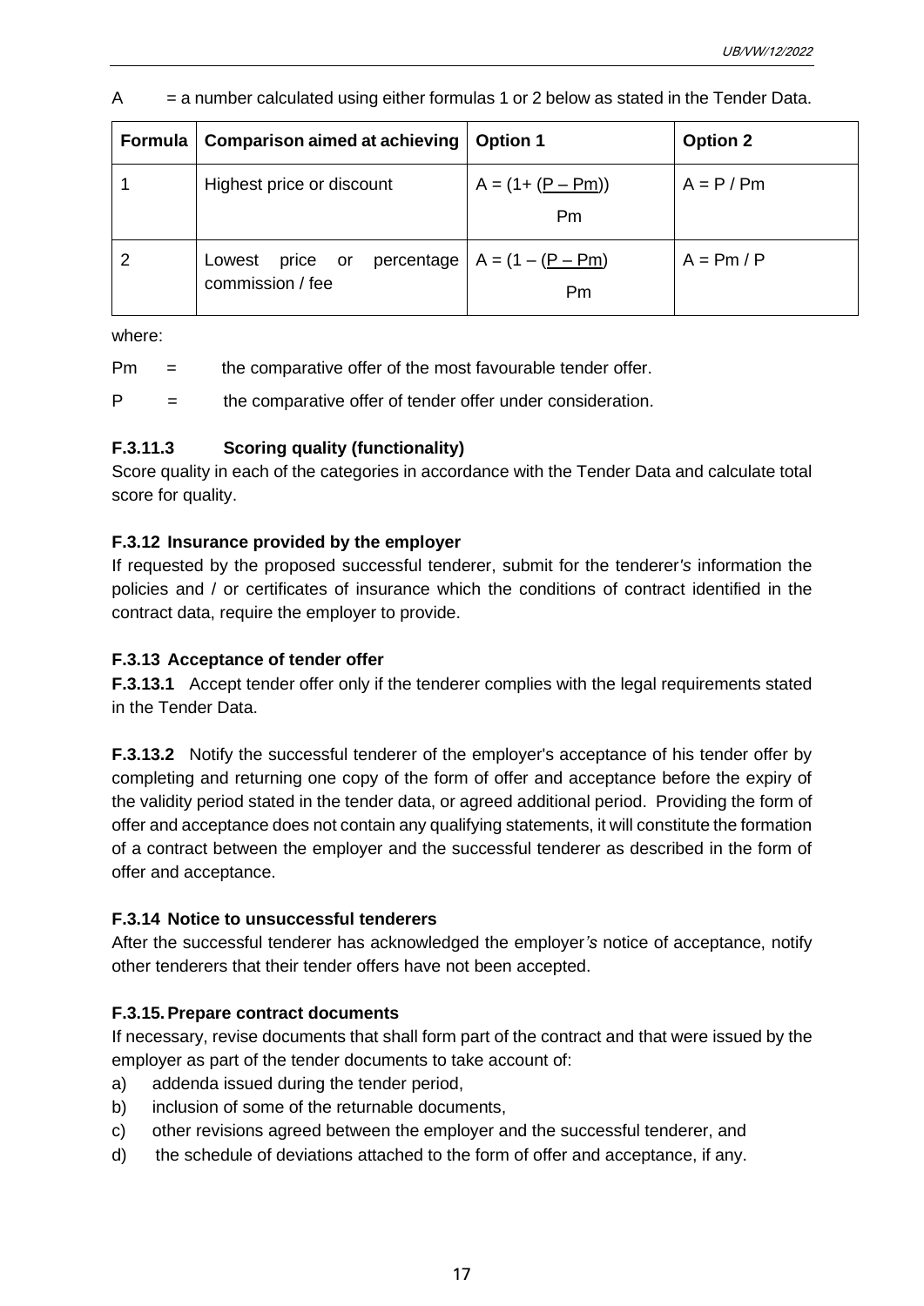A = a number calculated using either formulas 1 or 2 below as stated in the Tender Data.

| Formula | Comparison aimed at achieving | Option 1 | Option 2 |
|---|---|---|---|
| 1 | Highest price or discount | $A = \left(1 + \frac{P - Pm}{Pm}\right)$ | $A = P / Pm$ |
| 2 | Lowest price or percentage commission / fee | $A = \left(1 - \frac{P - Pm}{Pm}\right)$ | $A = Pm / P$ |

where:

Pm = the comparative offer of the most favourable tender offer.

P = the comparative offer of tender offer under consideration.

**F.3.11.3 Scoring quality (functionality)**

Score quality in each of the categories in accordance with the Tender Data and calculate total score for quality.

**F.3.12 Insurance provided by the employer**

If requested by the proposed successful tenderer, submit for the tenderer*'s* information the policies and / or certificates of insurance which the conditions of contract identified in the contract data, require the employer to provide.

**F.3.13 Acceptance of tender offer**

**F.3.13.1** Accept tender offer only if the tenderer complies with the legal requirements stated in the Tender Data.

**F.3.13.2** Notify the successful tenderer of the employer's acceptance of his tender offer by completing and returning one copy of the form of offer and acceptance before the expiry of the validity period stated in the tender data, or agreed additional period. Providing the form of offer and acceptance does not contain any qualifying statements, it will constitute the formation of a contract between the employer and the successful tenderer as described in the form of offer and acceptance.

**F.3.14 Notice to unsuccessful tenderers**

After the successful tenderer has acknowledged the employer*'s* notice of acceptance, notify other tenderers that their tender offers have not been accepted.

**F.3.15. Prepare contract documents**

If necessary, revise documents that shall form part of the contract and that were issued by the employer as part of the tender documents to take account of:

a) addenda issued during the tender period,
b) inclusion of some of the returnable documents,
c) other revisions agreed between the employer and the successful tenderer, and
d) the schedule of deviations attached to the form of offer and acceptance, if any.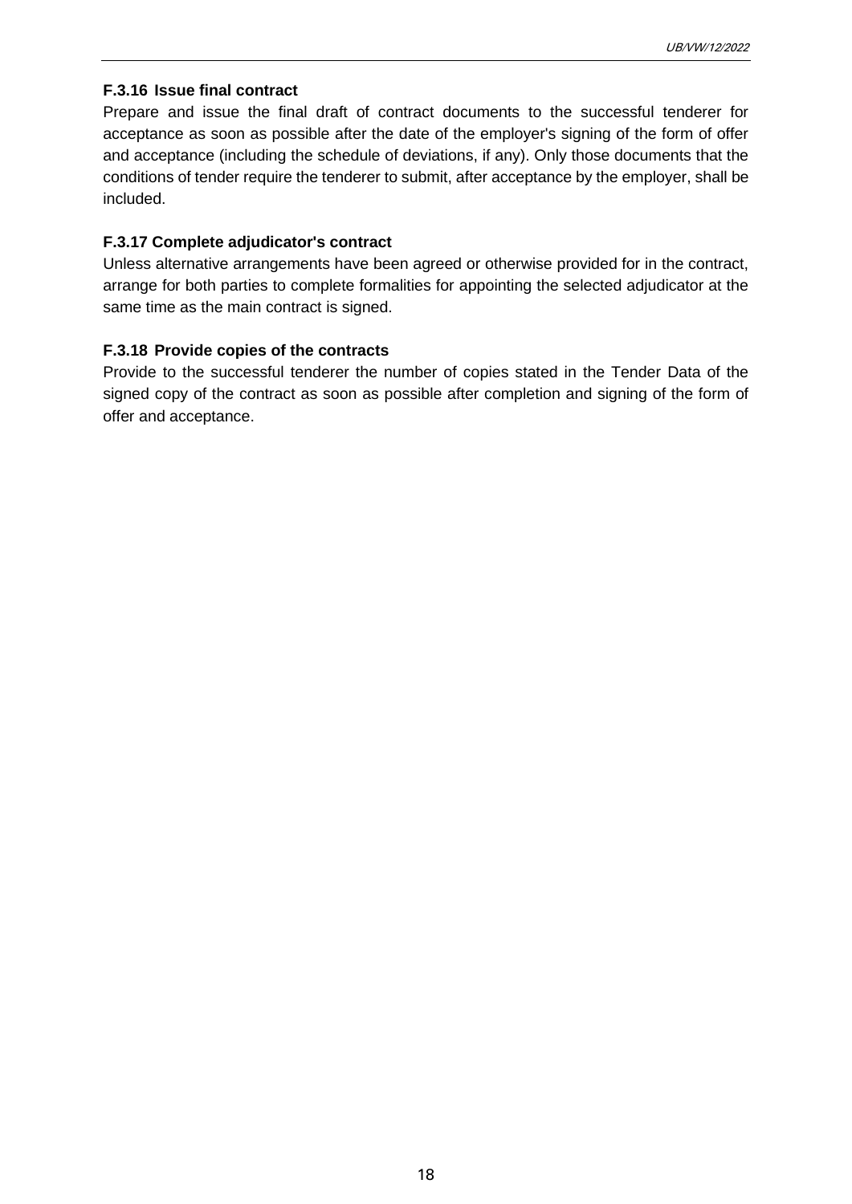**F.3.16 Issue final contract**

Prepare and issue the final draft of contract documents to the successful tenderer for acceptance as soon as possible after the date of the employer's signing of the form of offer and acceptance (including the schedule of deviations, if any). Only those documents that the conditions of tender require the tenderer to submit, after acceptance by the employer, shall be included.

**F.3.17 Complete adjudicator's contract**

Unless alternative arrangements have been agreed or otherwise provided for in the contract, arrange for both parties to complete formalities for appointing the selected adjudicator at the same time as the main contract is signed.

**F.3.18 Provide copies of the contracts**

Provide to the successful tenderer the number of copies stated in the Tender Data of the signed copy of the contract as soon as possible after completion and signing of the form of offer and acceptance.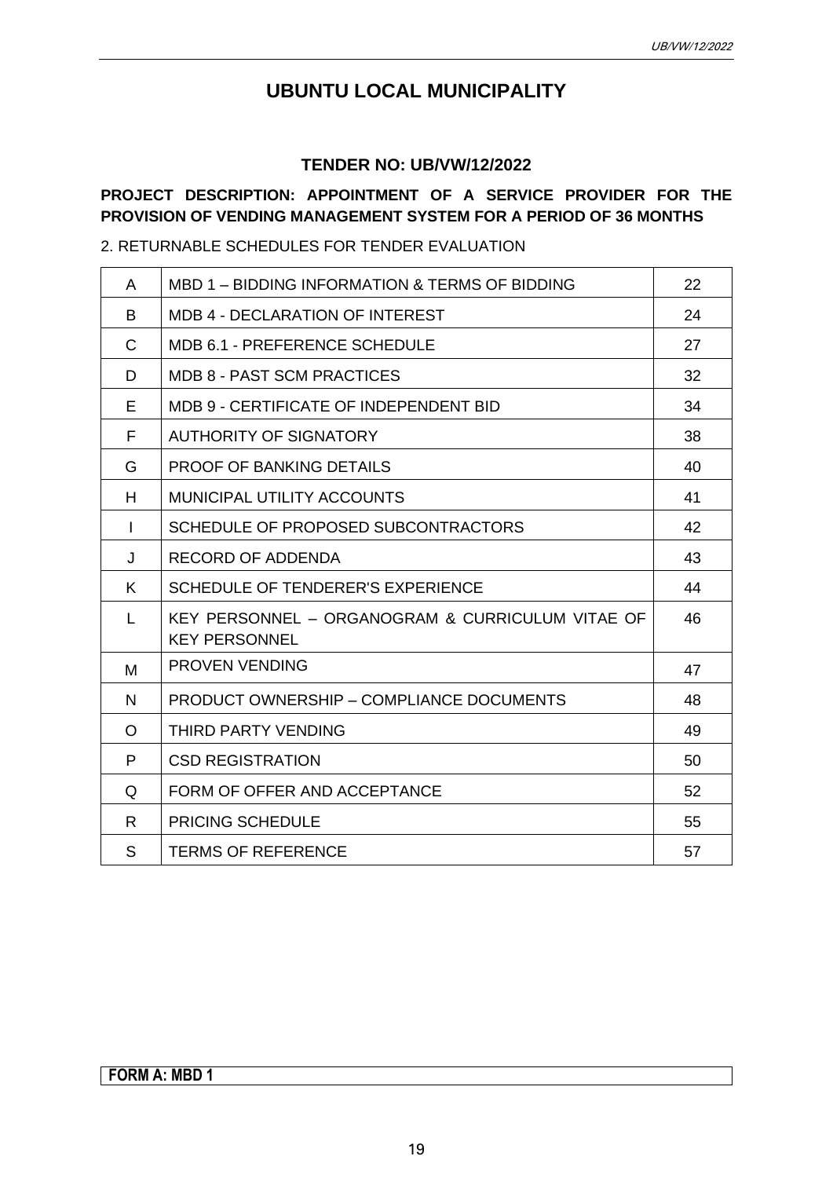# UBUNTU LOCAL MUNICIPALITY

**TENDER NO: UB/VW/12/2022**

**PROJECT DESCRIPTION: APPOINTMENT OF A SERVICE PROVIDER FOR THE PROVISION OF VENDING MANAGEMENT SYSTEM FOR A PERIOD OF 36 MONTHS**

2. RETURNABLE SCHEDULES FOR TENDER EVALUATION

| | | |
|---|---|---|
| A | MBD 1 – BIDDING INFORMATION & TERMS OF BIDDING | 22 |
| B | MDB 4 - DECLARATION OF INTEREST | 24 |
| C | MDB 6.1 - PREFERENCE SCHEDULE | 27 |
| D | MDB 8 - PAST SCM PRACTICES | 32 |
| E | MDB 9 - CERTIFICATE OF INDEPENDENT BID | 34 |
| F | AUTHORITY OF SIGNATORY | 38 |
| G | PROOF OF BANKING DETAILS | 40 |
| H | MUNICIPAL UTILITY ACCOUNTS | 41 |
| I | SCHEDULE OF PROPOSED SUBCONTRACTORS | 42 |
| J | RECORD OF ADDENDA | 43 |
| K | SCHEDULE OF TENDERER'S EXPERIENCE | 44 |
| L | KEY PERSONNEL – ORGANOGRAM & CURRICULUM VITAE OF KEY PERSONNEL | 46 |
| M | PROVEN VENDING | 47 |
| N | PRODUCT OWNERSHIP – COMPLIANCE DOCUMENTS | 48 |
| O | THIRD PARTY VENDING | 49 |
| P | CSD REGISTRATION | 50 |
| Q | FORM OF OFFER AND ACCEPTANCE | 52 |
| R | PRICING SCHEDULE | 55 |
| S | TERMS OF REFERENCE | 57 |

**FORM A: MBD 1**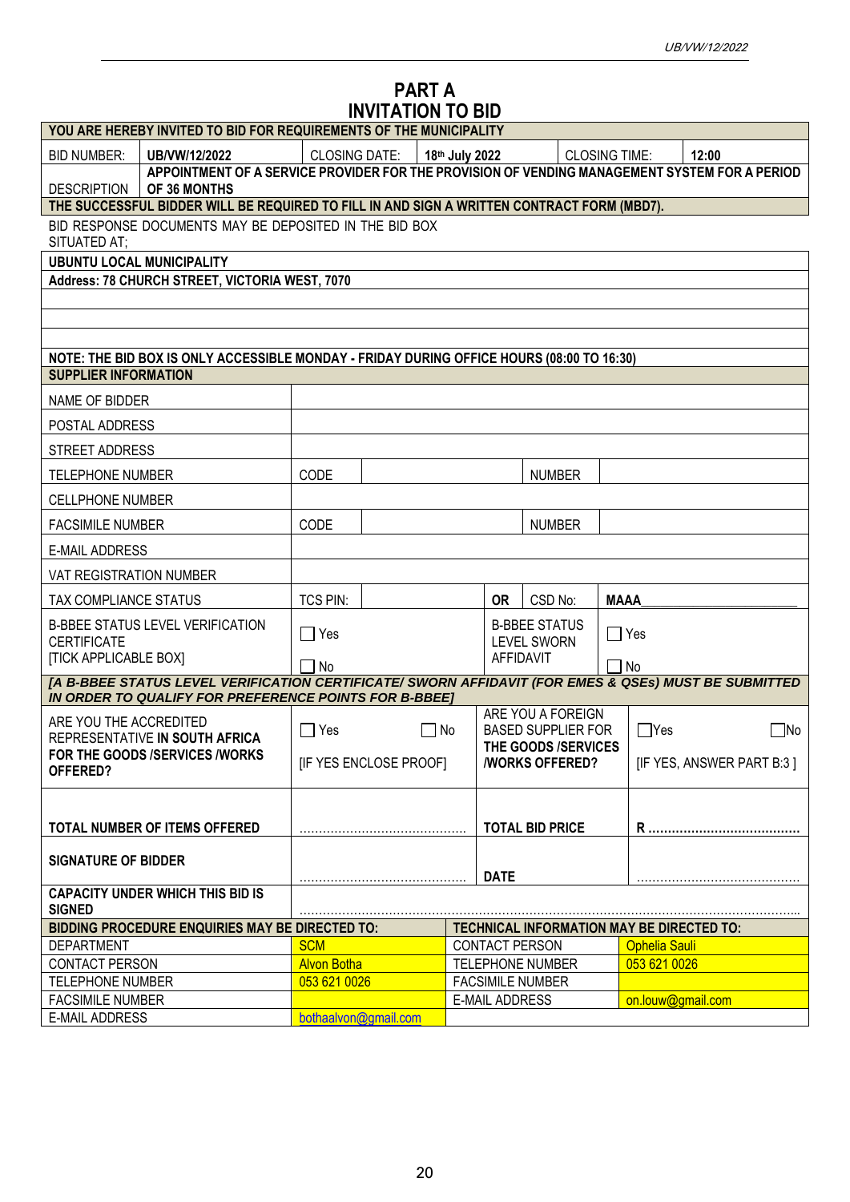# PART A
# INVITATION TO BID

| YOU ARE HEREBY INVITED TO BID FOR REQUIREMENTS OF THE MUNICIPALITY | | | | | |
|---|---|---|---|---|---|
| BID NUMBER: | **UB/VW/12/2022** | CLOSING DATE: | **18th July 2022** | CLOSING TIME: | **12:00** |
| DESCRIPTION | **APPOINTMENT OF A SERVICE PROVIDER FOR THE PROVISION OF VENDING MANAGEMENT SYSTEM FOR A PERIOD OF 36 MONTHS** | | | | |
| **THE SUCCESSFUL BIDDER WILL BE REQUIRED TO FILL IN AND SIGN A WRITTEN CONTRACT FORM (MBD7).** | | | | | |

BID RESPONSE DOCUMENTS MAY BE DEPOSITED IN THE BID BOX SITUATED AT;

**UBUNTU LOCAL MUNICIPALITY**

**Address: 78 CHURCH STREET, VICTORIA WEST, 7070**

**NOTE: THE BID BOX IS ONLY ACCESSIBLE MONDAY - FRIDAY DURING OFFICE HOURS (08:00 TO 16:30)**

| **SUPPLIER INFORMATION** | | | | | | |
|---|---|---|---|---|---|---|
| NAME OF BIDDER | | | | | | |
| POSTAL ADDRESS | | | | | | |
| STREET ADDRESS | | | | | | |
| TELEPHONE NUMBER | CODE | | | NUMBER | | |
| CELLPHONE NUMBER | | | | | | |
| FACSIMILE NUMBER | CODE | | | NUMBER | | |
| E-MAIL ADDRESS | | | | | | |
| VAT REGISTRATION NUMBER | | | | | | |
| TAX COMPLIANCE STATUS | TCS PIN: | | **OR** | CSD No: | **MAAA**__________ | |
| B-BBEE STATUS LEVEL VERIFICATION CERTIFICATE [TICK APPLICABLE BOX] | ☐ Yes ☐ No | | B-BBEE STATUS LEVEL SWORN AFFIDAVIT | | ☐ Yes ☐ No | |

***[A B-BBEE STATUS LEVEL VERIFICATION CERTIFICATE/ SWORN AFFIDAVIT (FOR EMES & QSEs) MUST BE SUBMITTED IN ORDER TO QUALIFY FOR PREFERENCE POINTS FOR B-BBEE]***

| | | | |
|---|---|---|---|
| ARE YOU THE ACCREDITED REPRESENTATIVE **IN SOUTH AFRICA FOR THE GOODS /SERVICES /WORKS OFFERED?** | ☐ Yes ☐ No [IF YES ENCLOSE PROOF] | ARE YOU A FOREIGN BASED SUPPLIER FOR **THE GOODS /SERVICES /WORKS OFFERED?** | ☐Yes ☐No [IF YES, ANSWER PART B:3 ] |
| **TOTAL NUMBER OF ITEMS OFFERED** | ………………………………… | **TOTAL BID PRICE** | **R ………………………………** |
| **SIGNATURE OF BIDDER** | ………………………………… | **DATE** | ………………………………… |
| **CAPACITY UNDER WHICH THIS BID IS SIGNED** | ……………………………………………………………………………………………… | | |

| **BIDDING PROCEDURE ENQUIRIES MAY BE DIRECTED TO:** | | **TECHNICAL INFORMATION MAY BE DIRECTED TO:** | |
|---|---|---|---|
| DEPARTMENT | SCM | CONTACT PERSON | Ophelia Sauli |
| CONTACT PERSON | Alvon Botha | TELEPHONE NUMBER | 053 621 0026 |
| TELEPHONE NUMBER | 053 621 0026 | FACSIMILE NUMBER | |
| FACSIMILE NUMBER | | E-MAIL ADDRESS | on.louw@gmail.com |
| E-MAIL ADDRESS | bothaalvon@gmail.com | | |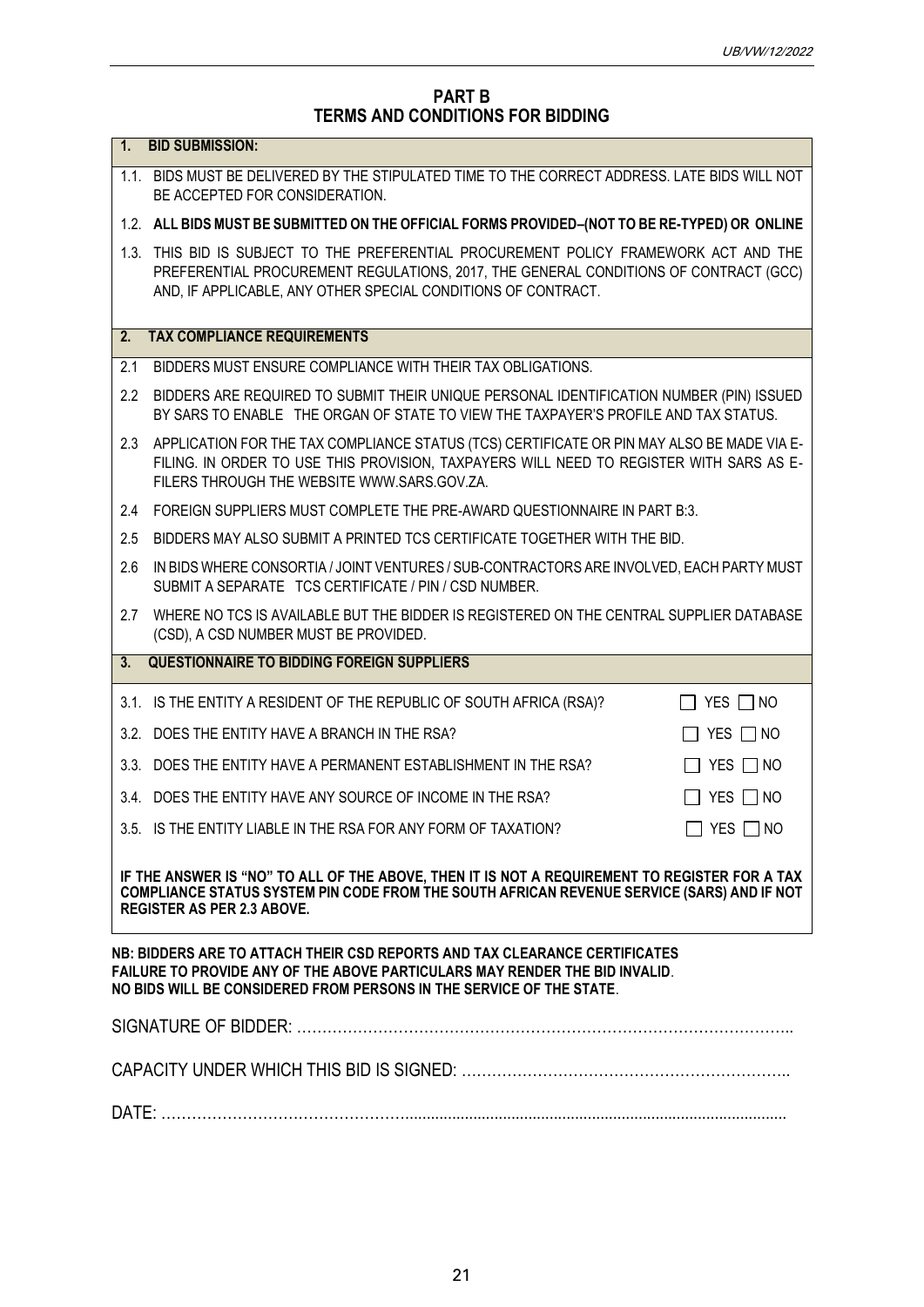## PART B
## TERMS AND CONDITIONS FOR BIDDING

**1. BID SUBMISSION:**

1.1. BIDS MUST BE DELIVERED BY THE STIPULATED TIME TO THE CORRECT ADDRESS. LATE BIDS WILL NOT BE ACCEPTED FOR CONSIDERATION.

1.2. **ALL BIDS MUST BE SUBMITTED ON THE OFFICIAL FORMS PROVIDED–(NOT TO BE RE-TYPED) OR ONLINE**

1.3. THIS BID IS SUBJECT TO THE PREFERENTIAL PROCUREMENT POLICY FRAMEWORK ACT AND THE PREFERENTIAL PROCUREMENT REGULATIONS, 2017, THE GENERAL CONDITIONS OF CONTRACT (GCC) AND, IF APPLICABLE, ANY OTHER SPECIAL CONDITIONS OF CONTRACT.

**2. TAX COMPLIANCE REQUIREMENTS**

2.1 BIDDERS MUST ENSURE COMPLIANCE WITH THEIR TAX OBLIGATIONS.

2.2 BIDDERS ARE REQUIRED TO SUBMIT THEIR UNIQUE PERSONAL IDENTIFICATION NUMBER (PIN) ISSUED BY SARS TO ENABLE THE ORGAN OF STATE TO VIEW THE TAXPAYER'S PROFILE AND TAX STATUS.

2.3 APPLICATION FOR THE TAX COMPLIANCE STATUS (TCS) CERTIFICATE OR PIN MAY ALSO BE MADE VIA E-FILING. IN ORDER TO USE THIS PROVISION, TAXPAYERS WILL NEED TO REGISTER WITH SARS AS E-FILERS THROUGH THE WEBSITE WWW.SARS.GOV.ZA.

2.4 FOREIGN SUPPLIERS MUST COMPLETE THE PRE-AWARD QUESTIONNAIRE IN PART B:3.

2.5 BIDDERS MAY ALSO SUBMIT A PRINTED TCS CERTIFICATE TOGETHER WITH THE BID.

2.6 IN BIDS WHERE CONSORTIA / JOINT VENTURES / SUB-CONTRACTORS ARE INVOLVED, EACH PARTY MUST SUBMIT A SEPARATE TCS CERTIFICATE / PIN / CSD NUMBER.

2.7 WHERE NO TCS IS AVAILABLE BUT THE BIDDER IS REGISTERED ON THE CENTRAL SUPPLIER DATABASE (CSD), A CSD NUMBER MUST BE PROVIDED.

**3. QUESTIONNAIRE TO BIDDING FOREIGN SUPPLIERS**

3.1. IS THE ENTITY A RESIDENT OF THE REPUBLIC OF SOUTH AFRICA (RSA)? ☐ YES ☐ NO

3.2. DOES THE ENTITY HAVE A BRANCH IN THE RSA? ☐ YES ☐ NO

3.3. DOES THE ENTITY HAVE A PERMANENT ESTABLISHMENT IN THE RSA? ☐ YES ☐ NO

3.4. DOES THE ENTITY HAVE ANY SOURCE OF INCOME IN THE RSA? ☐ YES ☐ NO

3.5. IS THE ENTITY LIABLE IN THE RSA FOR ANY FORM OF TAXATION? ☐ YES ☐ NO

**IF THE ANSWER IS "NO" TO ALL OF THE ABOVE, THEN IT IS NOT A REQUIREMENT TO REGISTER FOR A TAX COMPLIANCE STATUS SYSTEM PIN CODE FROM THE SOUTH AFRICAN REVENUE SERVICE (SARS) AND IF NOT REGISTER AS PER 2.3 ABOVE.**

**NB: BIDDERS ARE TO ATTACH THEIR CSD REPORTS AND TAX CLEARANCE CERTIFICATES**
**FAILURE TO PROVIDE ANY OF THE ABOVE PARTICULARS MAY RENDER THE BID INVALID**.
**NO BIDS WILL BE CONSIDERED FROM PERSONS IN THE SERVICE OF THE STATE**.

SIGNATURE OF BIDDER: ……………………………………………………………………………………..

CAPACITY UNDER WHICH THIS BID IS SIGNED: ………………………………………………………..

DATE: …………………………………………........................................................................................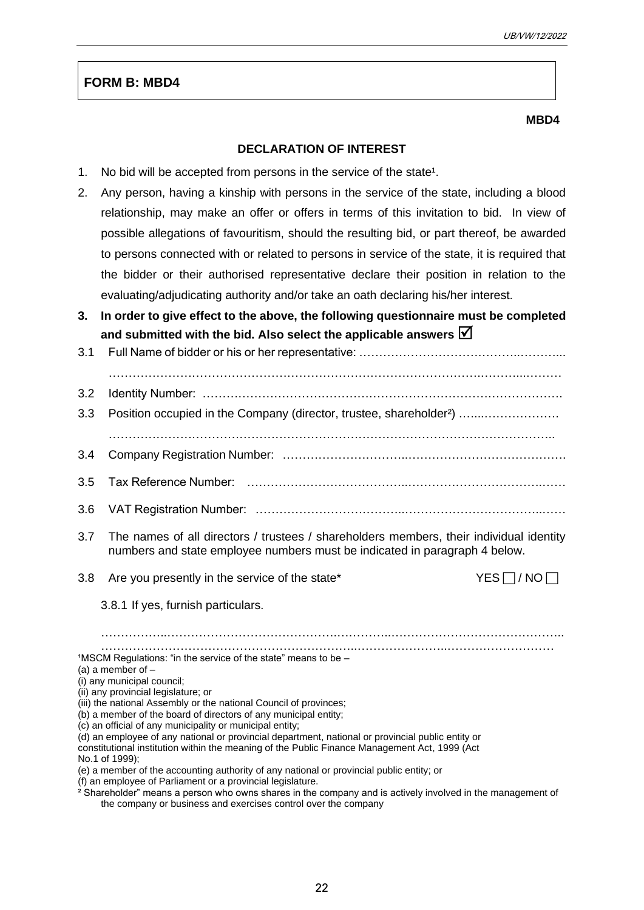**FORM B: MBD4**

**MBD4**

**DECLARATION OF INTEREST**

1. No bid will be accepted from persons in the service of the state[1].
2. Any person, having a kinship with persons in the service of the state, including a blood relationship, may make an offer or offers in terms of this invitation to bid. In view of possible allegations of favouritism, should the resulting bid, or part thereof, be awarded to persons connected with or related to persons in service of the state, it is required that the bidder or their authorised representative declare their position in relation to the evaluating/adjudicating authority and/or take an oath declaring his/her interest.
3. **In order to give effect to the above, the following questionnaire must be completed and submitted with the bid. Also select the applicable answers ☑**

3.1 Full Name of bidder or his or her representative: ………………………………………………………

………………………………………………………………………………………………………

3.2 Identity Number: ………………………………………………………………………………

3.3 Position occupied in the Company (director, trustee, shareholder[2]) ……………………

………………………………………………………………………………………………………

3.4 Company Registration Number: ………………………………………………………………

3.5 Tax Reference Number: ………………………………………………………………………

3.6 VAT Registration Number: ……………………………………………………………………

3.7 The names of all directors / trustees / shareholders members, their individual identity numbers and state employee numbers must be indicated in paragraph 4 below.

3.8 Are you presently in the service of the state* YES ☐ / NO ☐

3.8.1 If yes, furnish particulars.

………………………………………………………………………………………………………

………………………………………………………………………………………………………

[1]MSCM Regulations: "in the service of the state" means to be –
(a) a member of –
(i) any municipal council;
(ii) any provincial legislature; or
(iii) the national Assembly or the national Council of provinces;
(b) a member of the board of directors of any municipal entity;
(c) an official of any municipality or municipal entity;
(d) an employee of any national or provincial department, national or provincial public entity or constitutional institution within the meaning of the Public Finance Management Act, 1999 (Act No.1 of 1999);
(e) a member of the accounting authority of any national or provincial public entity; or
(f) an employee of Parliament or a provincial legislature.

[2] Shareholder" means a person who owns shares in the company and is actively involved in the management of the company or business and exercises control over the company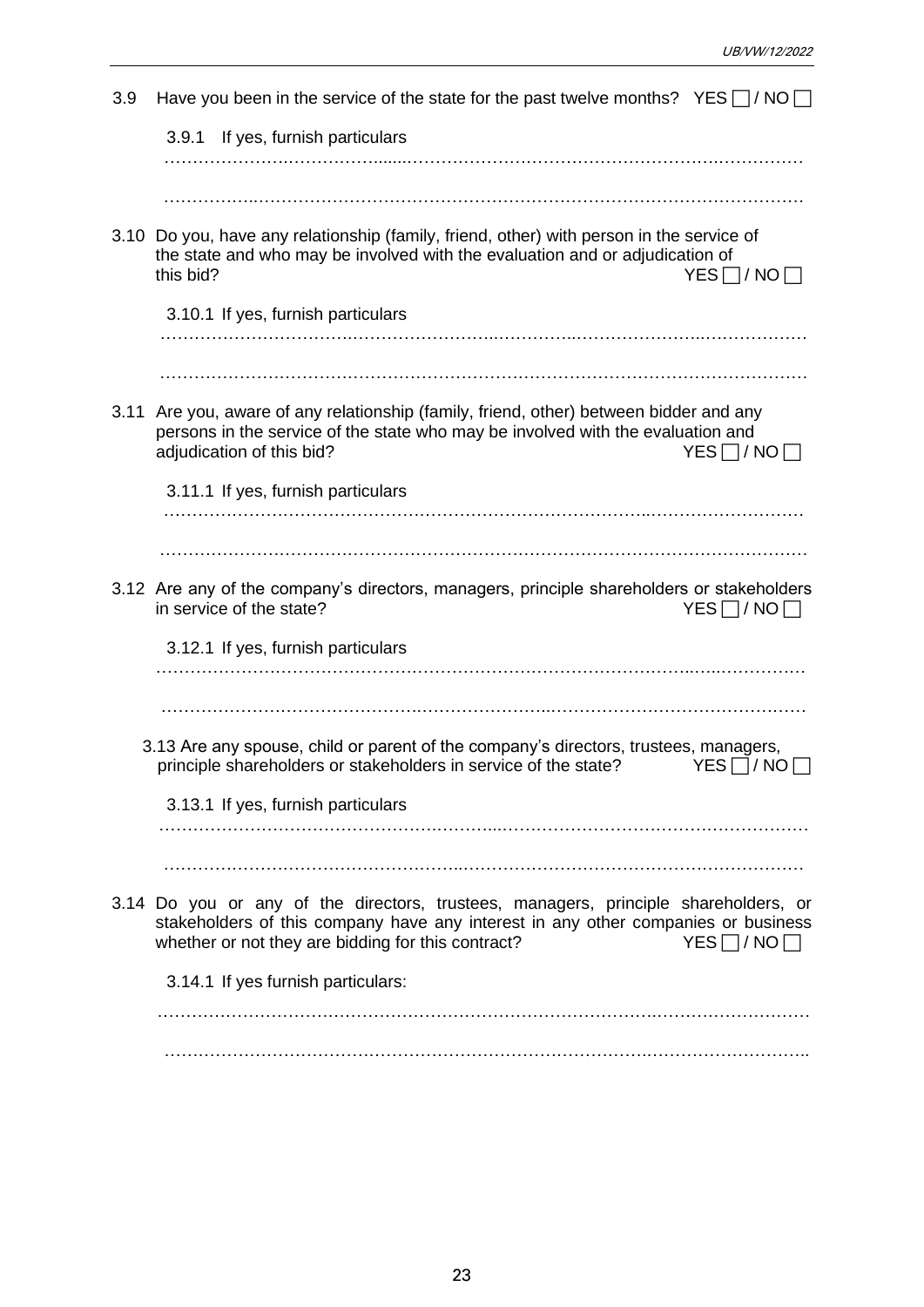3.9 Have you been in the service of the state for the past twelve months? YES ☐ / NO ☐

3.9.1 If yes, furnish particulars

……………………………………………………………………………………………………

……………………………………………………………………………………………………

3.10 Do you, have any relationship (family, friend, other) with person in the service of the state and who may be involved with the evaluation and or adjudication of this bid? YES ☐ / NO ☐

3.10.1 If yes, furnish particulars

……………………………………………………………………………………………………

……………………………………………………………………………………………………

3.11 Are you, aware of any relationship (family, friend, other) between bidder and any persons in the service of the state who may be involved with the evaluation and adjudication of this bid? YES ☐ / NO ☐

3.11.1 If yes, furnish particulars

……………………………………………………………………………………………………

……………………………………………………………………………………………………

3.12 Are any of the company's directors, managers, principle shareholders or stakeholders in service of the state? YES ☐ / NO ☐

3.12.1 If yes, furnish particulars

……………………………………………………………………………………………………

……………………………………………………………………………………………………

3.13 Are any spouse, child or parent of the company's directors, trustees, managers, principle shareholders or stakeholders in service of the state? YES ☐ / NO ☐

3.13.1 If yes, furnish particulars

……………………………………………………………………………………………………

……………………………………………………………………………………………………

3.14 Do you or any of the directors, trustees, managers, principle shareholders, or stakeholders of this company have any interest in any other companies or business whether or not they are bidding for this contract? YES ☐ / NO ☐

3.14.1 If yes furnish particulars:

……………………………………………………………………………………………………

……………………………………………………………………………………………………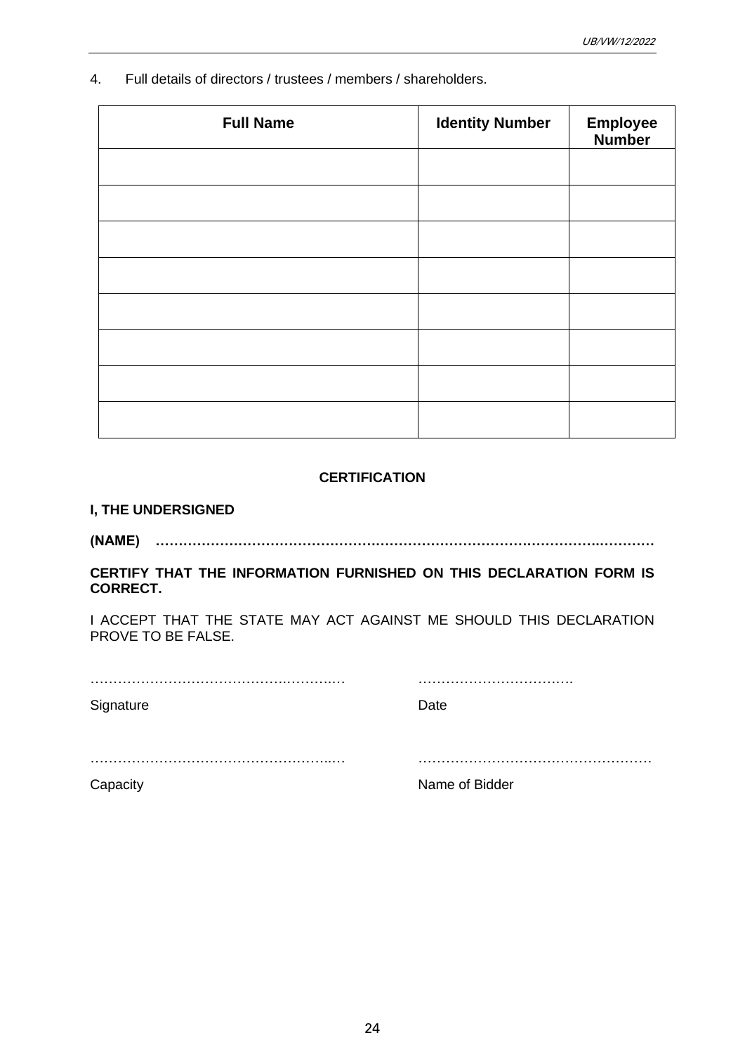4. Full details of directors / trustees / members / shareholders.

| Full Name | Identity Number | Employee Number |
|---|---|---|
| | | |
| | | |
| | | |
| | | |
| | | |
| | | |
| | | |
| | | |

**CERTIFICATION**

**I, THE UNDERSIGNED**

**(NAME) ……………………………………………………………………………………………**

**CERTIFY THAT THE INFORMATION FURNISHED ON THIS DECLARATION FORM IS CORRECT.**

I ACCEPT THAT THE STATE MAY ACT AGAINST ME SHOULD THIS DECLARATION PROVE TO BE FALSE.

………………………………………………… ……………………………

Signature Date

………………………………………………… ………………………………………….

Capacity Name of Bidder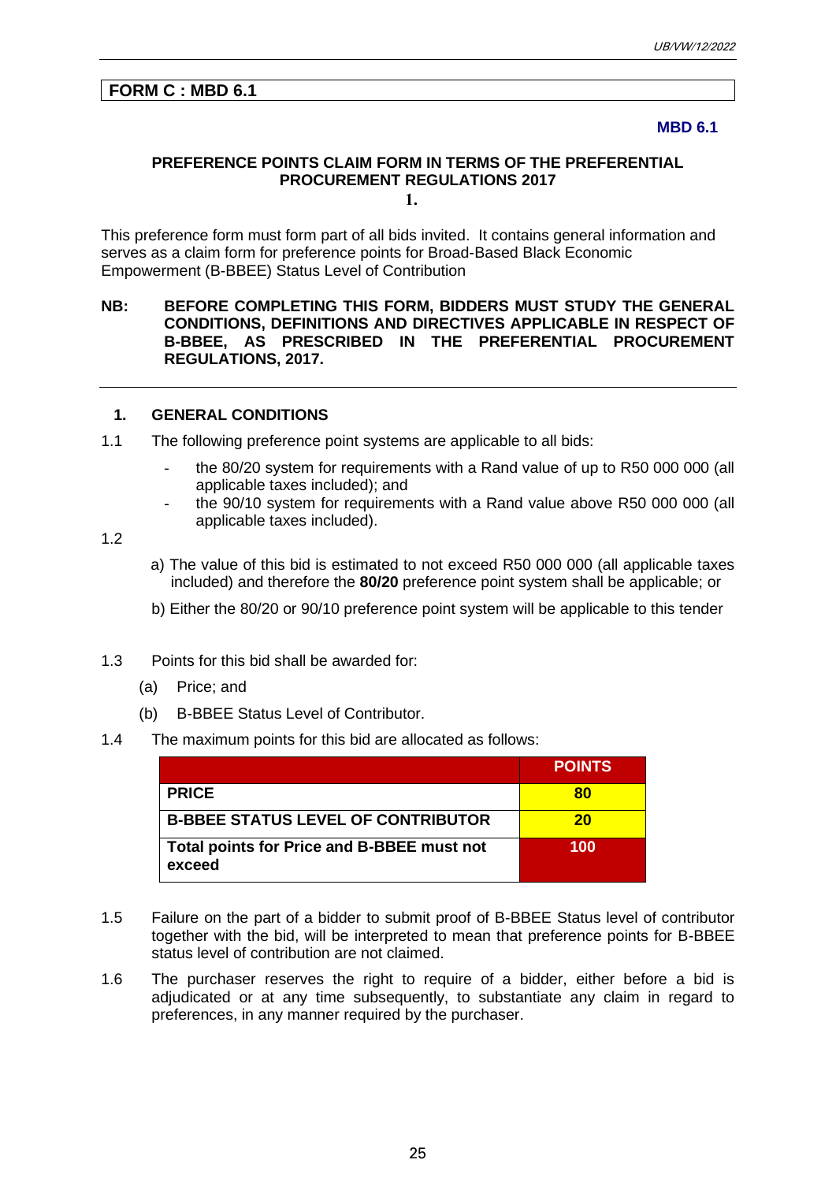**FORM C : MBD 6.1**

**MBD 6.1**

**PREFERENCE POINTS CLAIM FORM IN TERMS OF THE PREFERENTIAL PROCUREMENT REGULATIONS 2017**

**1.**

This preference form must form part of all bids invited. It contains general information and serves as a claim form for preference points for Broad-Based Black Economic Empowerment (B-BBEE) Status Level of Contribution

**NB: BEFORE COMPLETING THIS FORM, BIDDERS MUST STUDY THE GENERAL CONDITIONS, DEFINITIONS AND DIRECTIVES APPLICABLE IN RESPECT OF B-BBEE, AS PRESCRIBED IN THE PREFERENTIAL PROCUREMENT REGULATIONS, 2017.**

---

## 1. GENERAL CONDITIONS

1.1 The following preference point systems are applicable to all bids:

- the 80/20 system for requirements with a Rand value of up to R50 000 000 (all applicable taxes included); and
- the 90/10 system for requirements with a Rand value above R50 000 000 (all applicable taxes included).

1.2

a) The value of this bid is estimated to not exceed R50 000 000 (all applicable taxes included) and therefore the **80/20** preference point system shall be applicable; or

b) Either the 80/20 or 90/10 preference point system will be applicable to this tender

1.3 Points for this bid shall be awarded for:

(a) Price; and

(b) B-BBEE Status Level of Contributor.

1.4 The maximum points for this bid are allocated as follows:

| | POINTS |
|---|---|
| **PRICE** | **80** |
| **B-BBEE STATUS LEVEL OF CONTRIBUTOR** | **20** |
| **Total points for Price and B-BBEE must not exceed** | **100** |

1.5 Failure on the part of a bidder to submit proof of B-BBEE Status level of contributor together with the bid, will be interpreted to mean that preference points for B-BBEE status level of contribution are not claimed.

1.6 The purchaser reserves the right to require of a bidder, either before a bid is adjudicated or at any time subsequently, to substantiate any claim in regard to preferences, in any manner required by the purchaser.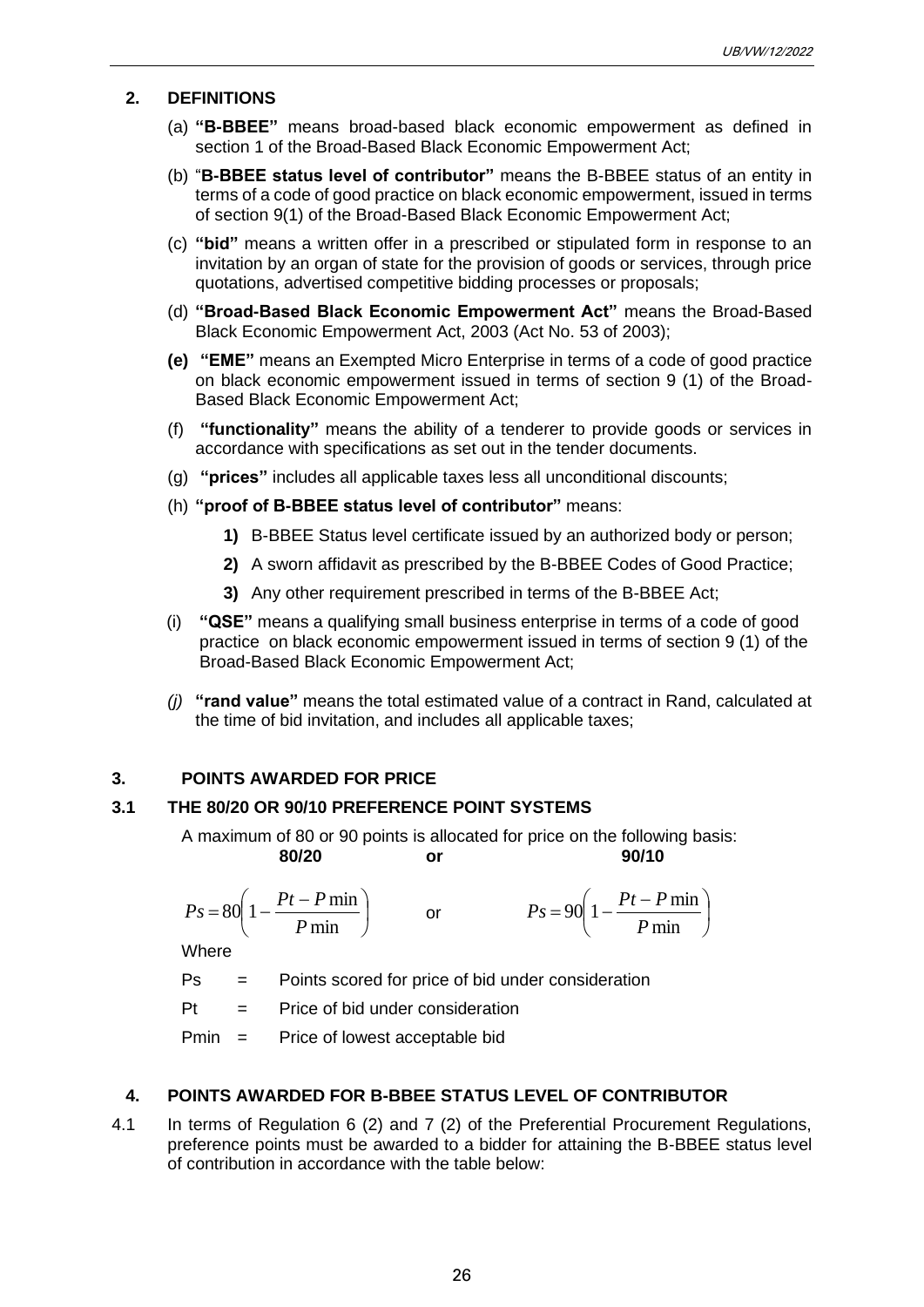## 2. DEFINITIONS

(a) **"B-BBEE"** means broad-based black economic empowerment as defined in section 1 of the Broad-Based Black Economic Empowerment Act;

(b) "**B-BBEE status level of contributor"** means the B-BBEE status of an entity in terms of a code of good practice on black economic empowerment, issued in terms of section 9(1) of the Broad-Based Black Economic Empowerment Act;

(c) **"bid"** means a written offer in a prescribed or stipulated form in response to an invitation by an organ of state for the provision of goods or services, through price quotations, advertised competitive bidding processes or proposals;

(d) **"Broad-Based Black Economic Empowerment Act"** means the Broad-Based Black Economic Empowerment Act, 2003 (Act No. 53 of 2003);

**(e)** **"EME"** means an Exempted Micro Enterprise in terms of a code of good practice on black economic empowerment issued in terms of section 9 (1) of the Broad-Based Black Economic Empowerment Act;

(f) **"functionality"** means the ability of a tenderer to provide goods or services in accordance with specifications as set out in the tender documents.

(g) **"prices"** includes all applicable taxes less all unconditional discounts;

(h) **"proof of B-BBEE status level of contributor"** means:

**1)** B-BBEE Status level certificate issued by an authorized body or person;

**2)** A sworn affidavit as prescribed by the B-BBEE Codes of Good Practice;

**3)** Any other requirement prescribed in terms of the B-BBEE Act;

(i) **"QSE"** means a qualifying small business enterprise in terms of a code of good practice on black economic empowerment issued in terms of section 9 (1) of the Broad-Based Black Economic Empowerment Act;

*(j)* **"rand value"** means the total estimated value of a contract in Rand, calculated at the time of bid invitation, and includes all applicable taxes;

## 3. POINTS AWARDED FOR PRICE

### 3.1 THE 80/20 OR 90/10 PREFERENCE POINT SYSTEMS

A maximum of 80 or 90 points is allocated for price on the following basis:

**80/20** **or** **90/10**

$$Ps = 80\left(1 - \frac{Pt - P\min}{P\min}\right) \quad \text{or} \quad Ps = 90\left(1 - \frac{Pt - P\min}{P\min}\right)$$

Where

Ps = Points scored for price of bid under consideration

Pt = Price of bid under consideration

Pmin = Price of lowest acceptable bid

## 4. POINTS AWARDED FOR B-BBEE STATUS LEVEL OF CONTRIBUTOR

4.1 In terms of Regulation 6 (2) and 7 (2) of the Preferential Procurement Regulations, preference points must be awarded to a bidder for attaining the B-BBEE status level of contribution in accordance with the table below: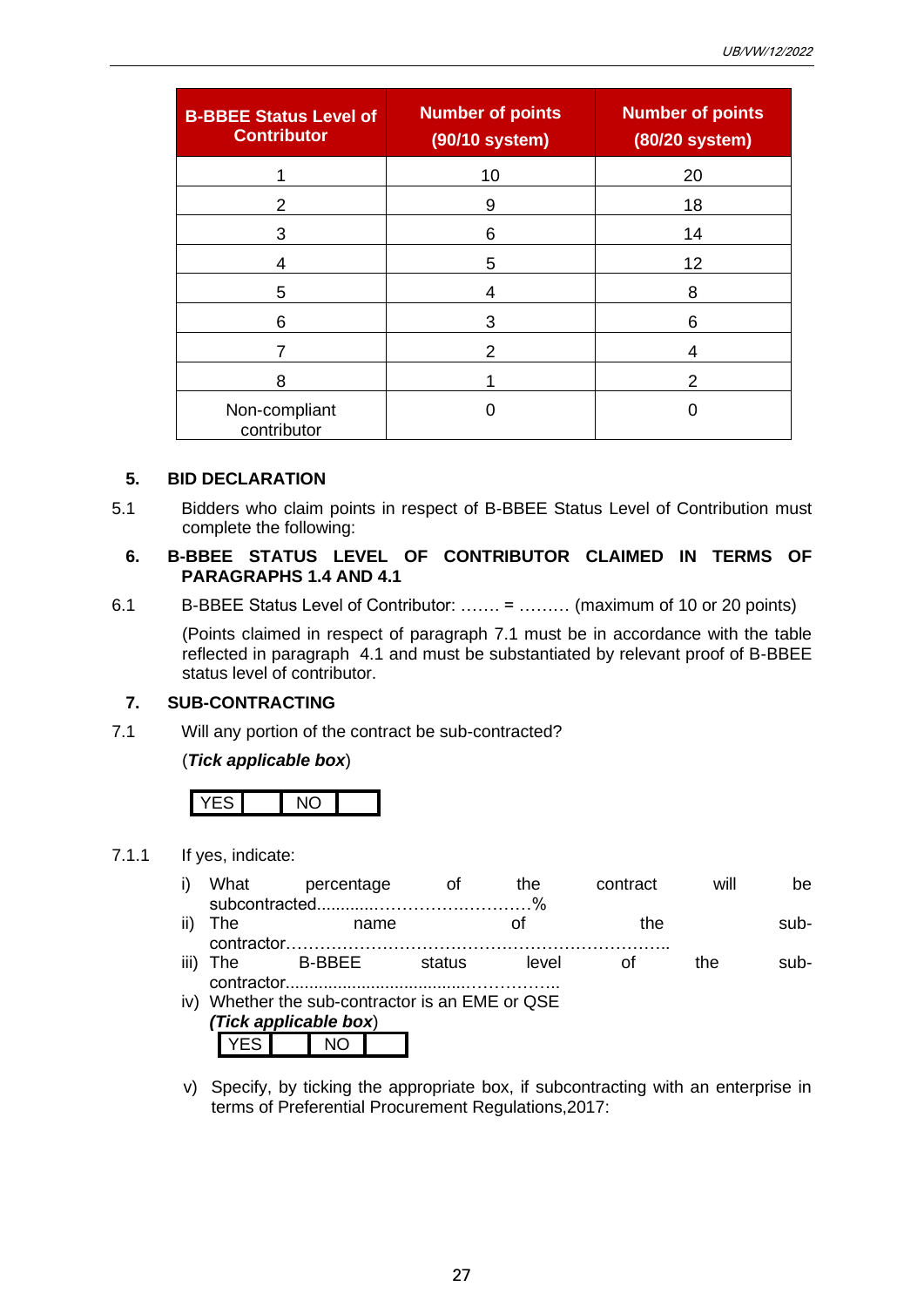| B-BBEE Status Level of Contributor | Number of points (90/10 system) | Number of points (80/20 system) |
|---|---|---|
| 1 | 10 | 20 |
| 2 | 9 | 18 |
| 3 | 6 | 14 |
| 4 | 5 | 12 |
| 5 | 4 | 8 |
| 6 | 3 | 6 |
| 7 | 2 | 4 |
| 8 | 1 | 2 |
| Non-compliant contributor | 0 | 0 |

## 5. BID DECLARATION

5.1 Bidders who claim points in respect of B-BBEE Status Level of Contribution must complete the following:

## 6. B-BBEE STATUS LEVEL OF CONTRIBUTOR CLAIMED IN TERMS OF PARAGRAPHS 1.4 AND 4.1

6.1 B-BBEE Status Level of Contributor: ……. = ……… (maximum of 10 or 20 points)

(Points claimed in respect of paragraph 7.1 must be in accordance with the table reflected in paragraph 4.1 and must be substantiated by relevant proof of B-BBEE status level of contributor.

## 7. SUB-CONTRACTING

7.1 Will any portion of the contract be sub-contracted?

(***Tick applicable box***)

| YES | | NO | |
|---|---|---|---|

7.1.1 If yes, indicate:

i) What percentage of the contract will be subcontracted............……………….…………%

ii) The name of the sub-contractor…………………………………………………………..

iii) The B-BBEE status level of the sub-contractor......................................……………..

iv) Whether the sub-contractor is an EME or QSE

(***Tick applicable box***)

| YES | | NO | |
|---|---|---|---|

v) Specify, by ticking the appropriate box, if subcontracting with an enterprise in terms of Preferential Procurement Regulations,2017: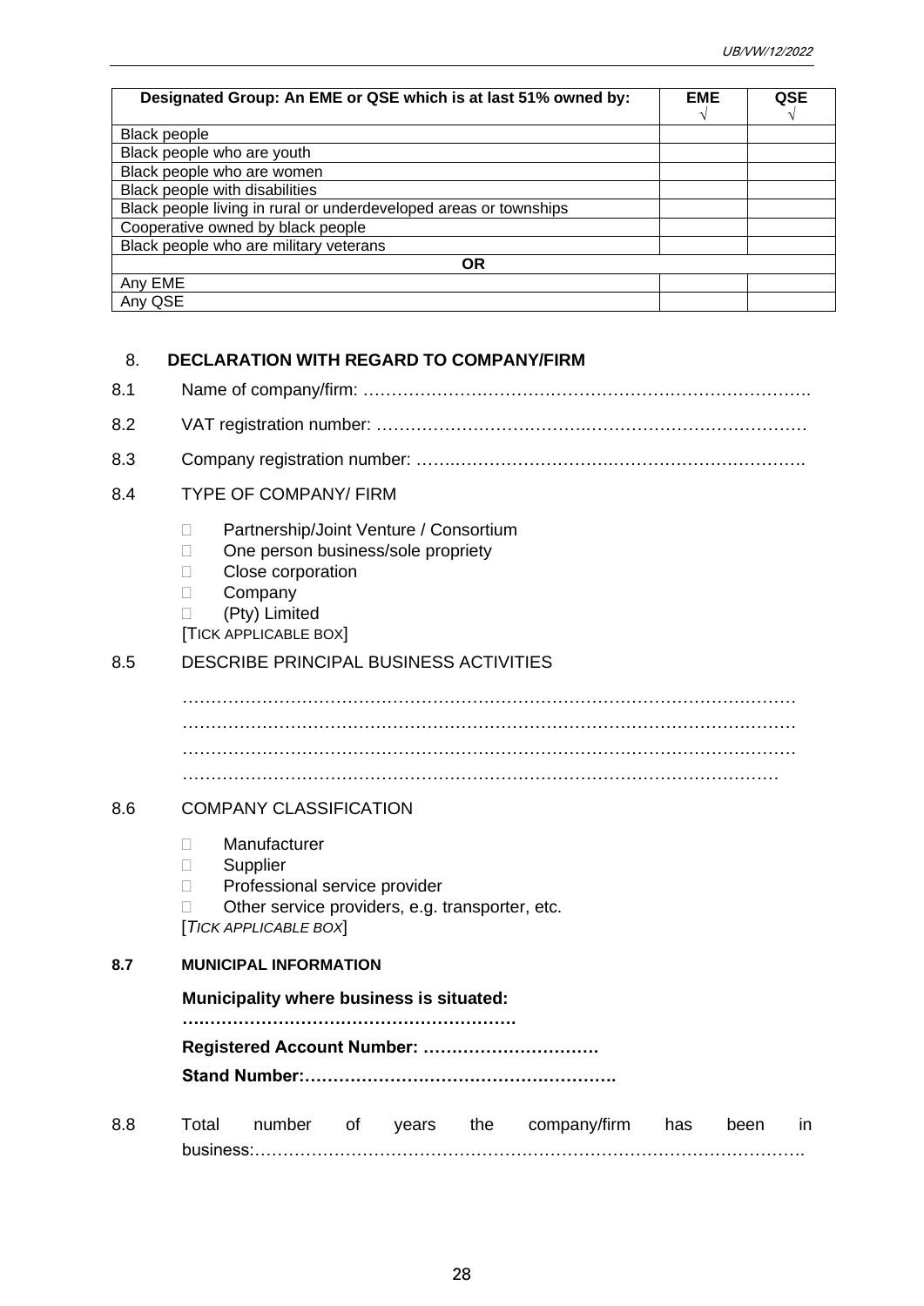| Designated Group: An EME or QSE which is at last 51% owned by: | EME √ | QSE √ |
|---|---|---|
| Black people | | |
| Black people who are youth | | |
| Black people who are women | | |
| Black people with disabilities | | |
| Black people living in rural or underdeveloped areas or townships | | |
| Cooperative owned by black people | | |
| Black people who are military veterans | | |
| **OR** | | |
| Any EME | | |
| Any QSE | | |

## 8. DECLARATION WITH REGARD TO COMPANY/FIRM

8.1 Name of company/firm: …………………………………………………………………….

8.2 VAT registration number: ……………………………………………………………………

8.3 Company registration number: ………………………………………………………….

8.4 TYPE OF COMPANY/ FIRM

- ☐ Partnership/Joint Venture / Consortium
- ☐ One person business/sole propriety
- ☐ Close corporation
- ☐ Company
- ☐ (Pty) Limited

[TICK APPLICABLE BOX]

8.5 DESCRIBE PRINCIPAL BUSINESS ACTIVITIES

…………………………………………………………………………………………………
…………………………………………………………………………………………………
…………………………………………………………………………………………………
………………………………………………………………………………………………

8.6 COMPANY CLASSIFICATION

- ☐ Manufacturer
- ☐ Supplier
- ☐ Professional service provider
- ☐ Other service providers, e.g. transporter, etc.

[*TICK APPLICABLE BOX*]

**8.7 MUNICIPAL INFORMATION**

**Municipality where business is situated:**
**…………………………………………………**

**Registered Account Number: …………………………**

**Stand Number:……………………………………………….**

8.8 Total number of years the company/firm has been in business:……………………………………………………………………………………….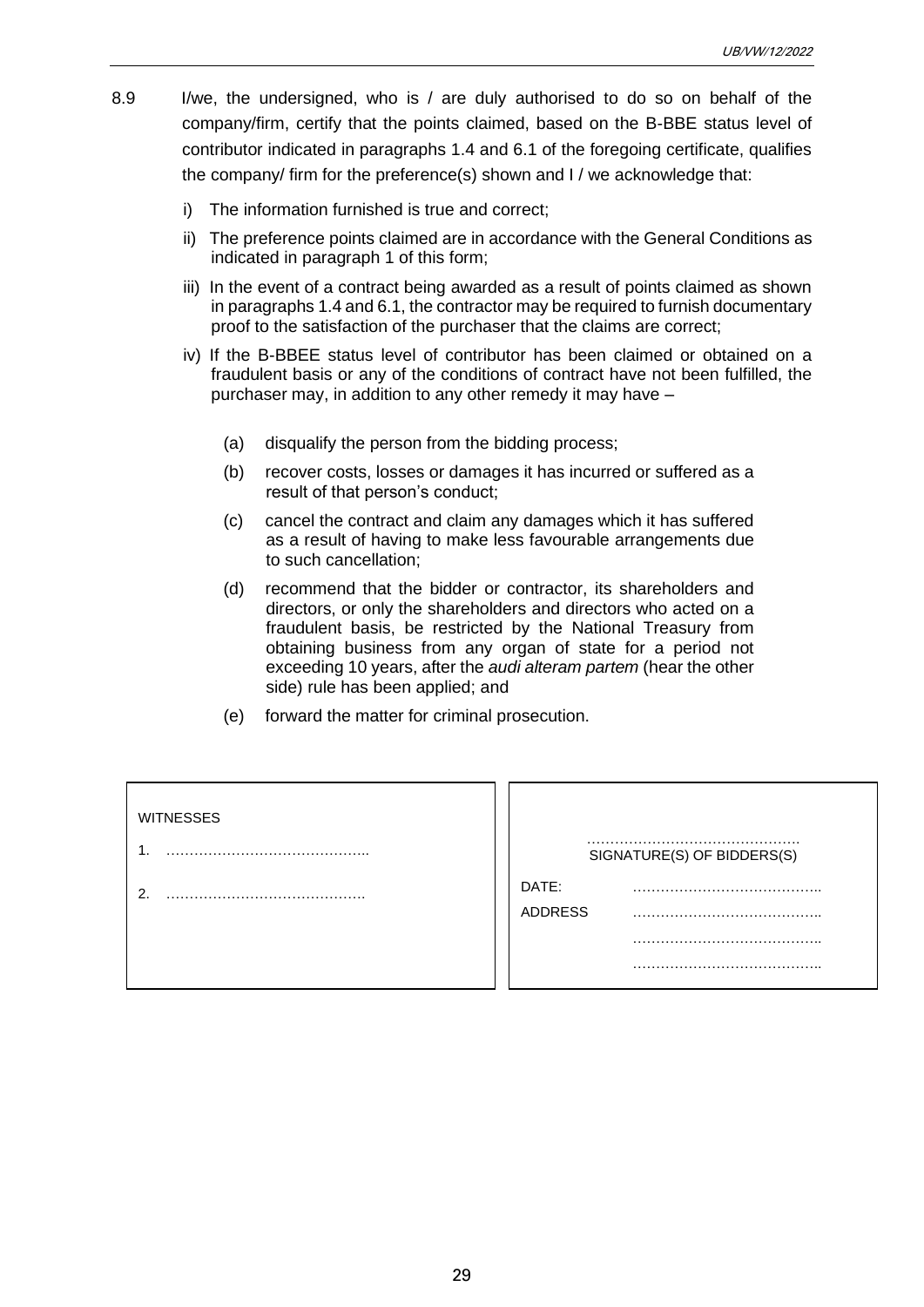8.9 I/we, the undersigned, who is / are duly authorised to do so on behalf of the company/firm, certify that the points claimed, based on the B-BBE status level of contributor indicated in paragraphs 1.4 and 6.1 of the foregoing certificate, qualifies the company/ firm for the preference(s) shown and I / we acknowledge that:

i) The information furnished is true and correct;

ii) The preference points claimed are in accordance with the General Conditions as indicated in paragraph 1 of this form;

iii) In the event of a contract being awarded as a result of points claimed as shown in paragraphs 1.4 and 6.1, the contractor may be required to furnish documentary proof to the satisfaction of the purchaser that the claims are correct;

iv) If the B-BBEE status level of contributor has been claimed or obtained on a fraudulent basis or any of the conditions of contract have not been fulfilled, the purchaser may, in addition to any other remedy it may have –

(a) disqualify the person from the bidding process;

(b) recover costs, losses or damages it has incurred or suffered as a result of that person's conduct;

(c) cancel the contract and claim any damages which it has suffered as a result of having to make less favourable arrangements due to such cancellation;

(d) recommend that the bidder or contractor, its shareholders and directors, or only the shareholders and directors who acted on a fraudulent basis, be restricted by the National Treasury from obtaining business from any organ of state for a period not exceeding 10 years, after the *audi alteram partem* (hear the other side) rule has been applied; and

(e) forward the matter for criminal prosecution.

| | |
|---|---|
| WITNESSES<br><br>1. ……………………………………..<br><br>2. ……………………………………. | ……………………………………….<br>SIGNATURE(S) OF BIDDERS(S)<br><br>DATE: …………………………………..<br>ADDRESS …………………………………..<br>…………………………………..<br>………………………………….. |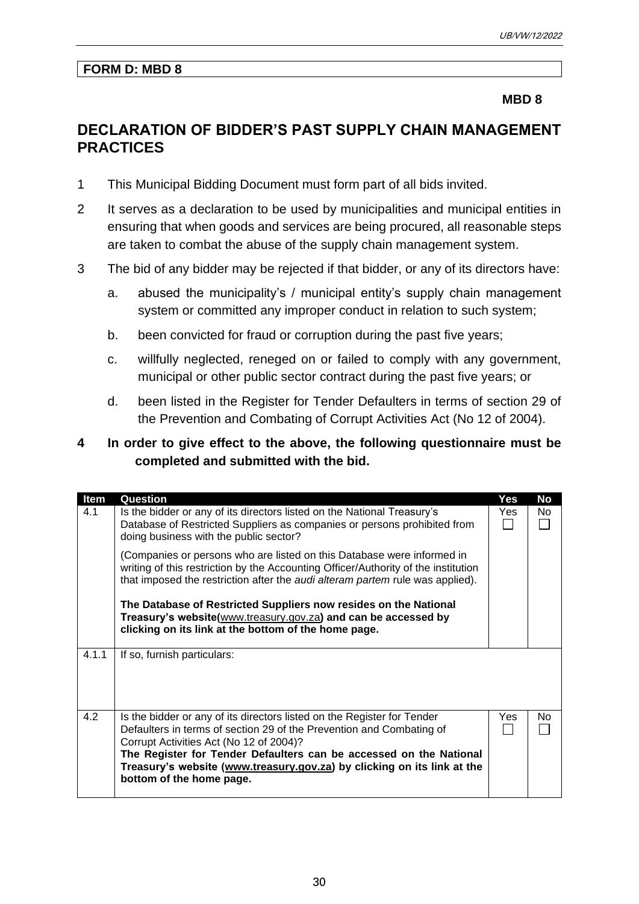**FORM D: MBD 8**

**MBD 8**

# DECLARATION OF BIDDER'S PAST SUPPLY CHAIN MANAGEMENT PRACTICES

1. This Municipal Bidding Document must form part of all bids invited.
2. It serves as a declaration to be used by municipalities and municipal entities in ensuring that when goods and services are being procured, all reasonable steps are taken to combat the abuse of the supply chain management system.
3. The bid of any bidder may be rejected if that bidder, or any of its directors have:
   a. abused the municipality's / municipal entity's supply chain management system or committed any improper conduct in relation to such system;
   b. been convicted for fraud or corruption during the past five years;
   c. willfully neglected, reneged on or failed to comply with any government, municipal or other public sector contract during the past five years; or
   d. been listed in the Register for Tender Defaulters in terms of section 29 of the Prevention and Combating of Corrupt Activities Act (No 12 of 2004).

**4 In order to give effect to the above, the following questionnaire must be completed and submitted with the bid.**

| Item | Question | Yes | No |
|---|---|---|---|
| 4.1 | Is the bidder or any of its directors listed on the National Treasury's Database of Restricted Suppliers as companies or persons prohibited from doing business with the public sector?<br><br>(Companies or persons who are listed on this Database were informed in writing of this restriction by the Accounting Officer/Authority of the institution that imposed the restriction after the *audi alteram partem* rule was applied).<br><br>**The Database of Restricted Suppliers now resides on the National Treasury's website(**www.treasury.gov.za**) and can be accessed by clicking on its link at the bottom of the home page.** | Yes ☐ | No ☐ |
| 4.1.1 | If so, furnish particulars: | | |
| 4.2 | Is the bidder or any of its directors listed on the Register for Tender Defaulters in terms of section 29 of the Prevention and Combating of Corrupt Activities Act (No 12 of 2004)?<br>**The Register for Tender Defaulters can be accessed on the National Treasury's website (www.treasury.gov.za) by clicking on its link at the bottom of the home page.** | Yes ☐ | No ☐ |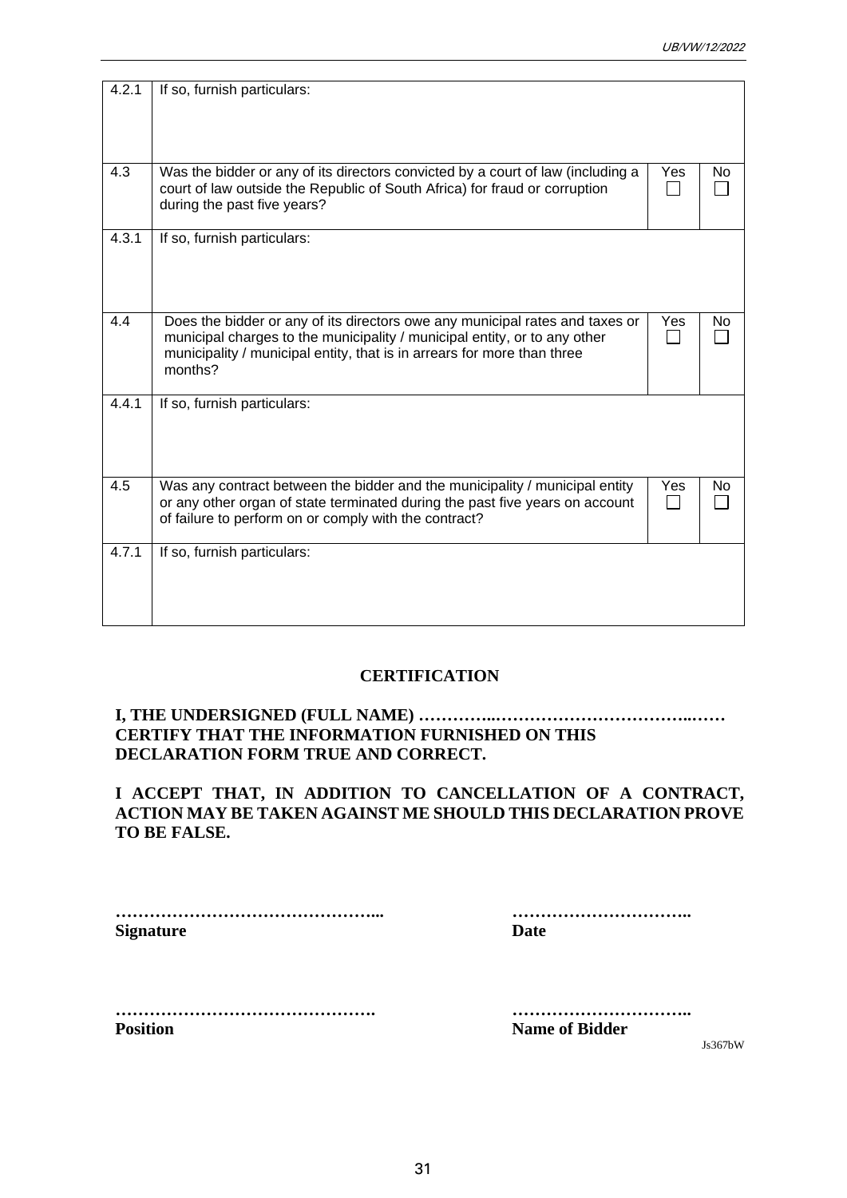| | | | |
|---|---|---|---|
| 4.2.1 | If so, furnish particulars: | | |
| 4.3 | Was the bidder or any of its directors convicted by a court of law (including a court of law outside the Republic of South Africa) for fraud or corruption during the past five years? | Yes ☐ | No ☐ |
| 4.3.1 | If so, furnish particulars: | | |
| 4.4 | Does the bidder or any of its directors owe any municipal rates and taxes or municipal charges to the municipality / municipal entity, or to any other municipality / municipal entity, that is in arrears for more than three months? | Yes ☐ | No ☐ |
| 4.4.1 | If so, furnish particulars: | | |
| 4.5 | Was any contract between the bidder and the municipality / municipal entity or any other organ of state terminated during the past five years on account of failure to perform on or comply with the contract? | Yes ☐ | No ☐ |
| 4.7.1 | If so, furnish particulars: | | |

## CERTIFICATION

**I, THE UNDERSIGNED (FULL NAME) …………...……………………………..…… CERTIFY THAT THE INFORMATION FURNISHED ON THIS DECLARATION FORM TRUE AND CORRECT.**

**I ACCEPT THAT, IN ADDITION TO CANCELLATION OF A CONTRACT, ACTION MAY BE TAKEN AGAINST ME SHOULD THIS DECLARATION PROVE TO BE FALSE.**

**………………………………………...**
**Signature**

**…………………………..**
**Date**

**……………………………………….**
**Position**

**…………………………..**
**Name of Bidder**

Js367bW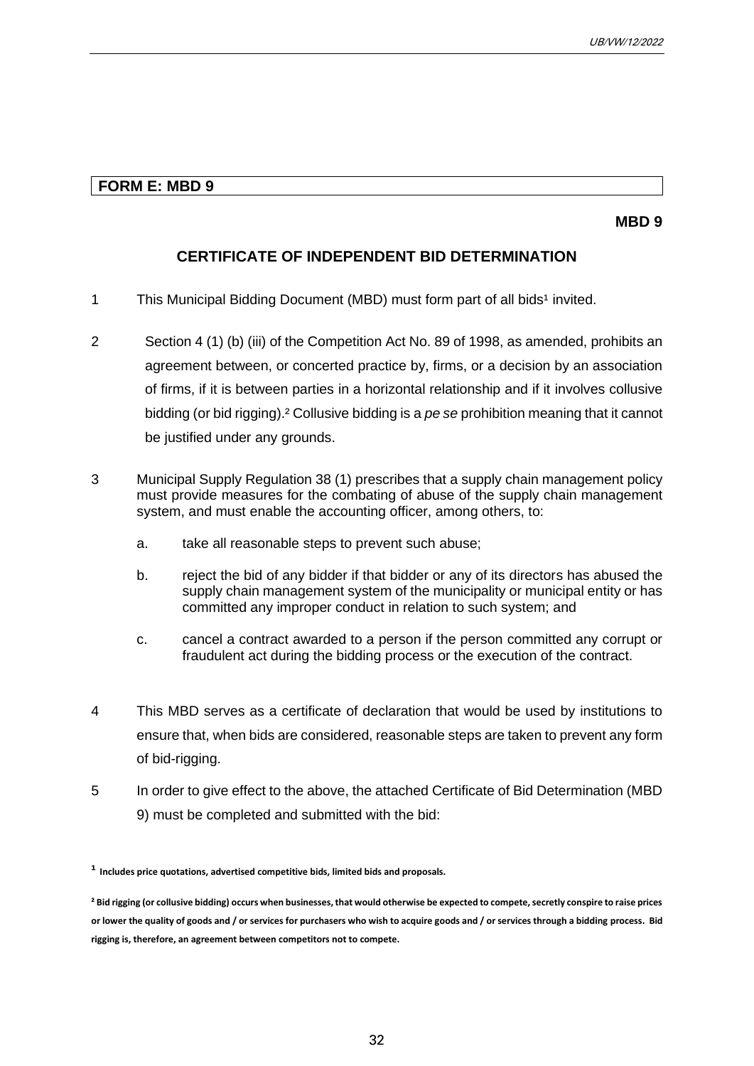**FORM E: MBD 9**

**MBD 9**

## CERTIFICATE OF INDEPENDENT BID DETERMINATION

1 This Municipal Bidding Document (MBD) must form part of all bids[1] invited.

2 Section 4 (1) (b) (iii) of the Competition Act No. 89 of 1998, as amended, prohibits an agreement between, or concerted practice by, firms, or a decision by an association of firms, if it is between parties in a horizontal relationship and if it involves collusive bidding (or bid rigging).[2] Collusive bidding is a *pe se* prohibition meaning that it cannot be justified under any grounds.

3 Municipal Supply Regulation 38 (1) prescribes that a supply chain management policy must provide measures for the combating of abuse of the supply chain management system, and must enable the accounting officer, among others, to:

a. take all reasonable steps to prevent such abuse;

b. reject the bid of any bidder if that bidder or any of its directors has abused the supply chain management system of the municipality or municipal entity or has committed any improper conduct in relation to such system; and

c. cancel a contract awarded to a person if the person committed any corrupt or fraudulent act during the bidding process or the execution of the contract.

4 This MBD serves as a certificate of declaration that would be used by institutions to ensure that, when bids are considered, reasonable steps are taken to prevent any form of bid-rigging.

5 In order to give effect to the above, the attached Certificate of Bid Determination (MBD 9) must be completed and submitted with the bid:

---

**[1] Includes price quotations, advertised competitive bids, limited bids and proposals.**

**[2] Bid rigging (or collusive bidding) occurs when businesses, that would otherwise be expected to compete, secretly conspire to raise prices or lower the quality of goods and / or services for purchasers who wish to acquire goods and / or services through a bidding process. Bid rigging is, therefore, an agreement between competitors not to compete.**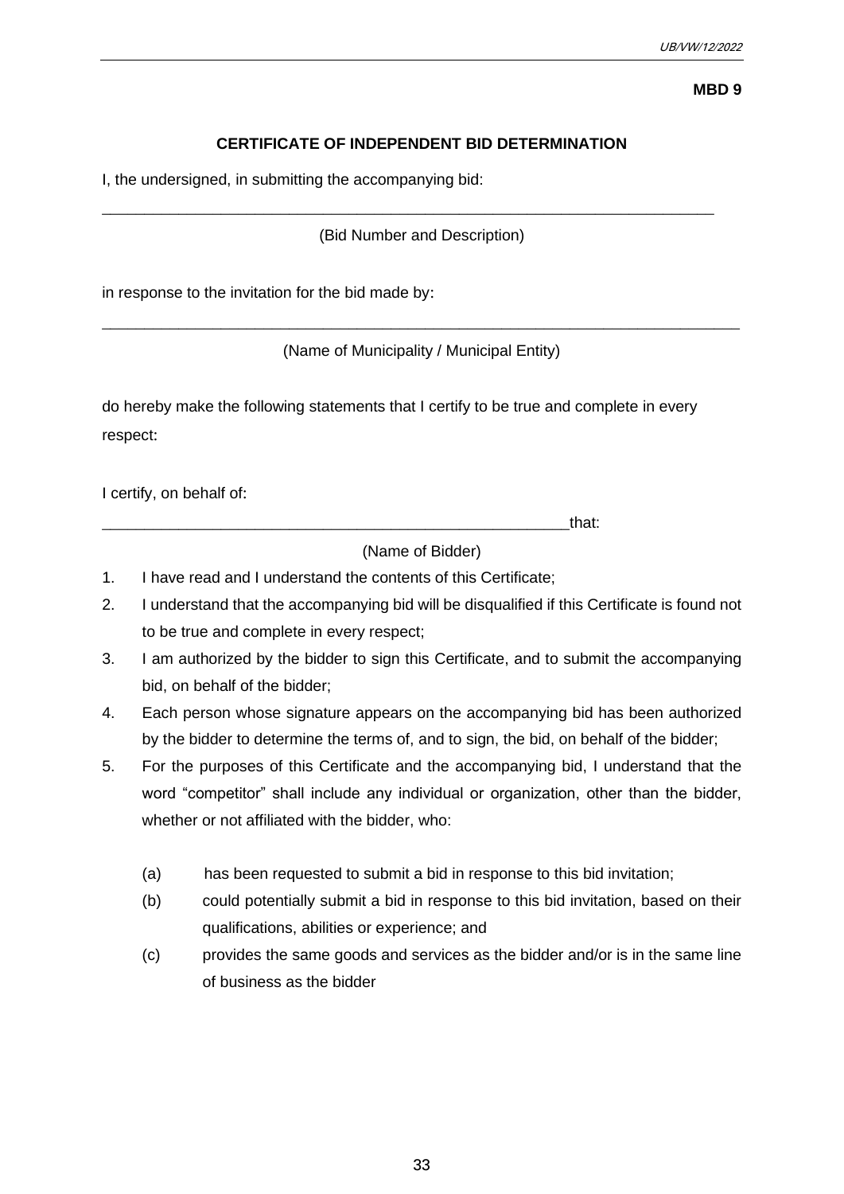**MBD 9**

## CERTIFICATE OF INDEPENDENT BID DETERMINATION

I, the undersigned, in submitting the accompanying bid:

___________________________________________________________________________

(Bid Number and Description)

in response to the invitation for the bid made by:

___________________________________________________________________________

(Name of Municipality / Municipal Entity)

do hereby make the following statements that I certify to be true and complete in every respect:

I certify, on behalf of:

_________________________________________________________that:

(Name of Bidder)

1. I have read and I understand the contents of this Certificate;
2. I understand that the accompanying bid will be disqualified if this Certificate is found not to be true and complete in every respect;
3. I am authorized by the bidder to sign this Certificate, and to submit the accompanying bid, on behalf of the bidder;
4. Each person whose signature appears on the accompanying bid has been authorized by the bidder to determine the terms of, and to sign, the bid, on behalf of the bidder;
5. For the purposes of this Certificate and the accompanying bid, I understand that the word "competitor" shall include any individual or organization, other than the bidder, whether or not affiliated with the bidder, who:

   (a) has been requested to submit a bid in response to this bid invitation;

   (b) could potentially submit a bid in response to this bid invitation, based on their qualifications, abilities or experience; and

   (c) provides the same goods and services as the bidder and/or is in the same line of business as the bidder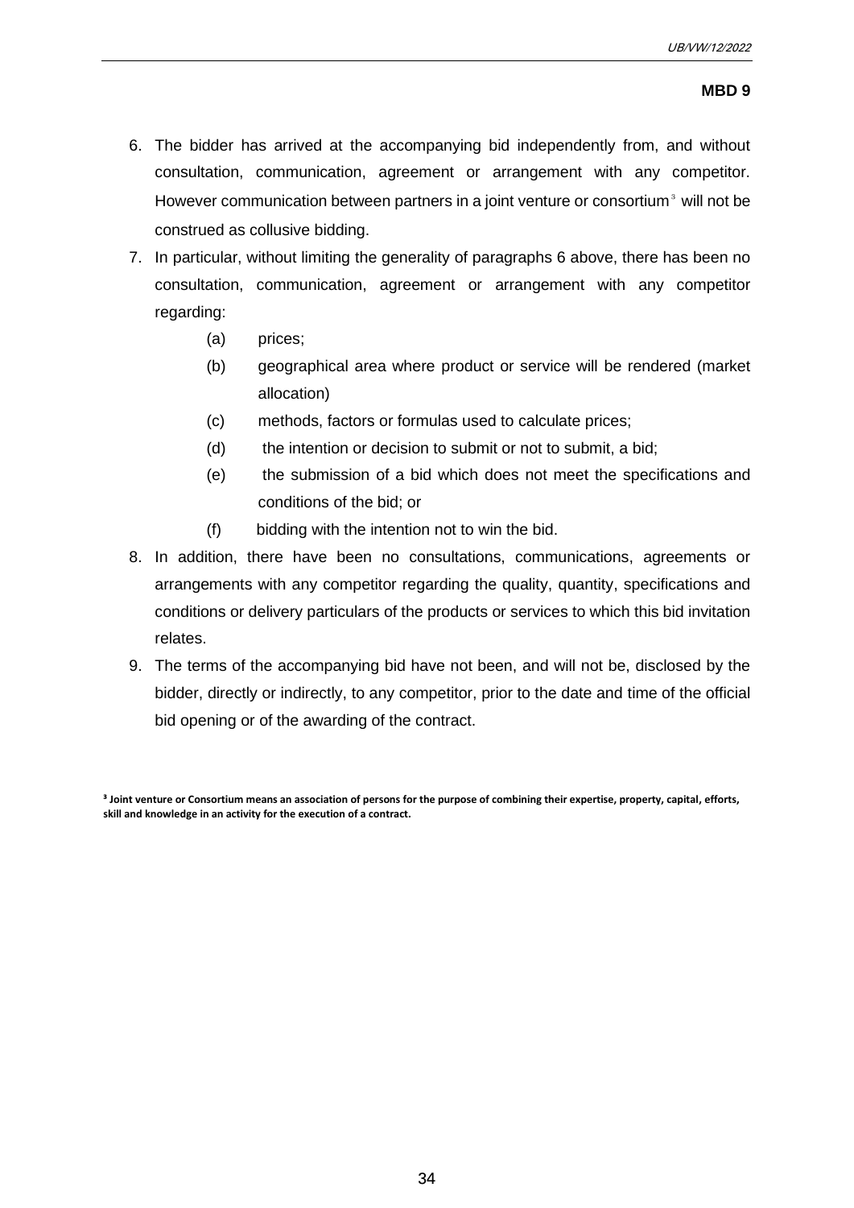**MBD 9**

6. The bidder has arrived at the accompanying bid independently from, and without consultation, communication, agreement or arrangement with any competitor. However communication between partners in a joint venture or consortium[3] will not be construed as collusive bidding.
7. In particular, without limiting the generality of paragraphs 6 above, there has been no consultation, communication, agreement or arrangement with any competitor regarding:
   (a) prices;
   (b) geographical area where product or service will be rendered (market allocation)
   (c) methods, factors or formulas used to calculate prices;
   (d) the intention or decision to submit or not to submit, a bid;
   (e) the submission of a bid which does not meet the specifications and conditions of the bid; or
   (f) bidding with the intention not to win the bid.
8. In addition, there have been no consultations, communications, agreements or arrangements with any competitor regarding the quality, quantity, specifications and conditions or delivery particulars of the products or services to which this bid invitation relates.
9. The terms of the accompanying bid have not been, and will not be, disclosed by the bidder, directly or indirectly, to any competitor, prior to the date and time of the official bid opening or of the awarding of the contract.

**[3] Joint venture or Consortium means an association of persons for the purpose of combining their expertise, property, capital, efforts, skill and knowledge in an activity for the execution of a contract.**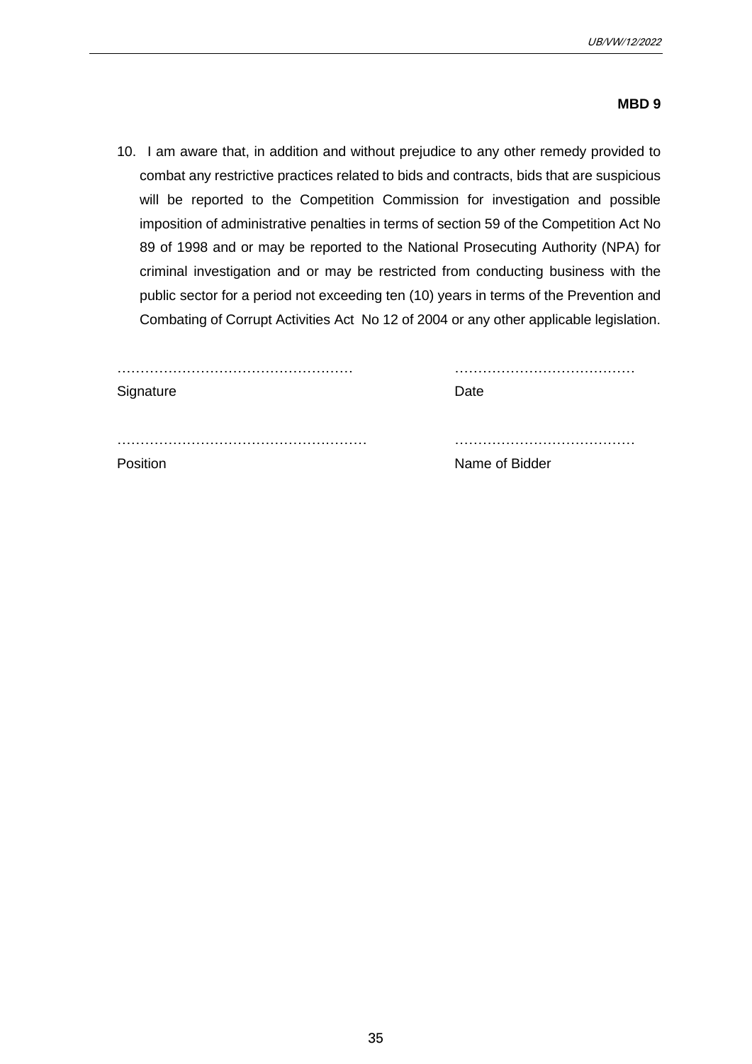**MBD 9**

10. I am aware that, in addition and without prejudice to any other remedy provided to combat any restrictive practices related to bids and contracts, bids that are suspicious will be reported to the Competition Commission for investigation and possible imposition of administrative penalties in terms of section 59 of the Competition Act No 89 of 1998 and or may be reported to the National Prosecuting Authority (NPA) for criminal investigation and or may be restricted from conducting business with the public sector for a period not exceeding ten (10) years in terms of the Prevention and Combating of Corrupt Activities Act No 12 of 2004 or any other applicable legislation.

| | |
|---|---|
| …………………………………………… | ………………………………… |
| Signature | Date |
| | |
| ……………………………………………… | ………………………………… |
| Position | Name of Bidder |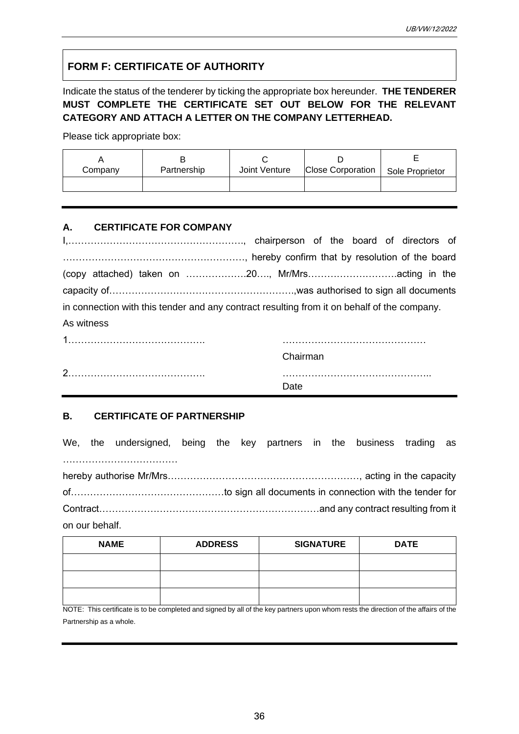## FORM F: CERTIFICATE OF AUTHORITY

Indicate the status of the tenderer by ticking the appropriate box hereunder. **THE TENDERER MUST COMPLETE THE CERTIFICATE SET OUT BELOW FOR THE RELEVANT CATEGORY AND ATTACH A LETTER ON THE COMPANY LETTERHEAD.**

Please tick appropriate box:

| A<br>Company | B<br>Partnership | C<br>Joint Venture | D<br>Close Corporation | E<br>Sole Proprietor |
|---|---|---|---|---|
| | | | | |

### A. CERTIFICATE FOR COMPANY

I,………………………………………………., chairperson of the board of directors of …………………………………………………, hereby confirm that by resolution of the board (copy attached) taken on ……………….20…., Mr/Mrs……………………….acting in the capacity of…………………………………………………,was authorised to sign all documents in connection with this tender and any contract resulting from it on behalf of the company.

As witness

1…………………………………….　　　　　　………………………………………

Chairman

2…………………………………….　　　　　　……………………………………..

Date

### B. CERTIFICATE OF PARTNERSHIP

We, the undersigned, being the key partners in the business trading as ………………………………

hereby authorise Mr/Mrs……………………………………………………, acting in the capacity of…………………………………………to sign all documents in connection with the tender for Contract…………………………………………………………and any contract resulting from it on our behalf.

| NAME | ADDRESS | SIGNATURE | DATE |
|---|---|---|---|
| | | | |
| | | | |
| | | | |

NOTE: This certificate is to be completed and signed by all of the key partners upon whom rests the direction of the affairs of the Partnership as a whole.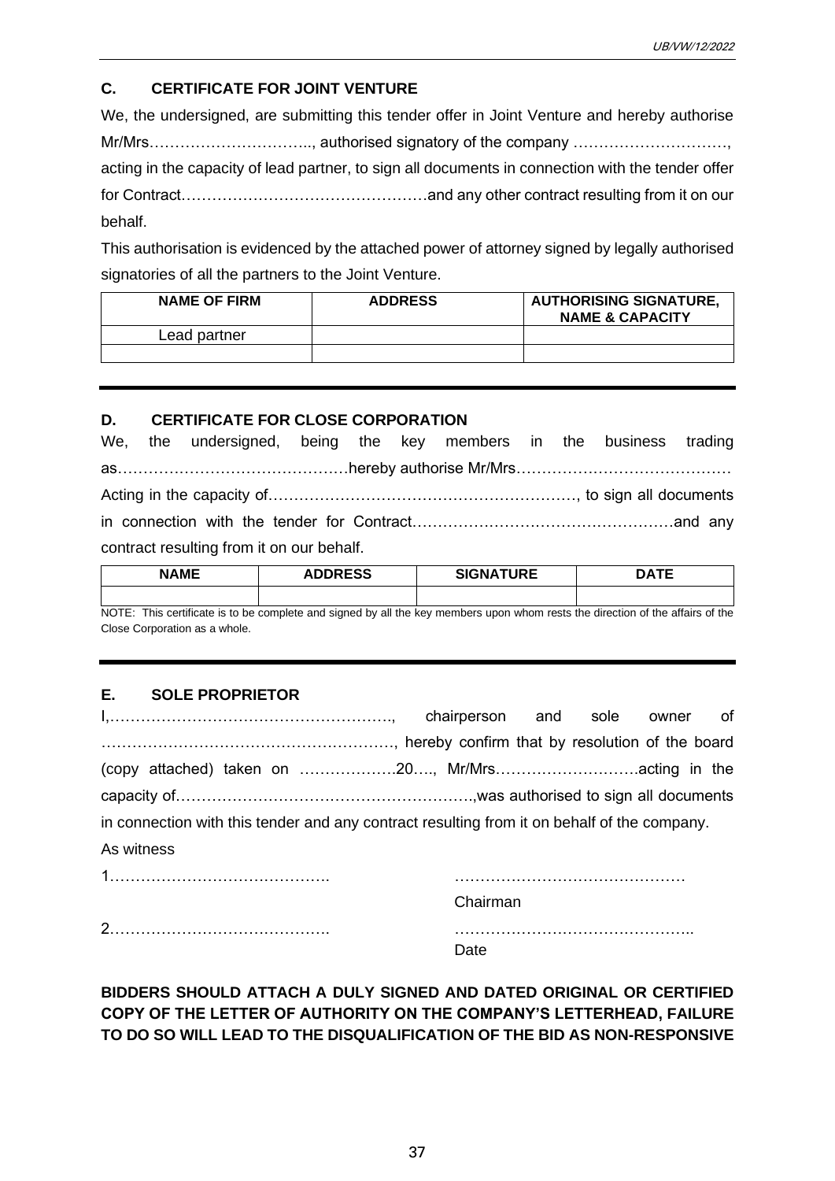## C. CERTIFICATE FOR JOINT VENTURE

We, the undersigned, are submitting this tender offer in Joint Venture and hereby authorise Mr/Mrs………………………….., authorised signatory of the company …………………………, acting in the capacity of lead partner, to sign all documents in connection with the tender offer for Contract…………………………………………and any other contract resulting from it on our behalf.

This authorisation is evidenced by the attached power of attorney signed by legally authorised signatories of all the partners to the Joint Venture.

| NAME OF FIRM | ADDRESS | AUTHORISING SIGNATURE, NAME & CAPACITY |
|---|---|---|
| Lead partner | | |
| | | |

## D. CERTIFICATE FOR CLOSE CORPORATION

We, the undersigned, being the key members in the business trading as………………………………………hereby authorise Mr/Mrs…………………………………… Acting in the capacity of……………………………………………………, to sign all documents in connection with the tender for Contract……………………………………………and any contract resulting from it on our behalf.

| NAME | ADDRESS | SIGNATURE | DATE |
|---|---|---|---|
| | | | |

NOTE: This certificate is to be complete and signed by all the key members upon whom rests the direction of the affairs of the Close Corporation as a whole.

## E. SOLE PROPRIETOR

I,………………………………………………, chairperson and sole owner of ……………………………………………………, hereby confirm that by resolution of the board (copy attached) taken on ……………….20…., Mr/Mrs……………………….acting in the capacity of…………………………………………………,was authorised to sign all documents in connection with this tender and any contract resulting from it on behalf of the company.

As witness

1…………………………………….          ………………………………………
Chairman

2…………………………………….          ………………………………………..
Date

**BIDDERS SHOULD ATTACH A DULY SIGNED AND DATED ORIGINAL OR CERTIFIED COPY OF THE LETTER OF AUTHORITY ON THE COMPANY'S LETTERHEAD, FAILURE TO DO SO WILL LEAD TO THE DISQUALIFICATION OF THE BID AS NON-RESPONSIVE**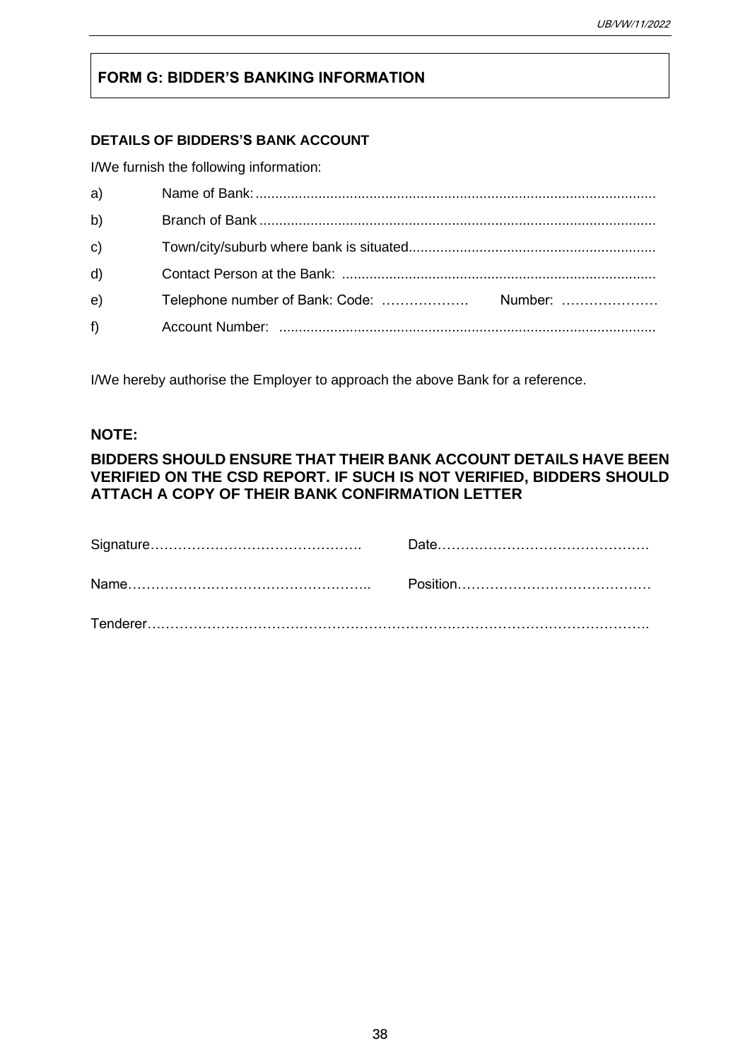## FORM G: BIDDER'S BANKING INFORMATION

**DETAILS OF BIDDERS'S BANK ACCOUNT**

I/We furnish the following information:

a) Name of Bank:......................................................................................................

b) Branch of Bank ....................................................................................................

c) Town/city/suburb where bank is situated..............................................................

d) Contact Person at the Bank: ...............................................................................

e) Telephone number of Bank: Code: ………………. Number: …………………

f) Account Number: ...............................................................................................

I/We hereby authorise the Employer to approach the above Bank for a reference.

**NOTE:**

**BIDDERS SHOULD ENSURE THAT THEIR BANK ACCOUNT DETAILS HAVE BEEN VERIFIED ON THE CSD REPORT. IF SUCH IS NOT VERIFIED, BIDDERS SHOULD ATTACH A COPY OF THEIR BANK CONFIRMATION LETTER**

Signature………………………………………. Date……………………………………….

Name…………………………………………….. Position……………………………………

Tenderer……………………………………………………………………………………….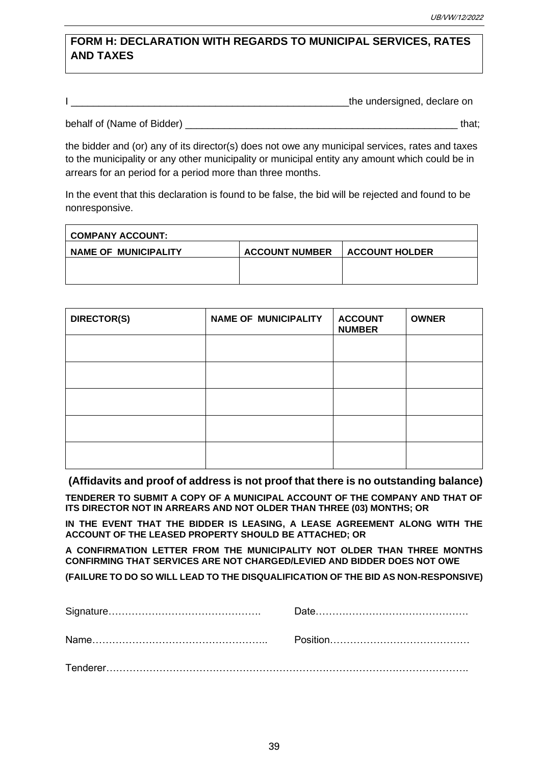## FORM H: DECLARATION WITH REGARDS TO MUNICIPAL SERVICES, RATES AND TAXES

I ___________________________________________________the undersigned, declare on

behalf of (Name of Bidder) ________________________________________________ that;

the bidder and (or) any of its director(s) does not owe any municipal services, rates and taxes to the municipality or any other municipality or municipal entity any amount which could be in arrears for an period for a period more than three months.

In the event that this declaration is found to be false, the bid will be rejected and found to be nonresponsive.

| COMPANY ACCOUNT: | | |
|---|---|---|
| **NAME OF MUNICIPALITY** | **ACCOUNT NUMBER** | **ACCOUNT HOLDER** |
| | | |

| DIRECTOR(S) | NAME OF MUNICIPALITY | ACCOUNT NUMBER | OWNER |
|---|---|---|---|
| | | | |
| | | | |
| | | | |
| | | | |
| | | | |

**(Affidavits and proof of address is not proof that there is no outstanding balance)**

**TENDERER TO SUBMIT A COPY OF A MUNICIPAL ACCOUNT OF THE COMPANY AND THAT OF ITS DIRECTOR NOT IN ARREARS AND NOT OLDER THAN THREE (03) MONTHS; OR**

**IN THE EVENT THAT THE BIDDER IS LEASING, A LEASE AGREEMENT ALONG WITH THE ACCOUNT OF THE LEASED PROPERTY SHOULD BE ATTACHED; OR**

**A CONFIRMATION LETTER FROM THE MUNICIPALITY NOT OLDER THAN THREE MONTHS CONFIRMING THAT SERVICES ARE NOT CHARGED/LEVIED AND BIDDER DOES NOT OWE**

**(FAILURE TO DO SO WILL LEAD TO THE DISQUALIFICATION OF THE BID AS NON-RESPONSIVE)**

Signature………………………………………. Date……………………………………….

Name…………………………………………….. Position……………………………………

Tenderer…………………………………………………………………………………………….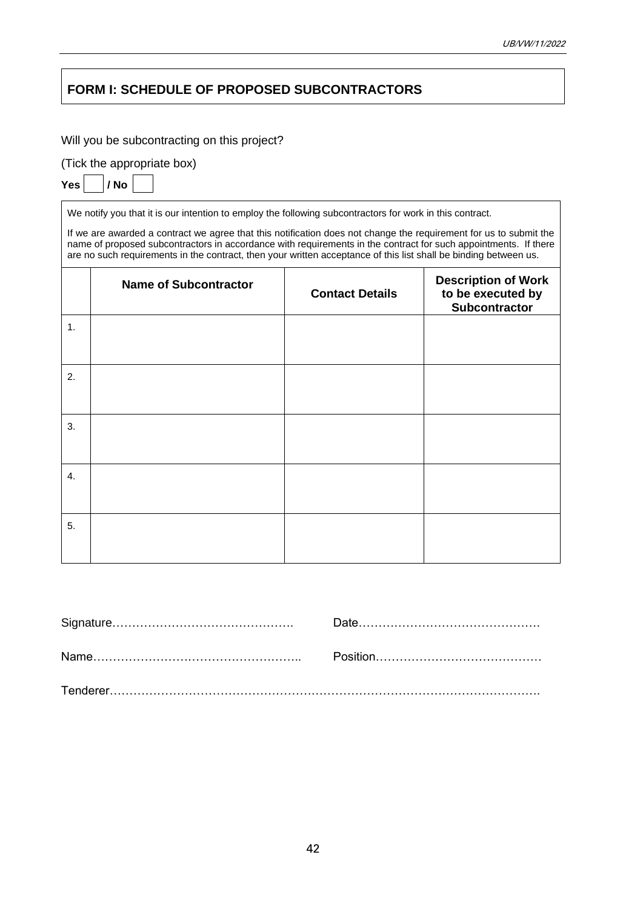## FORM I: SCHEDULE OF PROPOSED SUBCONTRACTORS

Will you be subcontracting on this project?

(Tick the appropriate box)

**Yes** ☐ **/ No** ☐

We notify you that it is our intention to employ the following subcontractors for work in this contract.

If we are awarded a contract we agree that this notification does not change the requirement for us to submit the name of proposed subcontractors in accordance with requirements in the contract for such appointments. If there are no such requirements in the contract, then your written acceptance of this list shall be binding between us.

| | Name of Subcontractor | Contact Details | Description of Work to be executed by Subcontractor |
|---|---|---|---|
| 1. | | | |
| 2. | | | |
| 3. | | | |
| 4. | | | |
| 5. | | | |

Signature………………………………………. Date……………………………………….

Name…………………………………………….. Position……………………………………

Tenderer……………………………………………………………………………………………….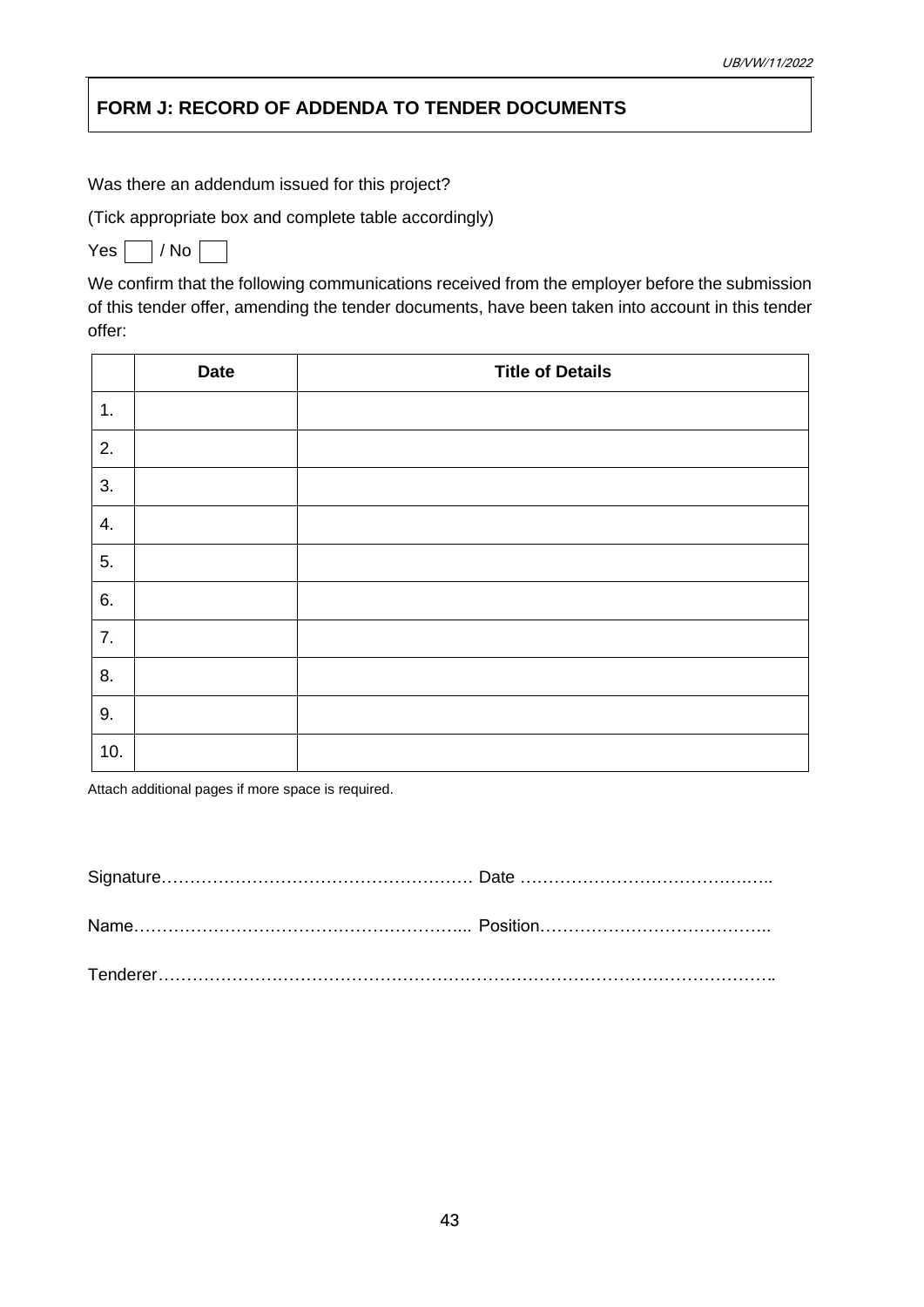## FORM J: RECORD OF ADDENDA TO TENDER DOCUMENTS

Was there an addendum issued for this project?

(Tick appropriate box and complete table accordingly)

Yes ☐ / No ☐

We confirm that the following communications received from the employer before the submission of this tender offer, amending the tender documents, have been taken into account in this tender offer:

| | Date | Title of Details |
|---|---|---|
| 1. | | |
| 2. | | |
| 3. | | |
| 4. | | |
| 5. | | |
| 6. | | |
| 7. | | |
| 8. | | |
| 9. | | |
| 10. | | |

Attach additional pages if more space is required.

Signature……………………………………………… Date ……………………………………..

Name………………………………………………... Position…………………………………..

Tenderer………………………………………………………………………………………..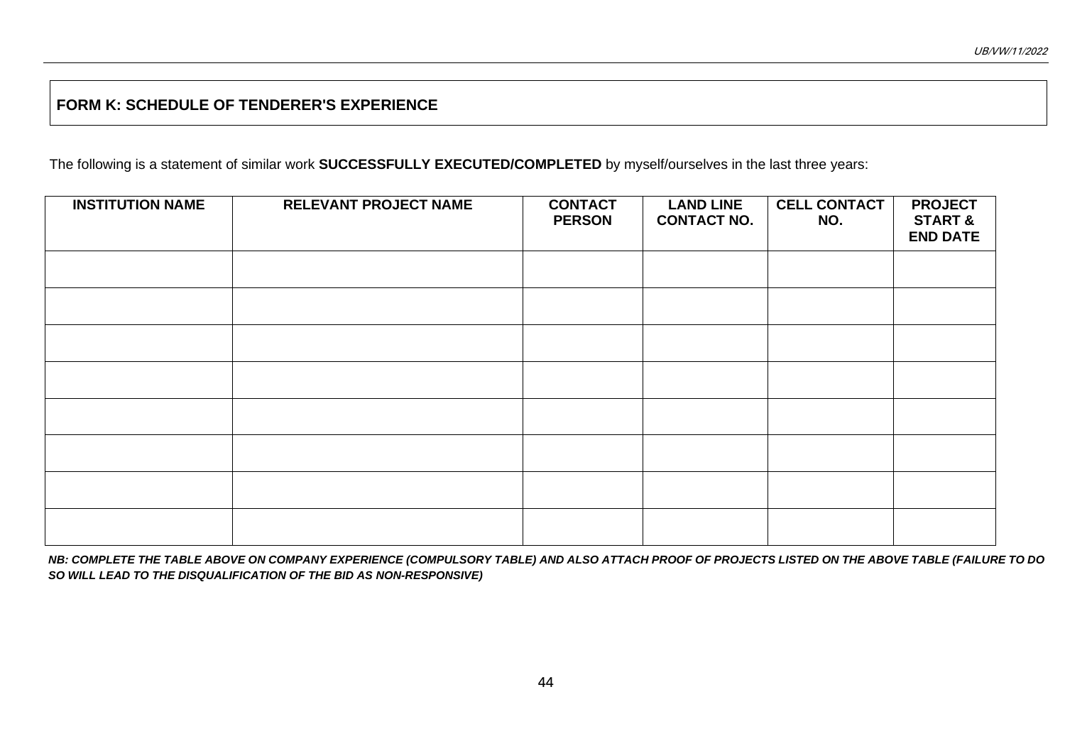## FORM K: SCHEDULE OF TENDERER'S EXPERIENCE

The following is a statement of similar work **SUCCESSFULLY EXECUTED/COMPLETED** by myself/ourselves in the last three years:

| INSTITUTION NAME | RELEVANT PROJECT NAME | CONTACT PERSON | LAND LINE CONTACT NO. | CELL CONTACT NO. | PROJECT START & END DATE |
|---|---|---|---|---|---|
| | | | | | |
| | | | | | |
| | | | | | |
| | | | | | |
| | | | | | |
| | | | | | |
| | | | | | |
| | | | | | |

***NB: COMPLETE THE TABLE ABOVE ON COMPANY EXPERIENCE (COMPULSORY TABLE) AND ALSO ATTACH PROOF OF PROJECTS LISTED ON THE ABOVE TABLE (FAILURE TO DO SO WILL LEAD TO THE DISQUALIFICATION OF THE BID AS NON-RESPONSIVE)***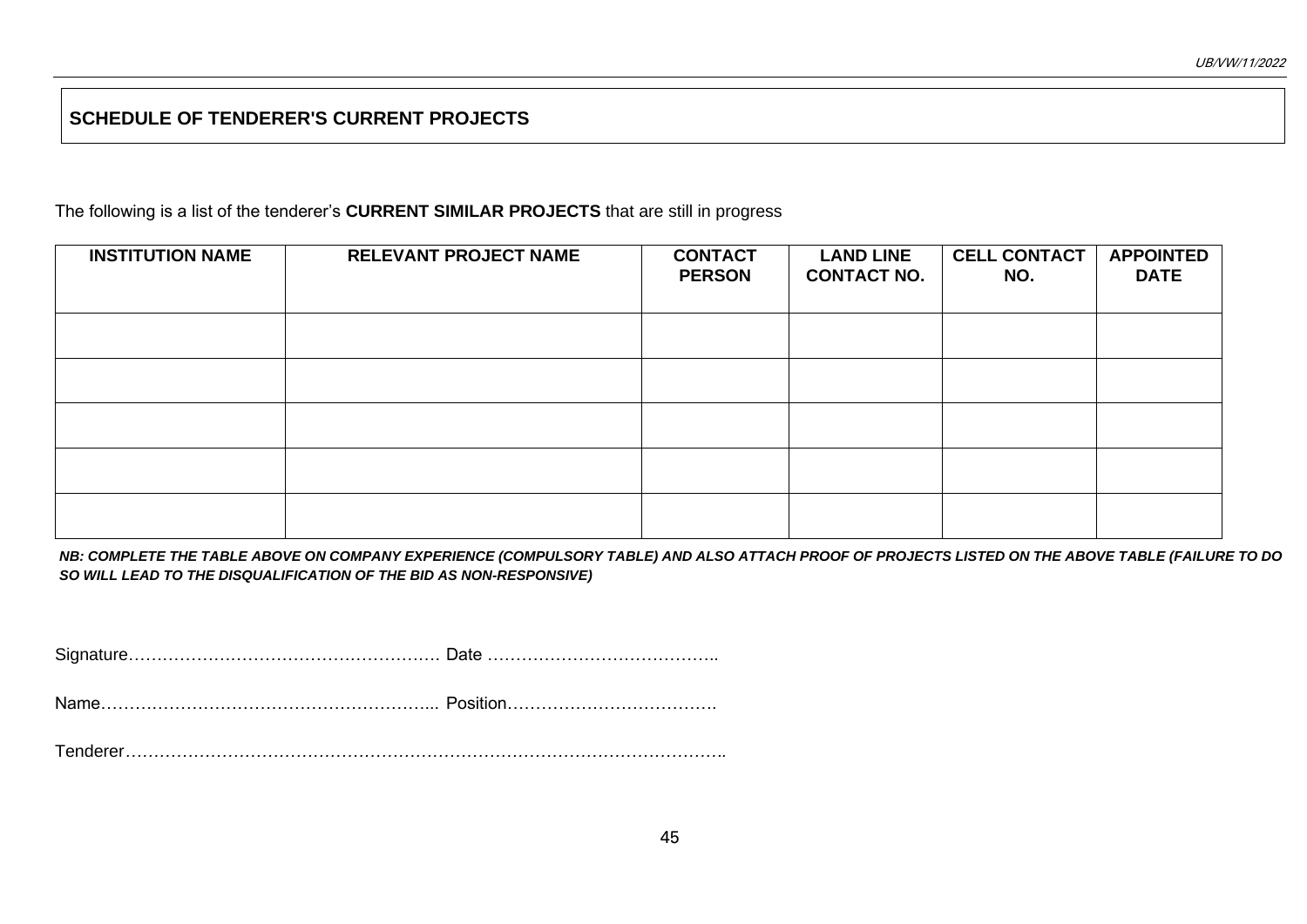## SCHEDULE OF TENDERER'S CURRENT PROJECTS

The following is a list of the tenderer's **CURRENT SIMILAR PROJECTS** that are still in progress

| INSTITUTION NAME | RELEVANT PROJECT NAME | CONTACT PERSON | LAND LINE CONTACT NO. | CELL CONTACT NO. | APPOINTED DATE |
|---|---|---|---|---|---|
| | | | | | |
| | | | | | |
| | | | | | |
| | | | | | |
| | | | | | |

***NB: COMPLETE THE TABLE ABOVE ON COMPANY EXPERIENCE (COMPULSORY TABLE) AND ALSO ATTACH PROOF OF PROJECTS LISTED ON THE ABOVE TABLE (FAILURE TO DO SO WILL LEAD TO THE DISQUALIFICATION OF THE BID AS NON-RESPONSIVE)***

Signature………………………………………………. Date …………………………………..

Name………………………………………………….. Position……………………………….

Tenderer……………………………………………………………………………………………..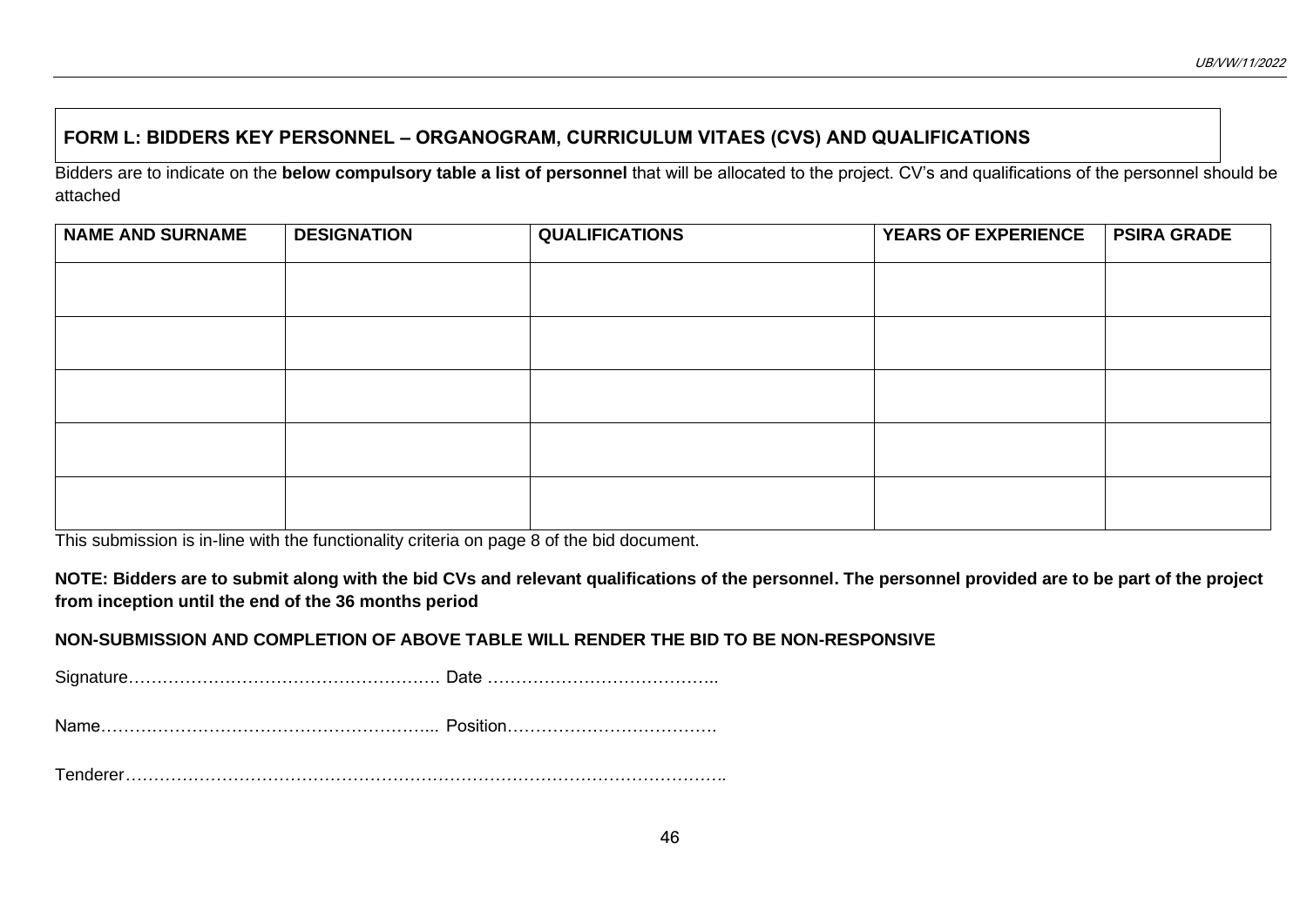## FORM L: BIDDERS KEY PERSONNEL – ORGANOGRAM, CURRICULUM VITAES (CVS) AND QUALIFICATIONS

Bidders are to indicate on the **below compulsory table a list of personnel** that will be allocated to the project. CV's and qualifications of the personnel should be attached

| NAME AND SURNAME | DESIGNATION | QUALIFICATIONS | YEARS OF EXPERIENCE | PSIRA GRADE |
|---|---|---|---|---|
| | | | | |
| | | | | |
| | | | | |
| | | | | |
| | | | | |

This submission is in-line with the functionality criteria on page 8 of the bid document.

**NOTE: Bidders are to submit along with the bid CVs and relevant qualifications of the personnel. The personnel provided are to be part of the project from inception until the end of the 36 months period**

**NON-SUBMISSION AND COMPLETION OF ABOVE TABLE WILL RENDER THE BID TO BE NON-RESPONSIVE**

Signature……………………………………………… Date …………………………………..

Name………………………………………………….. Position……………………………….

Tenderer……………………………………………………………………………………………..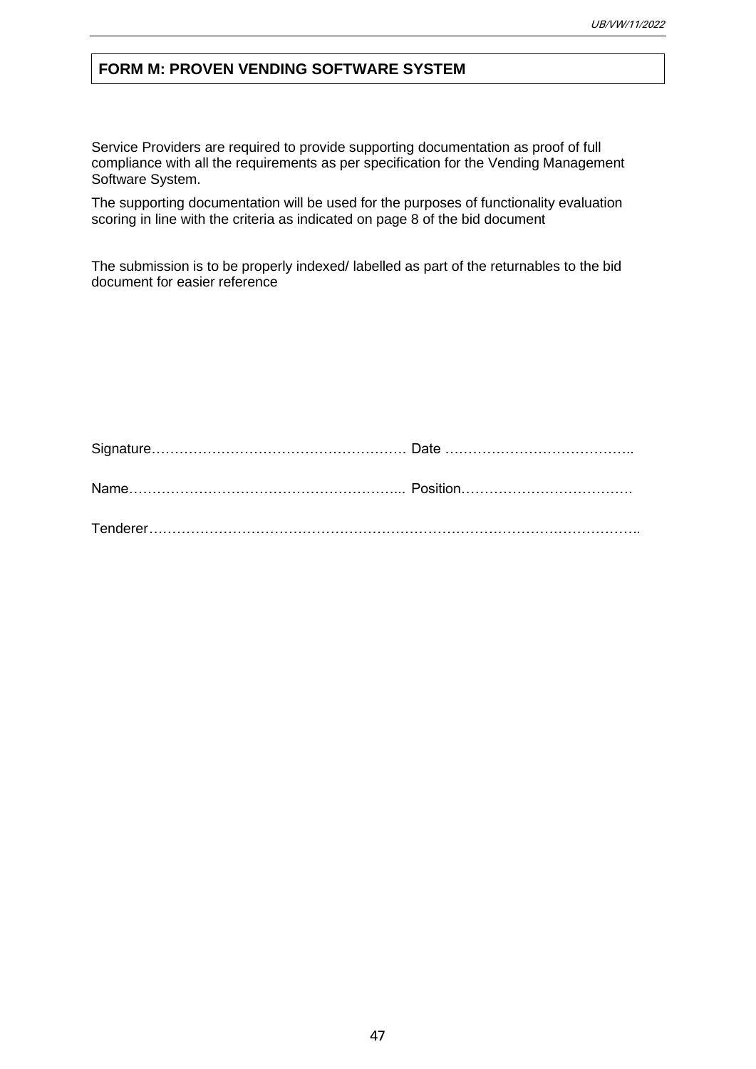## FORM M: PROVEN VENDING SOFTWARE SYSTEM

Service Providers are required to provide supporting documentation as proof of full compliance with all the requirements as per specification for the Vending Management Software System.

The supporting documentation will be used for the purposes of functionality evaluation scoring in line with the criteria as indicated on page 8 of the bid document

The submission is to be properly indexed/ labelled as part of the returnables to the bid document for easier reference

Signature………………………………………………. Date …………………………………..

Name………………………………………………... Position………………………………

Tenderer……………………………………………………………………………………….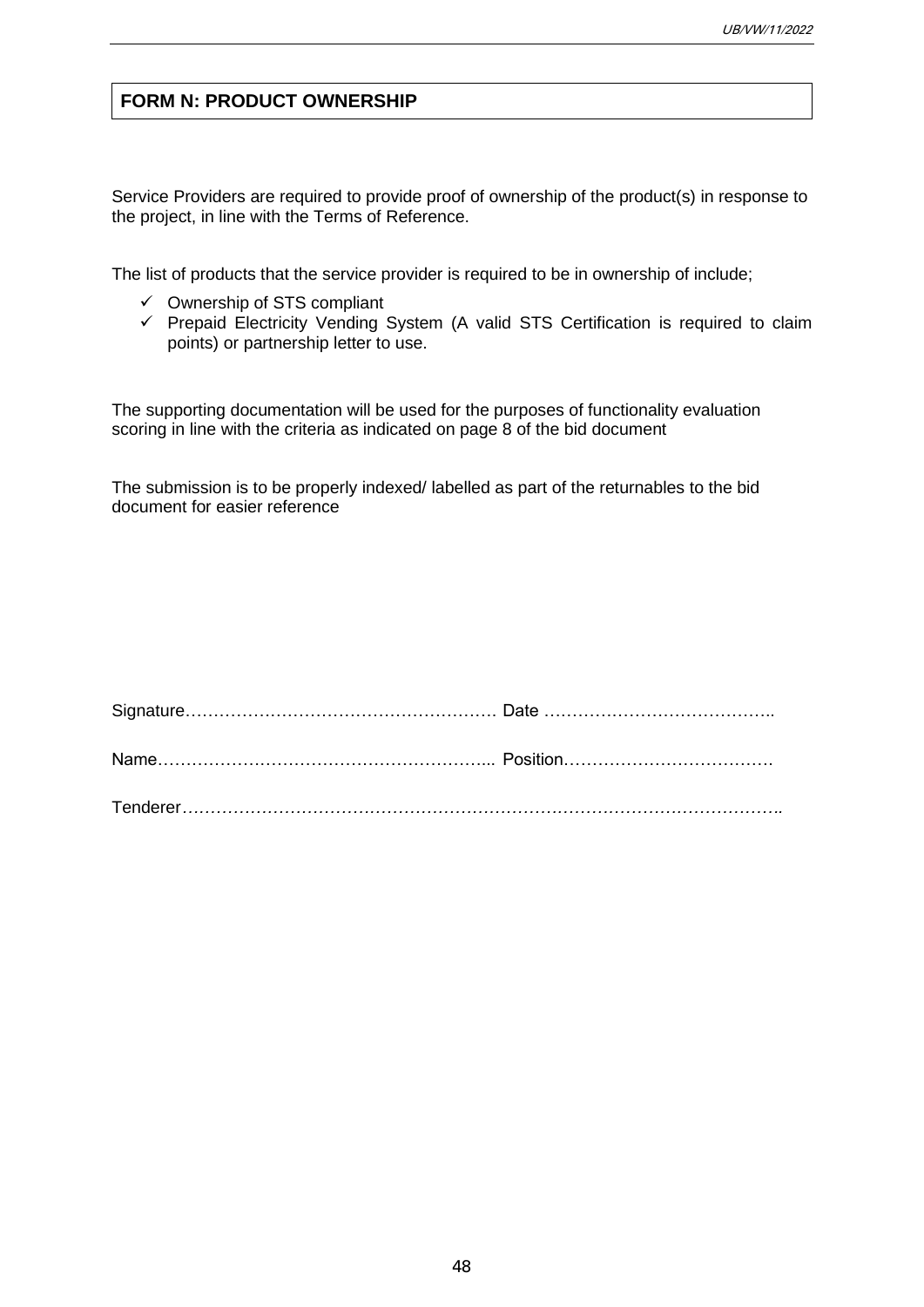## FORM N: PRODUCT OWNERSHIP

Service Providers are required to provide proof of ownership of the product(s) in response to the project, in line with the Terms of Reference.

The list of products that the service provider is required to be in ownership of include;

- ✓ Ownership of STS compliant
- ✓ Prepaid Electricity Vending System (A valid STS Certification is required to claim points) or partnership letter to use.

The supporting documentation will be used for the purposes of functionality evaluation scoring in line with the criteria as indicated on page 8 of the bid document

The submission is to be properly indexed/ labelled as part of the returnables to the bid document for easier reference

Signature……………………………………………… Date ………………………………..

Name………………………………………………….. Position………………………………

Tenderer………………………………………………………………………………………..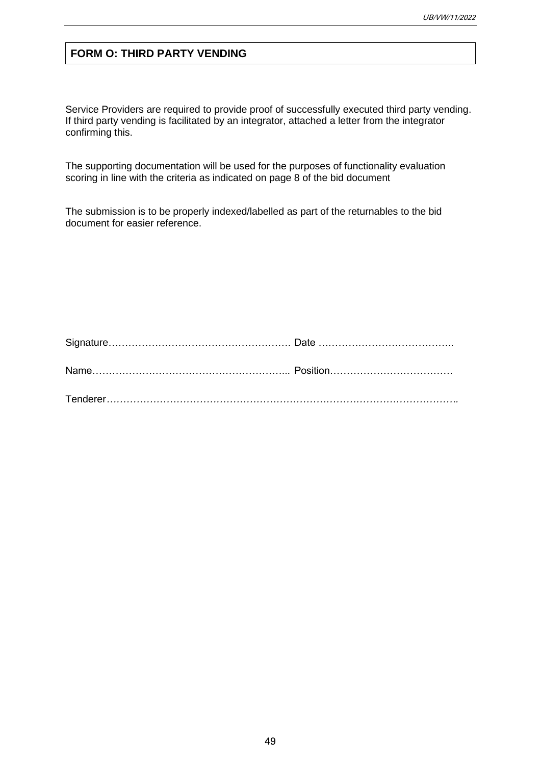## FORM O: THIRD PARTY VENDING

Service Providers are required to provide proof of successfully executed third party vending. If third party vending is facilitated by an integrator, attached a letter from the integrator confirming this.

The supporting documentation will be used for the purposes of functionality evaluation scoring in line with the criteria as indicated on page 8 of the bid document

The submission is to be properly indexed/labelled as part of the returnables to the bid document for easier reference.

Signature………………………………………………. Date …………………………………..

Name………………………………………………….. Position………………………………

Tenderer………………………………………………………………………………………..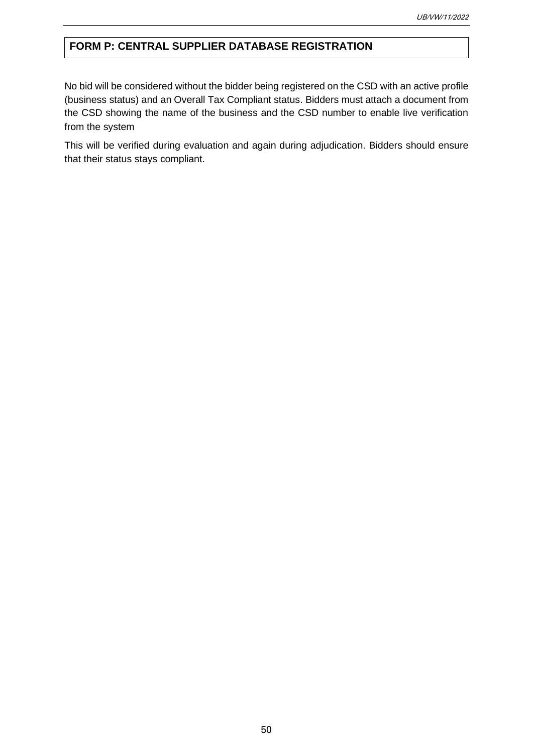# FORM P: CENTRAL SUPPLIER DATABASE REGISTRATION

No bid will be considered without the bidder being registered on the CSD with an active profile (business status) and an Overall Tax Compliant status. Bidders must attach a document from the CSD showing the name of the business and the CSD number to enable live verification from the system

This will be verified during evaluation and again during adjudication. Bidders should ensure that their status stays compliant.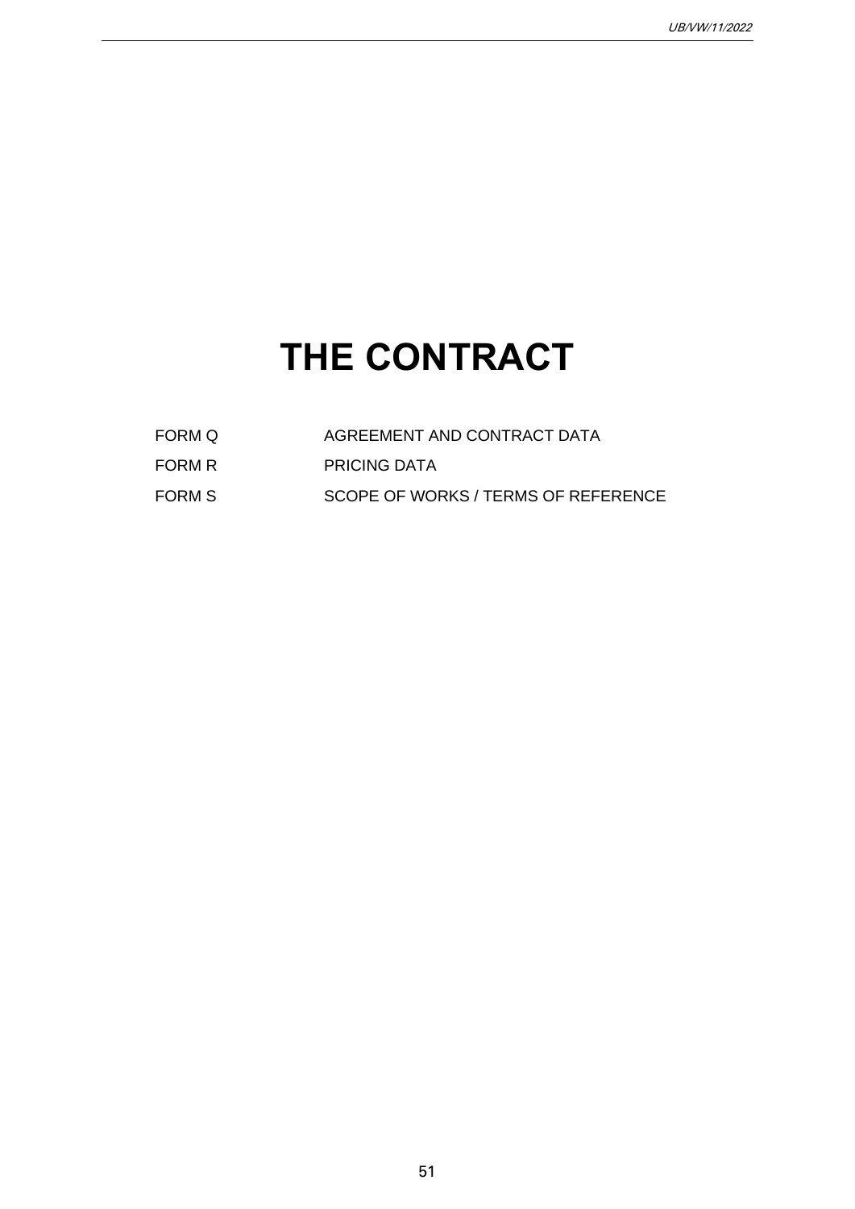# THE CONTRACT

| | |
|---|---|
| FORM Q | AGREEMENT AND CONTRACT DATA |
| FORM R | PRICING DATA |
| FORM S | SCOPE OF WORKS / TERMS OF REFERENCE |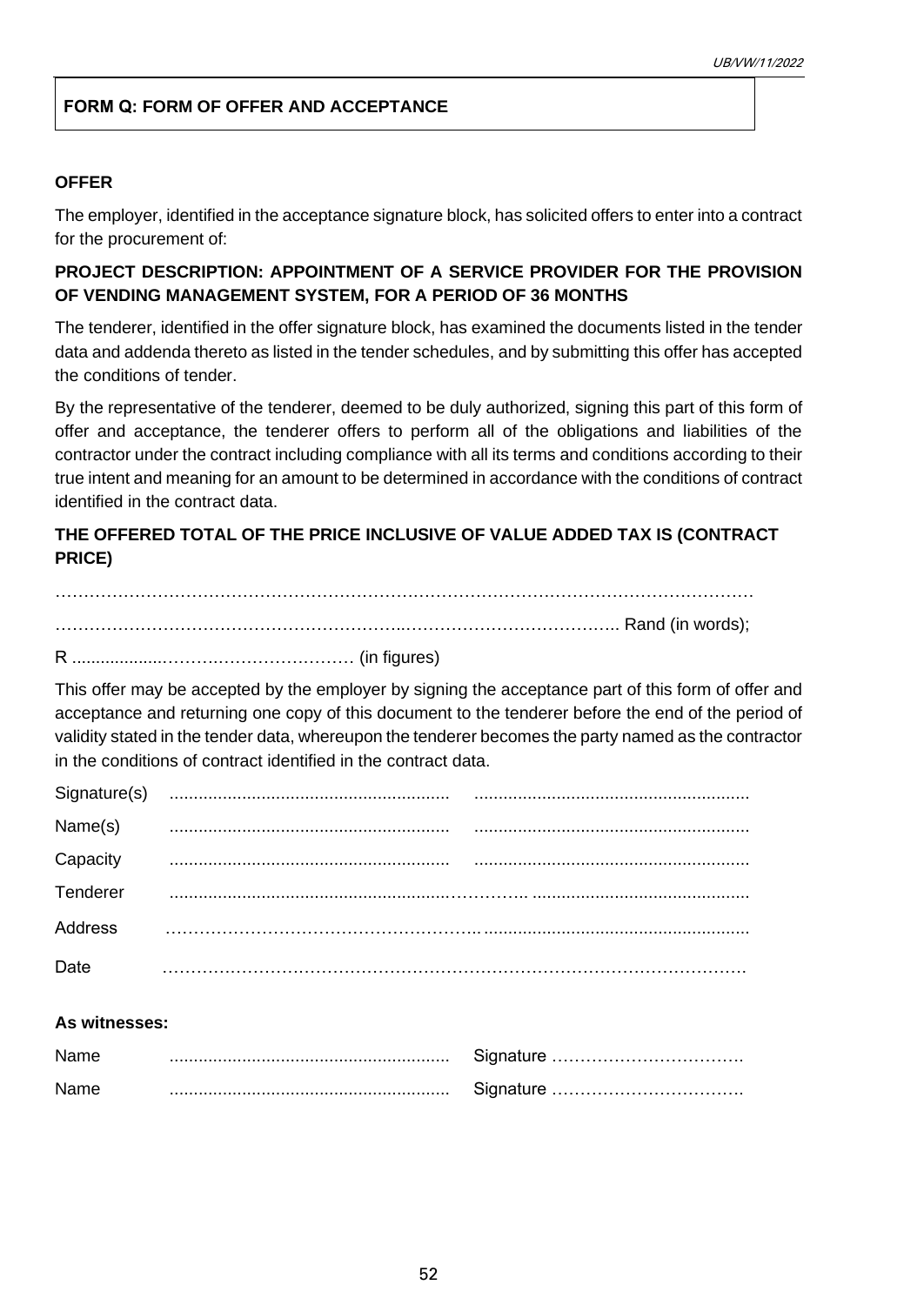**FORM Q: FORM OF OFFER AND ACCEPTANCE**

**OFFER**

The employer, identified in the acceptance signature block, has solicited offers to enter into a contract for the procurement of:

**PROJECT DESCRIPTION: APPOINTMENT OF A SERVICE PROVIDER FOR THE PROVISION OF VENDING MANAGEMENT SYSTEM, FOR A PERIOD OF 36 MONTHS**

The tenderer, identified in the offer signature block, has examined the documents listed in the tender data and addenda thereto as listed in the tender schedules, and by submitting this offer has accepted the conditions of tender.

By the representative of the tenderer, deemed to be duly authorized, signing this part of this form of offer and acceptance, the tenderer offers to perform all of the obligations and liabilities of the contractor under the contract including compliance with all its terms and conditions according to their true intent and meaning for an amount to be determined in accordance with the conditions of contract identified in the contract data.

**THE OFFERED TOTAL OF THE PRICE INCLUSIVE OF VALUE ADDED TAX IS (CONTRACT PRICE)**

……………………………………………………………………………………………………………

…………………………………………………………………………………………………….. Rand (in words);

R ...................……………………………… (in figures)

This offer may be accepted by the employer by signing the acceptance part of this form of offer and acceptance and returning one copy of this document to the tenderer before the end of the period of validity stated in the tender data, whereupon the tenderer becomes the party named as the contractor in the conditions of contract identified in the contract data.

| | | |
|---|---|---|
| Signature(s) | .......................................................... | .......................................................... |
| Name(s) | .......................................................... | .......................................................... |
| Capacity | .......................................................... | .......................................................... |
| Tenderer | ..........................................................………….. | ............................................. |
| Address | ……………………………………………….. | ........................................................ |
| Date | …………………………………………………………………………………………… | |

**As witnesses:**

| | | |
|---|---|---|
| Name | .......................................................... | Signature ……………………………. |
| Name | .......................................................... | Signature ……………………………. |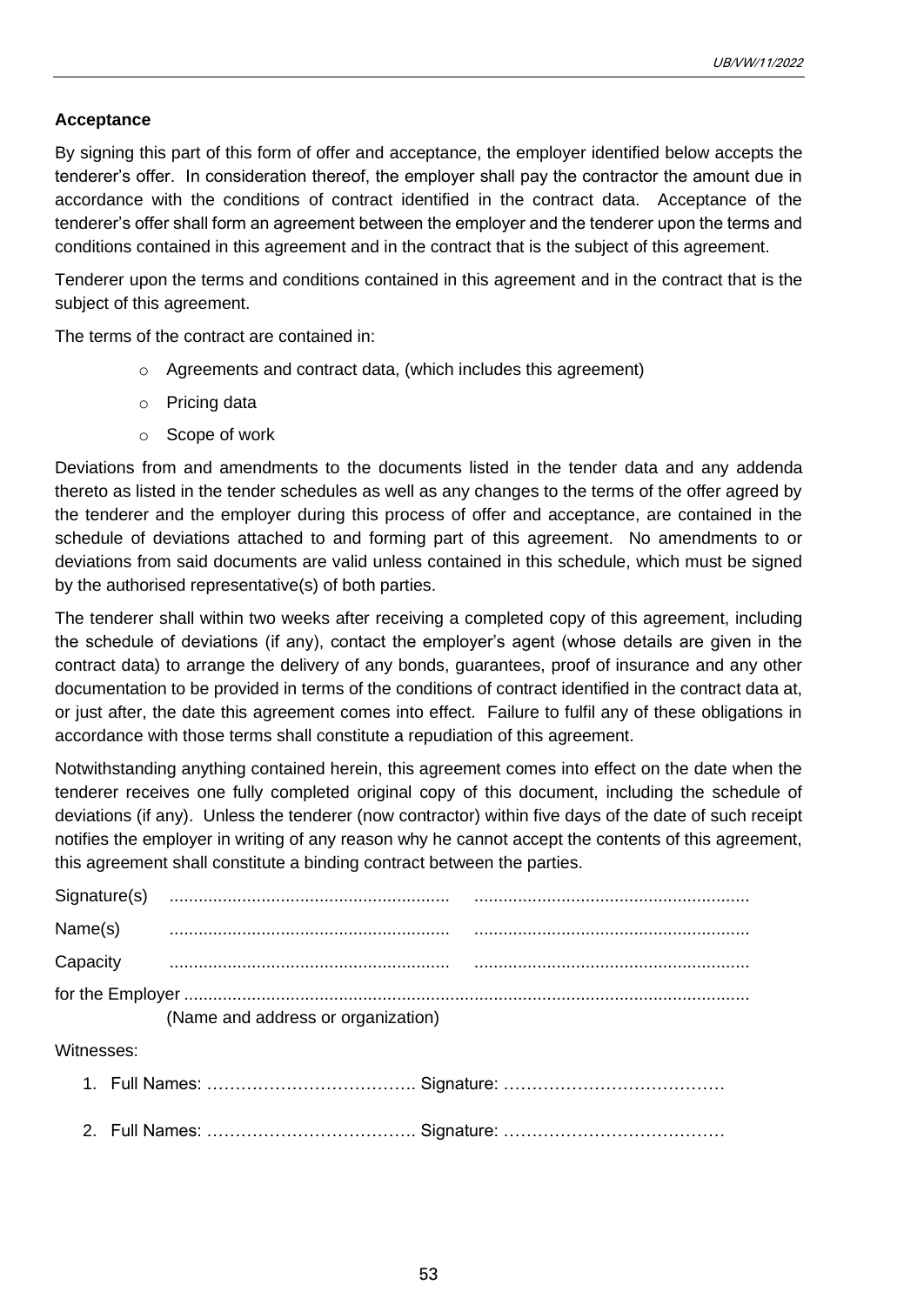**Acceptance**

By signing this part of this form of offer and acceptance, the employer identified below accepts the tenderer's offer. In consideration thereof, the employer shall pay the contractor the amount due in accordance with the conditions of contract identified in the contract data. Acceptance of the tenderer's offer shall form an agreement between the employer and the tenderer upon the terms and conditions contained in this agreement and in the contract that is the subject of this agreement.

Tenderer upon the terms and conditions contained in this agreement and in the contract that is the subject of this agreement.

The terms of the contract are contained in:

- Agreements and contract data, (which includes this agreement)
- Pricing data
- Scope of work

Deviations from and amendments to the documents listed in the tender data and any addenda thereto as listed in the tender schedules as well as any changes to the terms of the offer agreed by the tenderer and the employer during this process of offer and acceptance, are contained in the schedule of deviations attached to and forming part of this agreement. No amendments to or deviations from said documents are valid unless contained in this schedule, which must be signed by the authorised representative(s) of both parties.

The tenderer shall within two weeks after receiving a completed copy of this agreement, including the schedule of deviations (if any), contact the employer's agent (whose details are given in the contract data) to arrange the delivery of any bonds, guarantees, proof of insurance and any other documentation to be provided in terms of the conditions of contract identified in the contract data at, or just after, the date this agreement comes into effect. Failure to fulfil any of these obligations in accordance with those terms shall constitute a repudiation of this agreement.

Notwithstanding anything contained herein, this agreement comes into effect on the date when the tenderer receives one fully completed original copy of this document, including the schedule of deviations (if any). Unless the tenderer (now contractor) within five days of the date of such receipt notifies the employer in writing of any reason why he cannot accept the contents of this agreement, this agreement shall constitute a binding contract between the parties.

Signature(s) .......................................................... ..........................................................

Name(s) .......................................................... ..........................................................

Capacity .......................................................... ..........................................................

for the Employer .....................................................................................................................

(Name and address or organization)

Witnesses:

1. Full Names: ………………………………. Signature: …………………………………
2. Full Names: ………………………………. Signature: …………………………………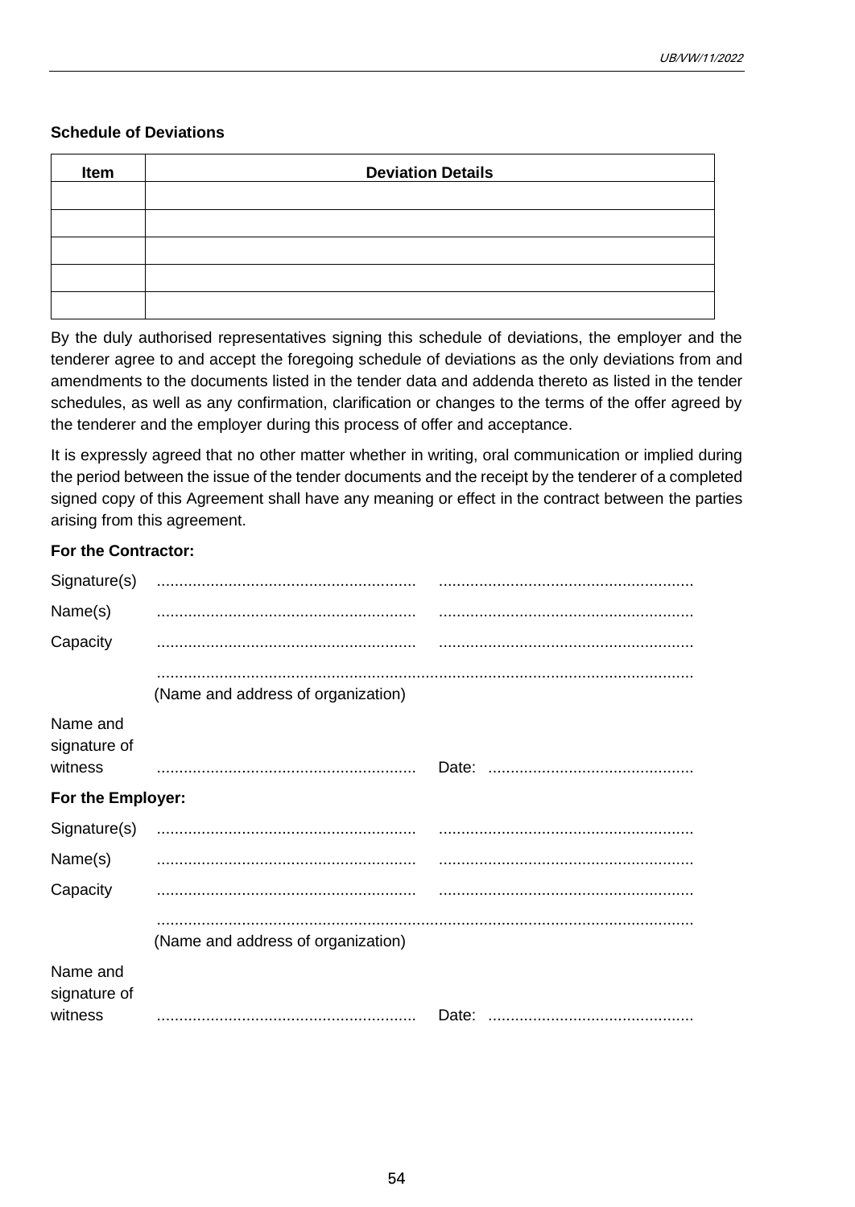**Schedule of Deviations**

| Item | Deviation Details |
| --- | --- |
| | |
| | |
| | |
| | |
| | |

By the duly authorised representatives signing this schedule of deviations, the employer and the tenderer agree to and accept the foregoing schedule of deviations as the only deviations from and amendments to the documents listed in the tender data and addenda thereto as listed in the tender schedules, as well as any confirmation, clarification or changes to the terms of the offer agreed by the tenderer and the employer during this process of offer and acceptance.

It is expressly agreed that no other matter whether in writing, oral communication or implied during the period between the issue of the tender documents and the receipt by the tenderer of a completed signed copy of this Agreement shall have any meaning or effect in the contract between the parties arising from this agreement.

**For the Contractor:**

Signature(s) .......................................................... ..........................................................

Name(s) .......................................................... ..........................................................

Capacity .......................................................... ..........................................................

........................................................................................................................
(Name and address of organization)

Name and signature of witness .......................................................... Date: ..............................................

**For the Employer:**

Signature(s) .......................................................... ..........................................................

Name(s) .......................................................... ..........................................................

Capacity .......................................................... ..........................................................

........................................................................................................................
(Name and address of organization)

Name and signature of witness .......................................................... Date: ..............................................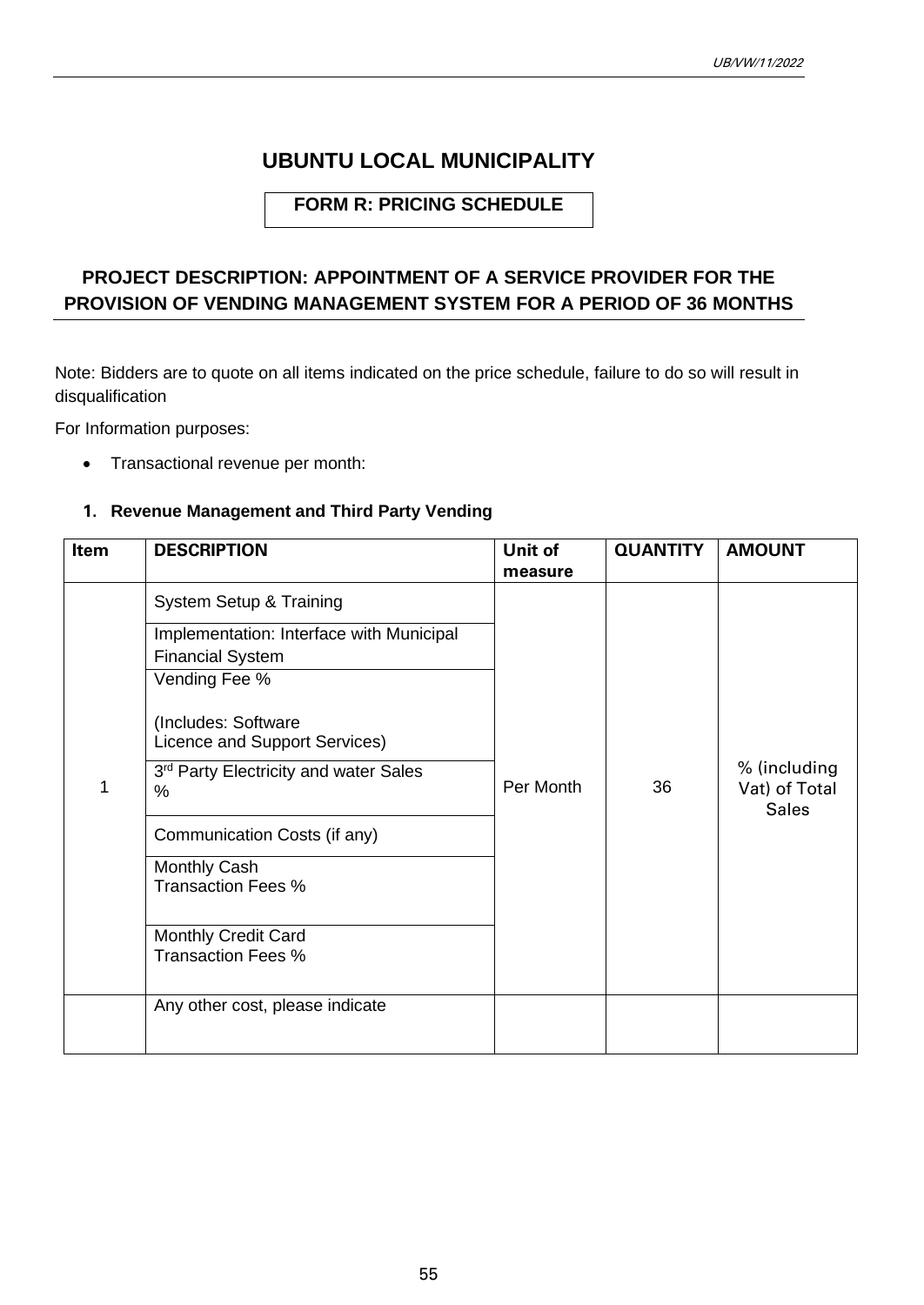# UBUNTU LOCAL MUNICIPALITY

## FORM R: PRICING SCHEDULE

## PROJECT DESCRIPTION: APPOINTMENT OF A SERVICE PROVIDER FOR THE PROVISION OF VENDING MANAGEMENT SYSTEM FOR A PERIOD OF 36 MONTHS

Note: Bidders are to quote on all items indicated on the price schedule, failure to do so will result in disqualification

For Information purposes:

- Transactional revenue per month:

### 1. Revenue Management and Third Party Vending

| Item | DESCRIPTION | Unit of measure | QUANTITY | AMOUNT |
|---|---|---|---|---|
| 1 | System Setup & Training | Per Month | 36 | % (including Vat) of Total Sales |
| | Implementation: Interface with Municipal Financial System | | | |
| | Vending Fee % (Includes: Software Licence and Support Services) | | | |
| | 3rd Party Electricity and water Sales % | | | |
| | Communication Costs (if any) | | | |
| | Monthly Cash Transaction Fees % | | | |
| | Monthly Credit Card Transaction Fees % | | | |
| | Any other cost, please indicate | | | |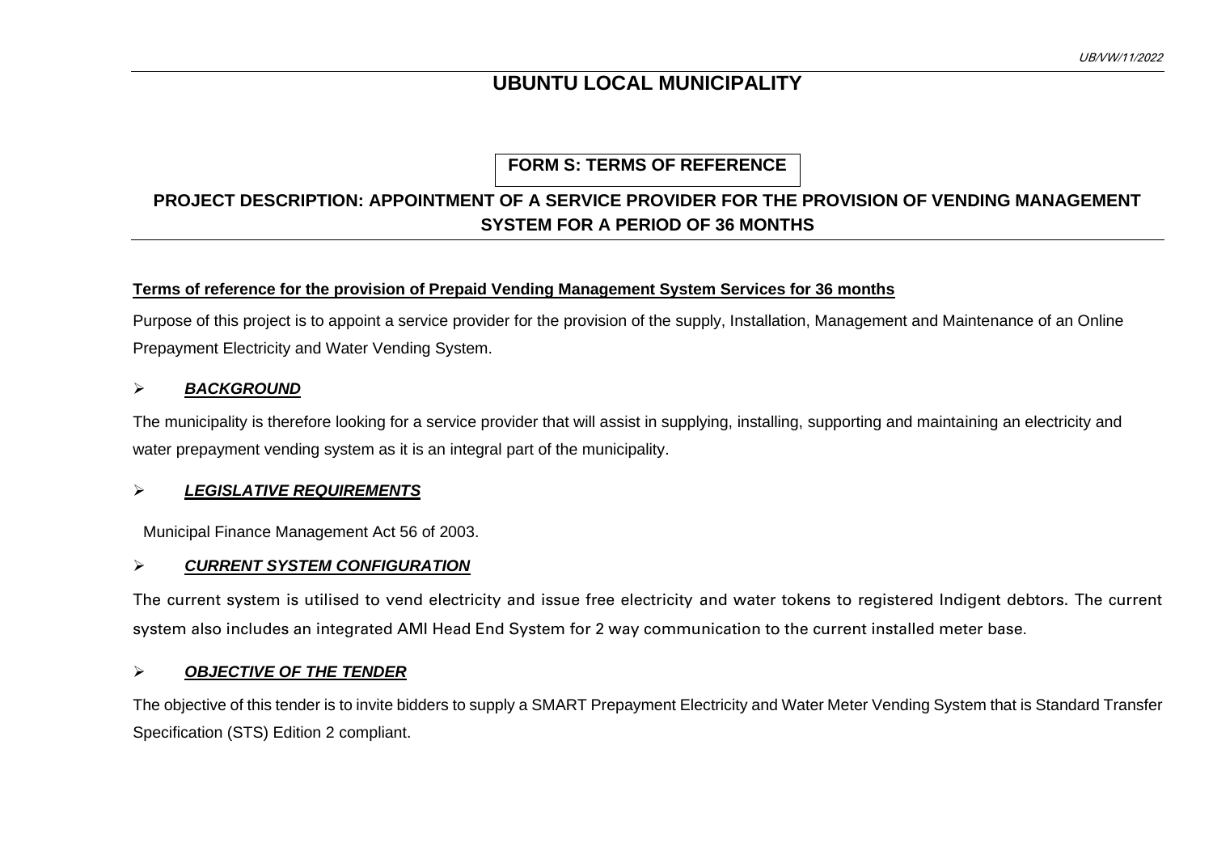# UBUNTU LOCAL MUNICIPALITY

## FORM S: TERMS OF REFERENCE

## PROJECT DESCRIPTION: APPOINTMENT OF A SERVICE PROVIDER FOR THE PROVISION OF VENDING MANAGEMENT SYSTEM FOR A PERIOD OF 36 MONTHS

**Terms of reference for the provision of Prepaid Vending Management System Services for 36 months**

Purpose of this project is to appoint a service provider for the provision of the supply, Installation, Management and Maintenance of an Online Prepayment Electricity and Water Vending System.

- ***BACKGROUND***

The municipality is therefore looking for a service provider that will assist in supplying, installing, supporting and maintaining an electricity and water prepayment vending system as it is an integral part of the municipality.

- ***LEGISLATIVE REQUIREMENTS***

Municipal Finance Management Act 56 of 2003.

- ***CURRENT SYSTEM CONFIGURATION***

The current system is utilised to vend electricity and issue free electricity and water tokens to registered Indigent debtors. The current system also includes an integrated AMI Head End System for 2 way communication to the current installed meter base.

- ***OBJECTIVE OF THE TENDER***

The objective of this tender is to invite bidders to supply a SMART Prepayment Electricity and Water Meter Vending System that is Standard Transfer Specification (STS) Edition 2 compliant.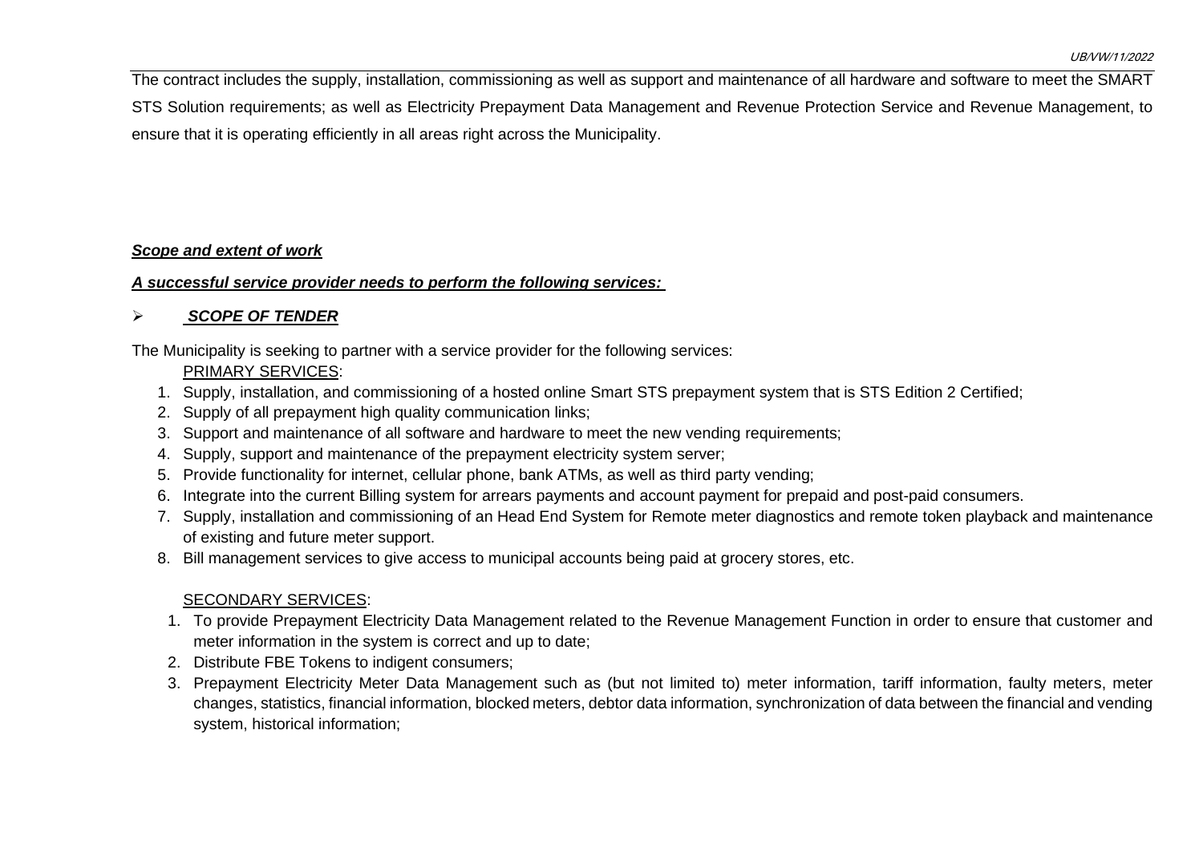The contract includes the supply, installation, commissioning as well as support and maintenance of all hardware and software to meet the SMART STS Solution requirements; as well as Electricity Prepayment Data Management and Revenue Protection Service and Revenue Management, to ensure that it is operating efficiently in all areas right across the Municipality.

***Scope and extent of work***

***A successful service provider needs to perform the following services:***

- ***SCOPE OF TENDER***

The Municipality is seeking to partner with a service provider for the following services:

PRIMARY SERVICES:

1. Supply, installation, and commissioning of a hosted online Smart STS prepayment system that is STS Edition 2 Certified;
2. Supply of all prepayment high quality communication links;
3. Support and maintenance of all software and hardware to meet the new vending requirements;
4. Supply, support and maintenance of the prepayment electricity system server;
5. Provide functionality for internet, cellular phone, bank ATMs, as well as third party vending;
6. Integrate into the current Billing system for arrears payments and account payment for prepaid and post-paid consumers.
7. Supply, installation and commissioning of an Head End System for Remote meter diagnostics and remote token playback and maintenance of existing and future meter support.
8. Bill management services to give access to municipal accounts being paid at grocery stores, etc.

SECONDARY SERVICES:

1. To provide Prepayment Electricity Data Management related to the Revenue Management Function in order to ensure that customer and meter information in the system is correct and up to date;
2. Distribute FBE Tokens to indigent consumers;
3. Prepayment Electricity Meter Data Management such as (but not limited to) meter information, tariff information, faulty meters, meter changes, statistics, financial information, blocked meters, debtor data information, synchronization of data between the financial and vending system, historical information;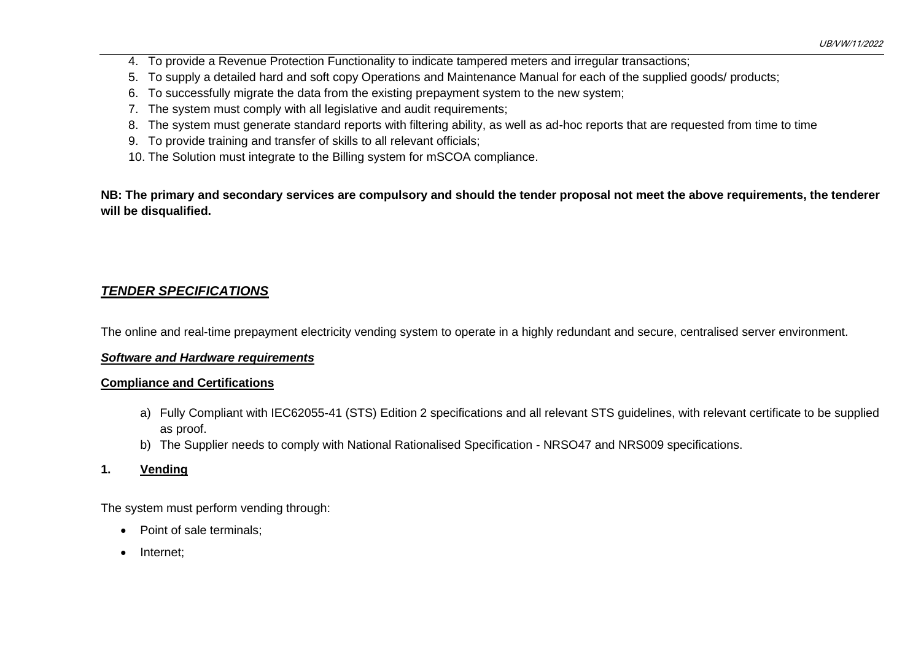4. To provide a Revenue Protection Functionality to indicate tampered meters and irregular transactions;
5. To supply a detailed hard and soft copy Operations and Maintenance Manual for each of the supplied goods/ products;
6. To successfully migrate the data from the existing prepayment system to the new system;
7. The system must comply with all legislative and audit requirements;
8. The system must generate standard reports with filtering ability, as well as ad-hoc reports that are requested from time to time
9. To provide training and transfer of skills to all relevant officials;
10. The Solution must integrate to the Billing system for mSCOA compliance.

**NB: The primary and secondary services are compulsory and should the tender proposal not meet the above requirements, the tenderer will be disqualified.**

## ***TENDER SPECIFICATIONS***

The online and real-time prepayment electricity vending system to operate in a highly redundant and secure, centralised server environment.

***Software and Hardware requirements***

**Compliance and Certifications**

a) Fully Compliant with IEC62055-41 (STS) Edition 2 specifications and all relevant STS guidelines, with relevant certificate to be supplied as proof.
b) The Supplier needs to comply with National Rationalised Specification - NRSO47 and NRS009 specifications.

**1. Vending**

The system must perform vending through:

- Point of sale terminals;
- Internet;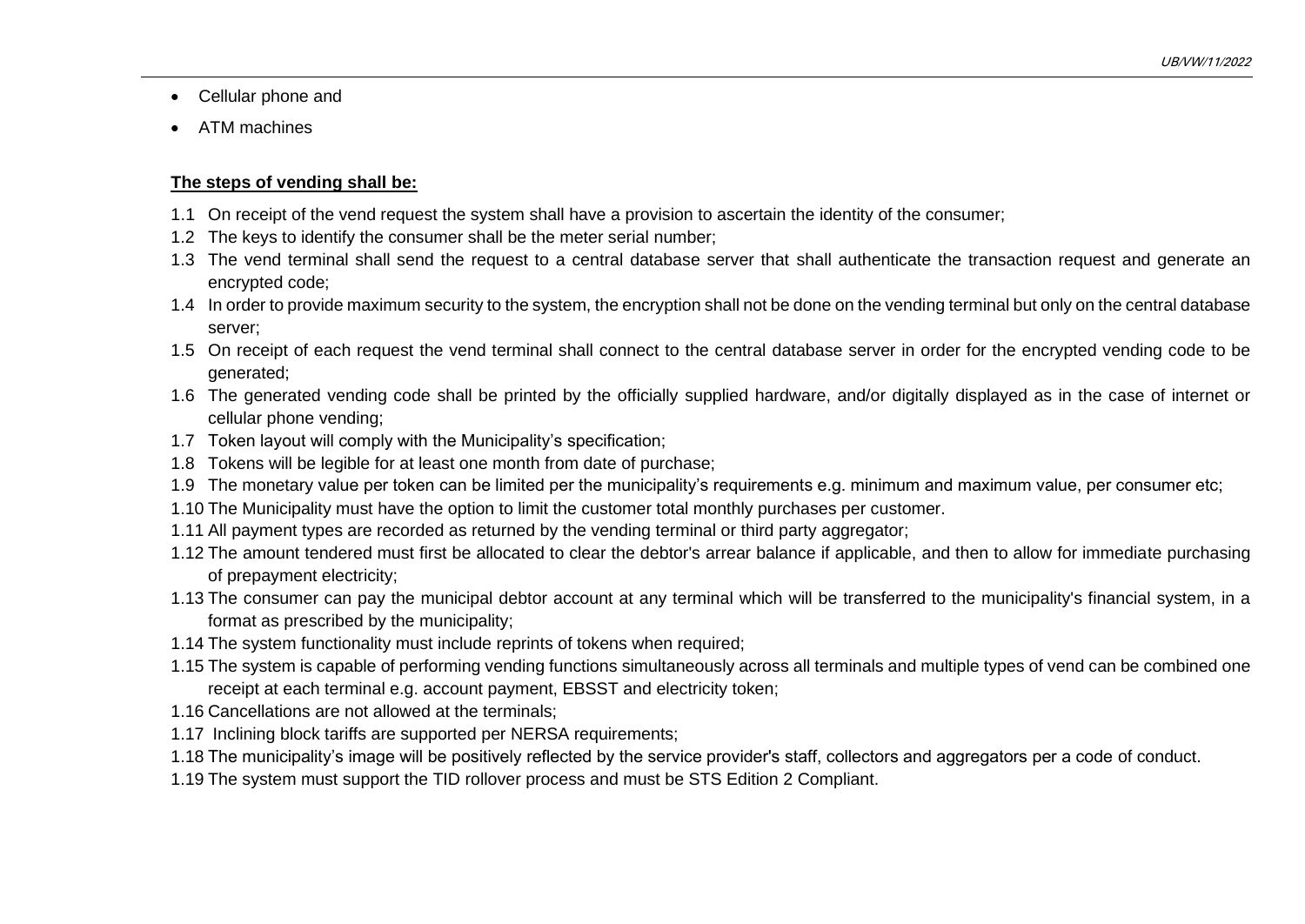- Cellular phone and
- ATM machines

**The steps of vending shall be:**

1.1 On receipt of the vend request the system shall have a provision to ascertain the identity of the consumer;
1.2 The keys to identify the consumer shall be the meter serial number;
1.3 The vend terminal shall send the request to a central database server that shall authenticate the transaction request and generate an encrypted code;
1.4 In order to provide maximum security to the system, the encryption shall not be done on the vending terminal but only on the central database server;
1.5 On receipt of each request the vend terminal shall connect to the central database server in order for the encrypted vending code to be generated;
1.6 The generated vending code shall be printed by the officially supplied hardware, and/or digitally displayed as in the case of internet or cellular phone vending;
1.7 Token layout will comply with the Municipality's specification;
1.8 Tokens will be legible for at least one month from date of purchase;
1.9 The monetary value per token can be limited per the municipality's requirements e.g. minimum and maximum value, per consumer etc;
1.10 The Municipality must have the option to limit the customer total monthly purchases per customer.
1.11 All payment types are recorded as returned by the vending terminal or third party aggregator;
1.12 The amount tendered must first be allocated to clear the debtor's arrear balance if applicable, and then to allow for immediate purchasing of prepayment electricity;
1.13 The consumer can pay the municipal debtor account at any terminal which will be transferred to the municipality's financial system, in a format as prescribed by the municipality;
1.14 The system functionality must include reprints of tokens when required;
1.15 The system is capable of performing vending functions simultaneously across all terminals and multiple types of vend can be combined one receipt at each terminal e.g. account payment, EBSST and electricity token;
1.16 Cancellations are not allowed at the terminals;
1.17 Inclining block tariffs are supported per NERSA requirements;
1.18 The municipality's image will be positively reflected by the service provider's staff, collectors and aggregators per a code of conduct.
1.19 The system must support the TID rollover process and must be STS Edition 2 Compliant.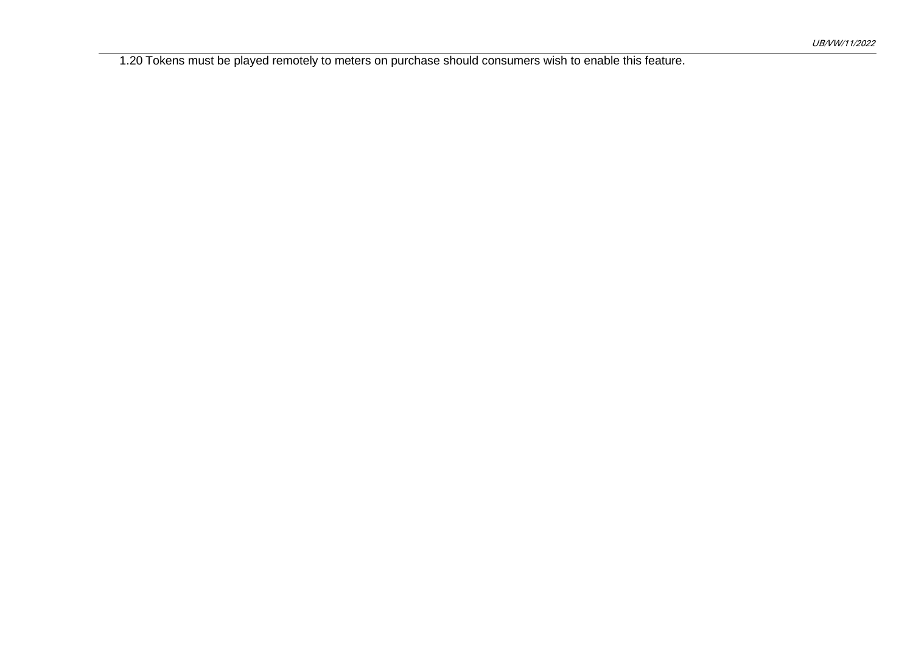1.20 Tokens must be played remotely to meters on purchase should consumers wish to enable this feature.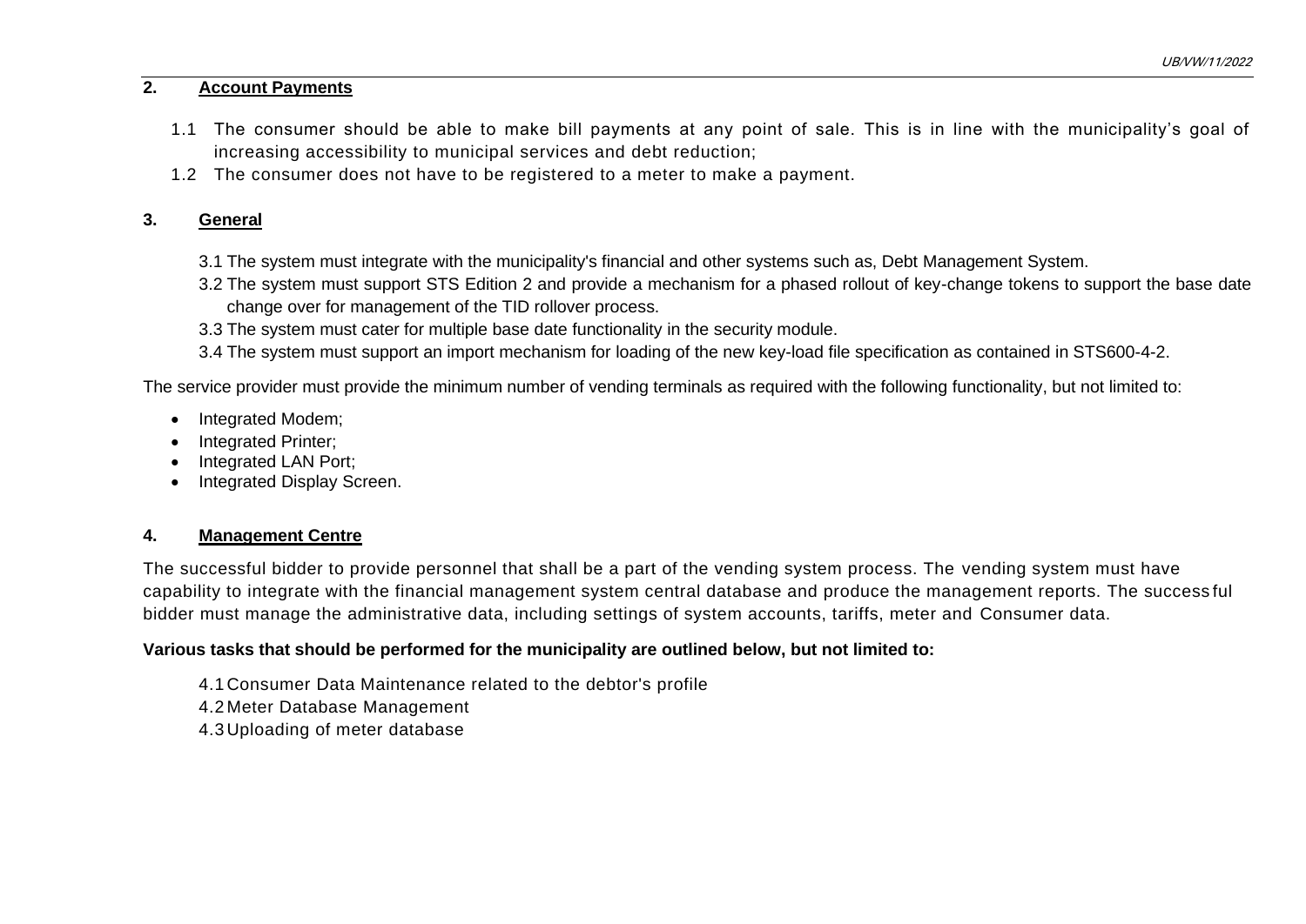## 2. Account Payments

1.1 The consumer should be able to make bill payments at any point of sale. This is in line with the municipality's goal of increasing accessibility to municipal services and debt reduction;

1.2 The consumer does not have to be registered to a meter to make a payment.

## 3. General

3.1 The system must integrate with the municipality's financial and other systems such as, Debt Management System.

3.2 The system must support STS Edition 2 and provide a mechanism for a phased rollout of key-change tokens to support the base date change over for management of the TID rollover process.

3.3 The system must cater for multiple base date functionality in the security module.

3.4 The system must support an import mechanism for loading of the new key-load file specification as contained in STS600-4-2.

The service provider must provide the minimum number of vending terminals as required with the following functionality, but not limited to:

- Integrated Modem;
- Integrated Printer;
- Integrated LAN Port;
- Integrated Display Screen.

## 4. Management Centre

The successful bidder to provide personnel that shall be a part of the vending system process. The vending system must have capability to integrate with the financial management system central database and produce the management reports. The successful bidder must manage the administrative data, including settings of system accounts, tariffs, meter and Consumer data.

**Various tasks that should be performed for the municipality are outlined below, but not limited to:**

4.1 Consumer Data Maintenance related to the debtor's profile

4.2 Meter Database Management

4.3 Uploading of meter database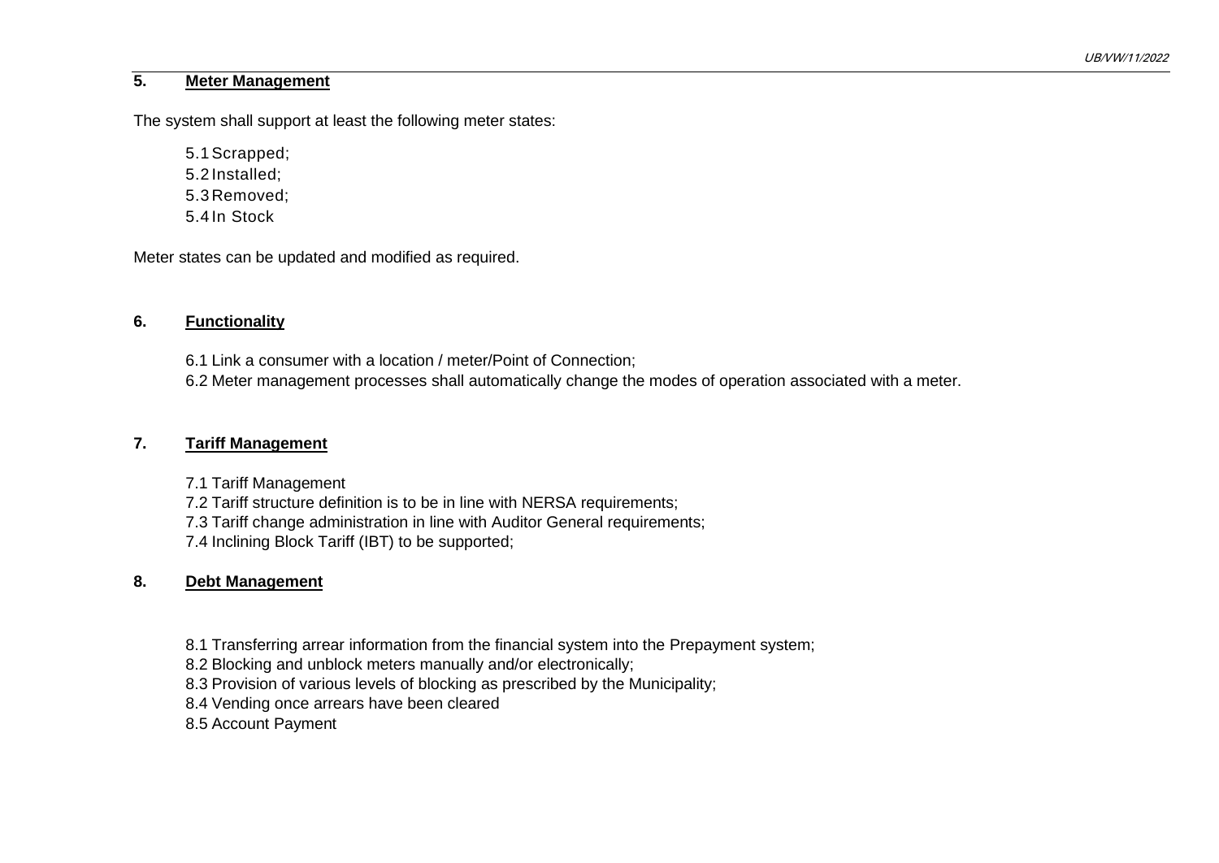## 5. Meter Management

The system shall support at least the following meter states:

5.1 Scrapped;
5.2 Installed;
5.3 Removed;
5.4 In Stock

Meter states can be updated and modified as required.

## 6. Functionality

6.1 Link a consumer with a location / meter/Point of Connection;
6.2 Meter management processes shall automatically change the modes of operation associated with a meter.

## 7. Tariff Management

7.1 Tariff Management
7.2 Tariff structure definition is to be in line with NERSA requirements;
7.3 Tariff change administration in line with Auditor General requirements;
7.4 Inclining Block Tariff (IBT) to be supported;

## 8. Debt Management

8.1 Transferring arrear information from the financial system into the Prepayment system;
8.2 Blocking and unblock meters manually and/or electronically;
8.3 Provision of various levels of blocking as prescribed by the Municipality;
8.4 Vending once arrears have been cleared
8.5 Account Payment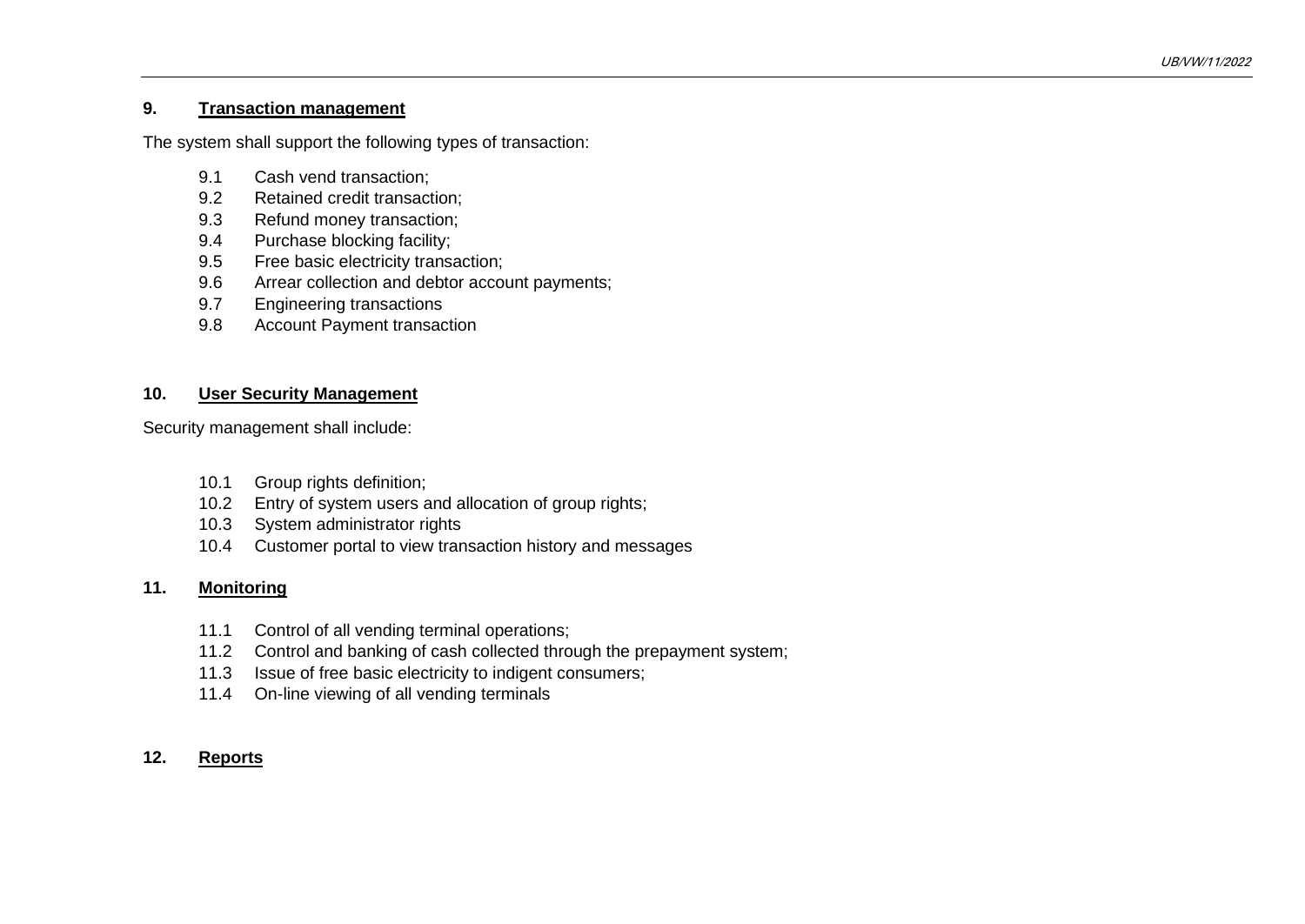## 9. Transaction management

The system shall support the following types of transaction:

- 9.1 Cash vend transaction;
- 9.2 Retained credit transaction;
- 9.3 Refund money transaction;
- 9.4 Purchase blocking facility;
- 9.5 Free basic electricity transaction;
- 9.6 Arrear collection and debtor account payments;
- 9.7 Engineering transactions
- 9.8 Account Payment transaction

## 10. User Security Management

Security management shall include:

- 10.1 Group rights definition;
- 10.2 Entry of system users and allocation of group rights;
- 10.3 System administrator rights
- 10.4 Customer portal to view transaction history and messages

## 11. Monitoring

- 11.1 Control of all vending terminal operations;
- 11.2 Control and banking of cash collected through the prepayment system;
- 11.3 Issue of free basic electricity to indigent consumers;
- 11.4 On-line viewing of all vending terminals

## 12. Reports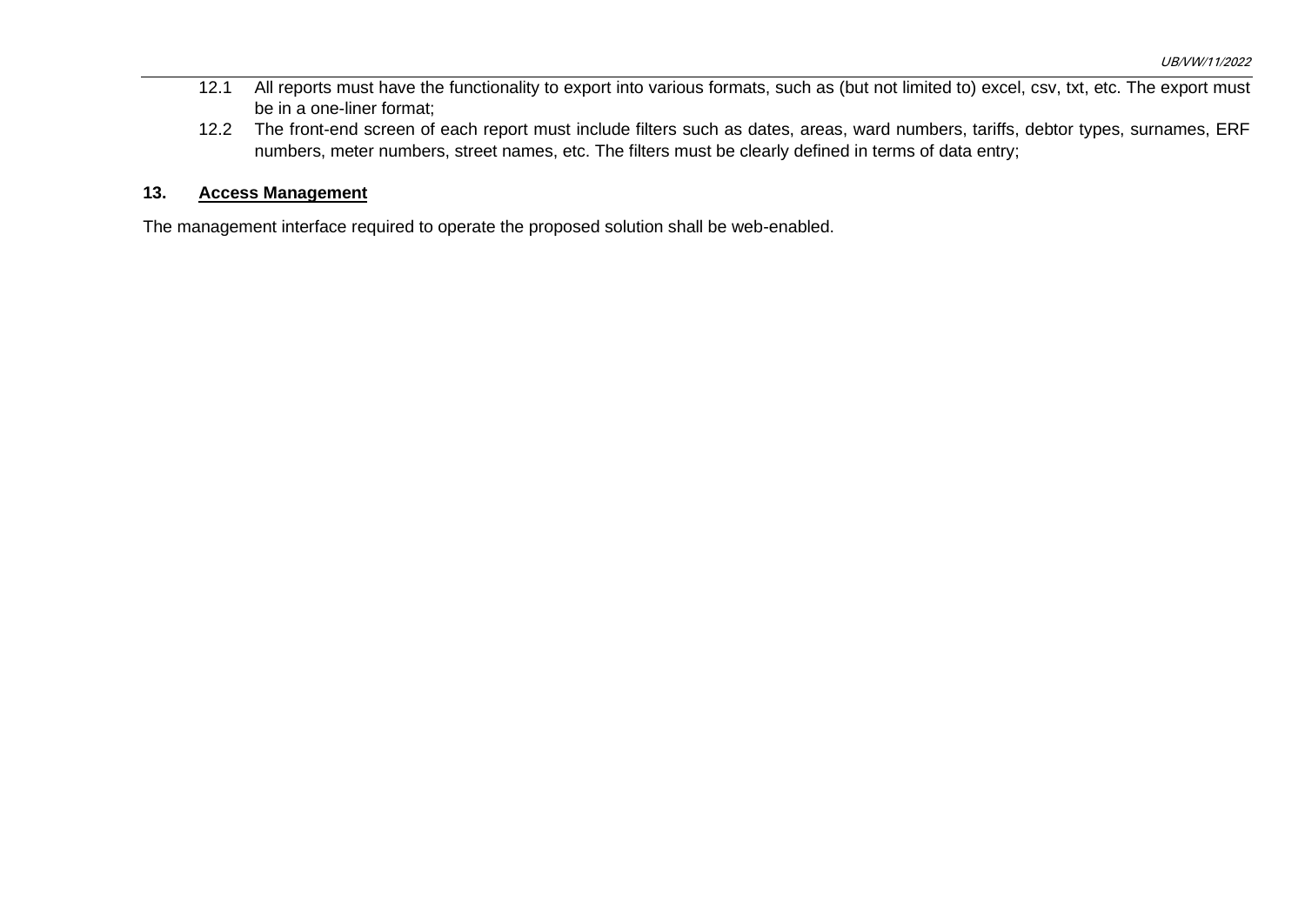12.1 All reports must have the functionality to export into various formats, such as (but not limited to) excel, csv, txt, etc. The export must be in a one-liner format;

12.2 The front-end screen of each report must include filters such as dates, areas, ward numbers, tariffs, debtor types, surnames, ERF numbers, meter numbers, street names, etc. The filters must be clearly defined in terms of data entry;

## 13. <u>Access Management</u>

The management interface required to operate the proposed solution shall be web-enabled.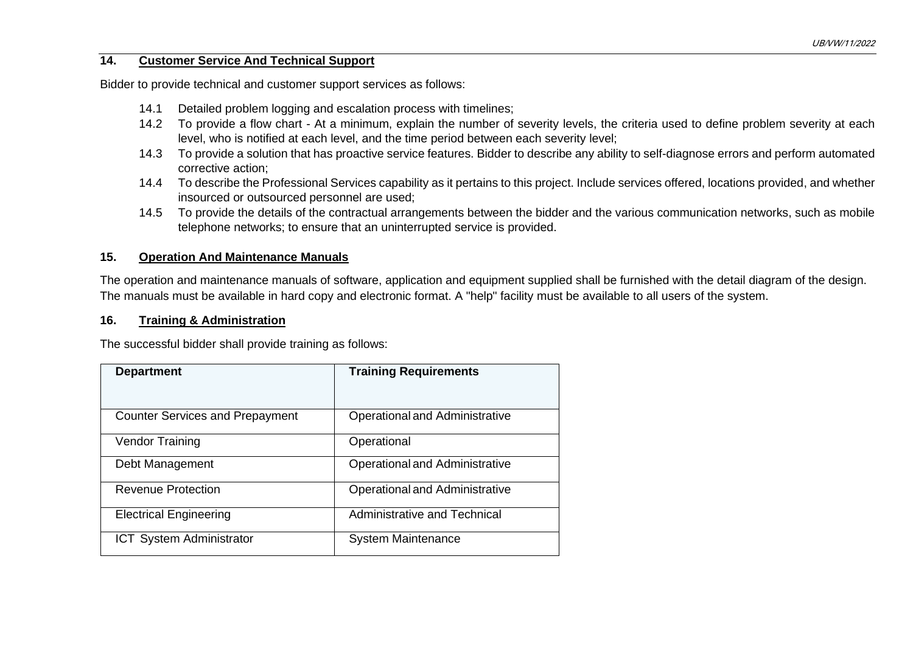## 14. Customer Service And Technical Support

Bidder to provide technical and customer support services as follows:

14.1 Detailed problem logging and escalation process with timelines;

14.2 To provide a flow chart - At a minimum, explain the number of severity levels, the criteria used to define problem severity at each level, who is notified at each level, and the time period between each severity level;

14.3 To provide a solution that has proactive service features. Bidder to describe any ability to self-diagnose errors and perform automated corrective action;

14.4 To describe the Professional Services capability as it pertains to this project. Include services offered, locations provided, and whether insourced or outsourced personnel are used;

14.5 To provide the details of the contractual arrangements between the bidder and the various communication networks, such as mobile telephone networks; to ensure that an uninterrupted service is provided.

## 15. Operation And Maintenance Manuals

The operation and maintenance manuals of software, application and equipment supplied shall be furnished with the detail diagram of the design. The manuals must be available in hard copy and electronic format. A "help" facility must be available to all users of the system.

## 16. Training & Administration

The successful bidder shall provide training as follows:

| Department | Training Requirements |
|---|---|
| Counter Services and Prepayment | Operational and Administrative |
| Vendor Training | Operational |
| Debt Management | Operational and Administrative |
| Revenue Protection | Operational and Administrative |
| Electrical Engineering | Administrative and Technical |
| ICT System Administrator | System Maintenance |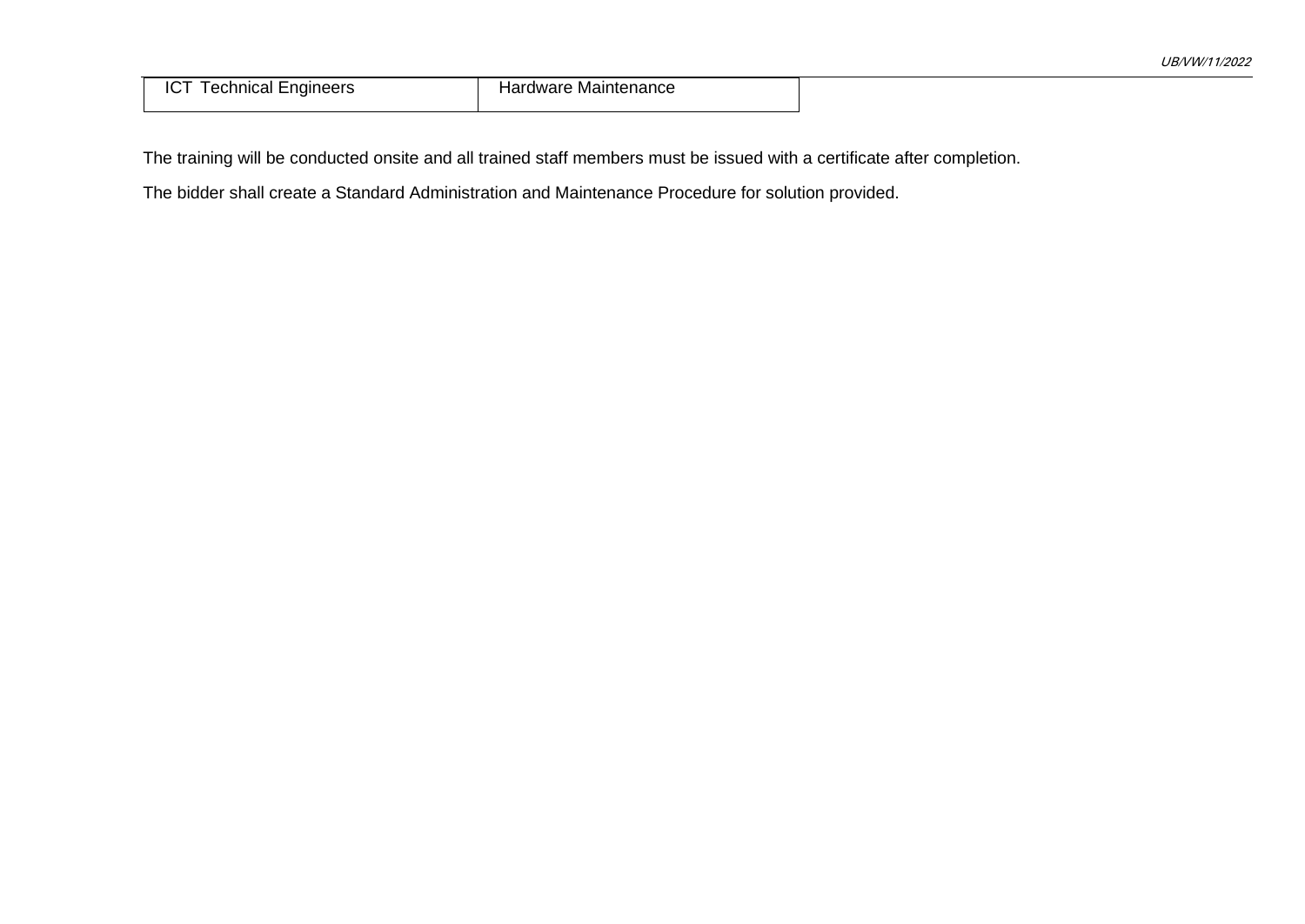| | |
|---|---|
| ICT Technical Engineers | Hardware Maintenance |

The training will be conducted onsite and all trained staff members must be issued with a certificate after completion.

The bidder shall create a Standard Administration and Maintenance Procedure for solution provided.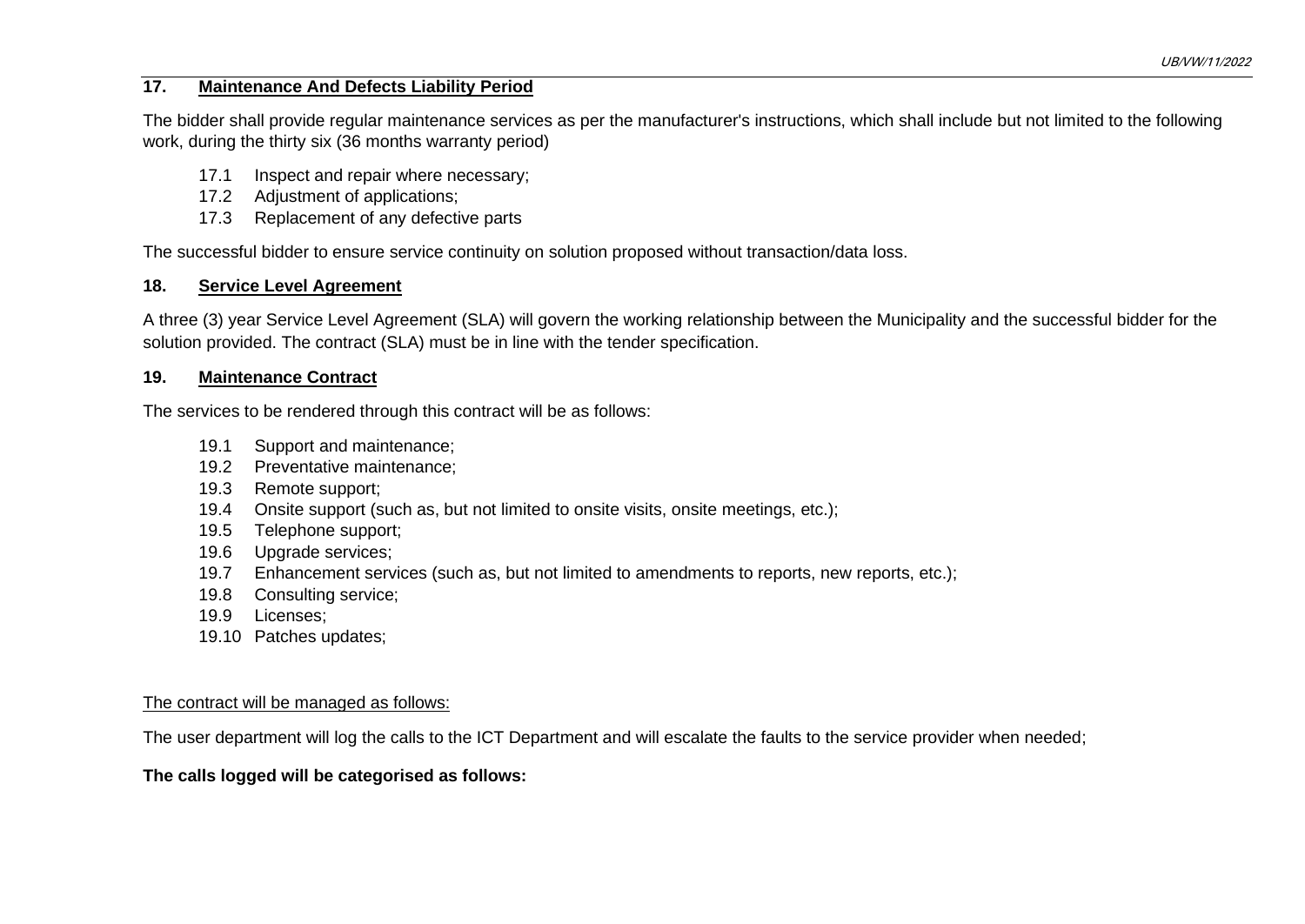**17. <u>Maintenance And Defects Liability Period</u>**

The bidder shall provide regular maintenance services as per the manufacturer's instructions, which shall include but not limited to the following work, during the thirty six (36 months warranty period)

17.1 Inspect and repair where necessary;
17.2 Adjustment of applications;
17.3 Replacement of any defective parts

The successful bidder to ensure service continuity on solution proposed without transaction/data loss.

**18. <u>Service Level Agreement</u>**

A three (3) year Service Level Agreement (SLA) will govern the working relationship between the Municipality and the successful bidder for the solution provided. The contract (SLA) must be in line with the tender specification.

**19. <u>Maintenance Contract</u>**

The services to be rendered through this contract will be as follows:

19.1 Support and maintenance;
19.2 Preventative maintenance;
19.3 Remote support;
19.4 Onsite support (such as, but not limited to onsite visits, onsite meetings, etc.);
19.5 Telephone support;
19.6 Upgrade services;
19.7 Enhancement services (such as, but not limited to amendments to reports, new reports, etc.);
19.8 Consulting service;
19.9 Licenses;
19.10 Patches updates;

<u>The contract will be managed as follows:</u>

The user department will log the calls to the ICT Department and will escalate the faults to the service provider when needed;

**The calls logged will be categorised as follows:**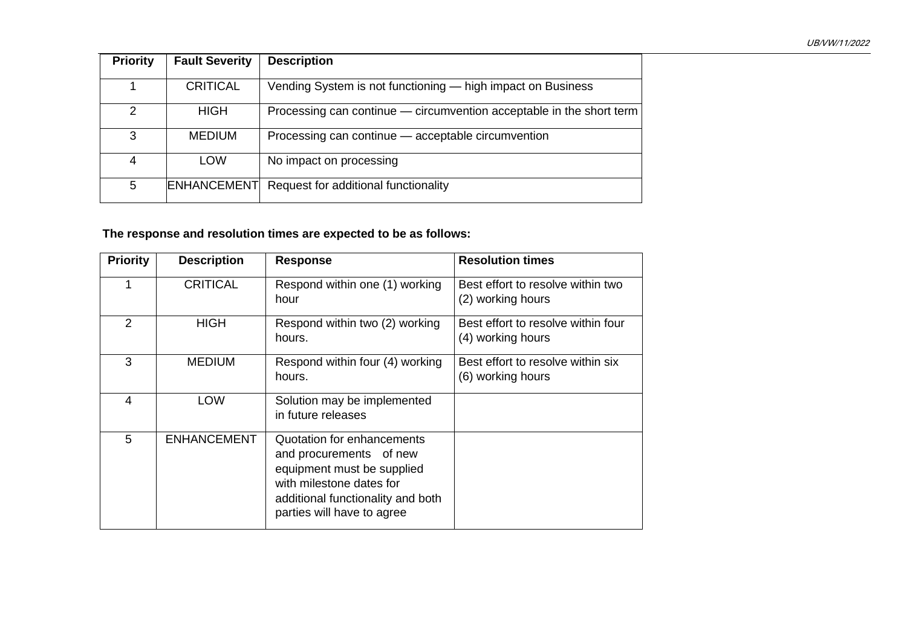| Priority | Fault Severity | Description |
|---|---|---|
| 1 | CRITICAL | Vending System is not functioning — high impact on Business |
| 2 | HIGH | Processing can continue — circumvention acceptable in the short term |
| 3 | MEDIUM | Processing can continue — acceptable circumvention |
| 4 | LOW | No impact on processing |
| 5 | ENHANCEMENT | Request for additional functionality |

**The response and resolution times are expected to be as follows:**

| Priority | Description | Response | Resolution times |
|---|---|---|---|
| 1 | CRITICAL | Respond within one (1) working hour | Best effort to resolve within two (2) working hours |
| 2 | HIGH | Respond within two (2) working hours. | Best effort to resolve within four (4) working hours |
| 3 | MEDIUM | Respond within four (4) working hours. | Best effort to resolve within six (6) working hours |
| 4 | LOW | Solution may be implemented in future releases | |
| 5 | ENHANCEMENT | Quotation for enhancements and procurements of new equipment must be supplied with milestone dates for additional functionality and both parties will have to agree | |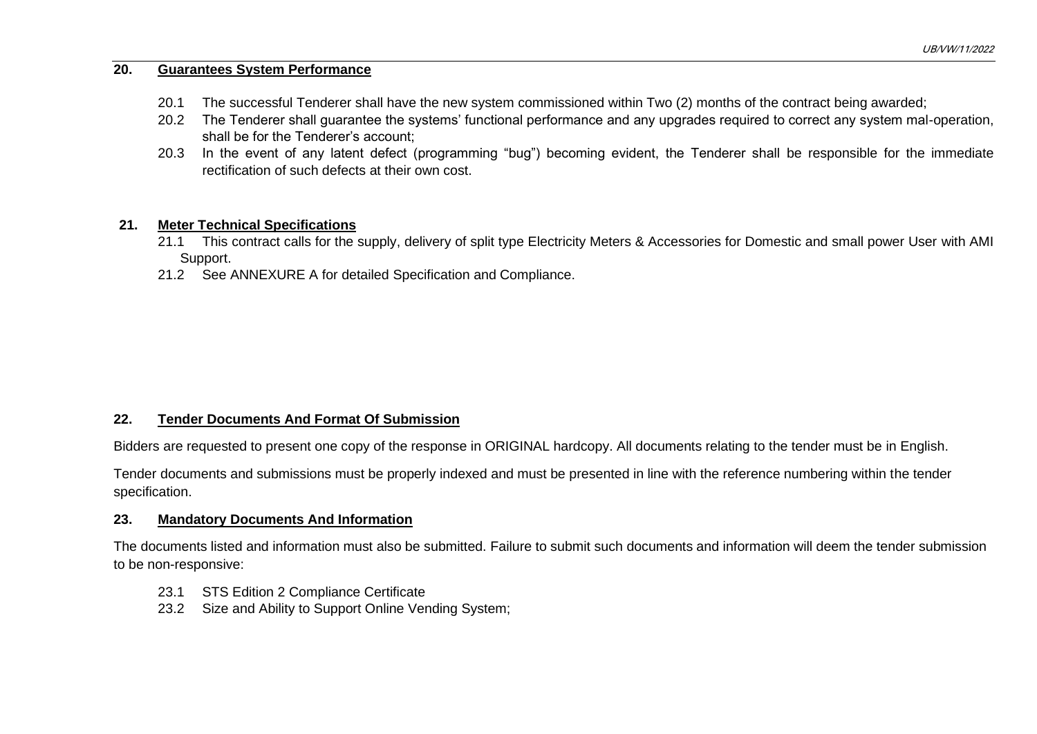## 20. Guarantees System Performance

20.1 The successful Tenderer shall have the new system commissioned within Two (2) months of the contract being awarded;

20.2 The Tenderer shall guarantee the systems' functional performance and any upgrades required to correct any system mal-operation, shall be for the Tenderer's account;

20.3 In the event of any latent defect (programming "bug") becoming evident, the Tenderer shall be responsible for the immediate rectification of such defects at their own cost.

## 21. Meter Technical Specifications

21.1 This contract calls for the supply, delivery of split type Electricity Meters & Accessories for Domestic and small power User with AMI Support.

21.2 See ANNEXURE A for detailed Specification and Compliance.

## 22. Tender Documents And Format Of Submission

Bidders are requested to present one copy of the response in ORIGINAL hardcopy. All documents relating to the tender must be in English.

Tender documents and submissions must be properly indexed and must be presented in line with the reference numbering within the tender specification.

## 23. Mandatory Documents And Information

The documents listed and information must also be submitted. Failure to submit such documents and information will deem the tender submission to be non-responsive:

23.1 STS Edition 2 Compliance Certificate

23.2 Size and Ability to Support Online Vending System;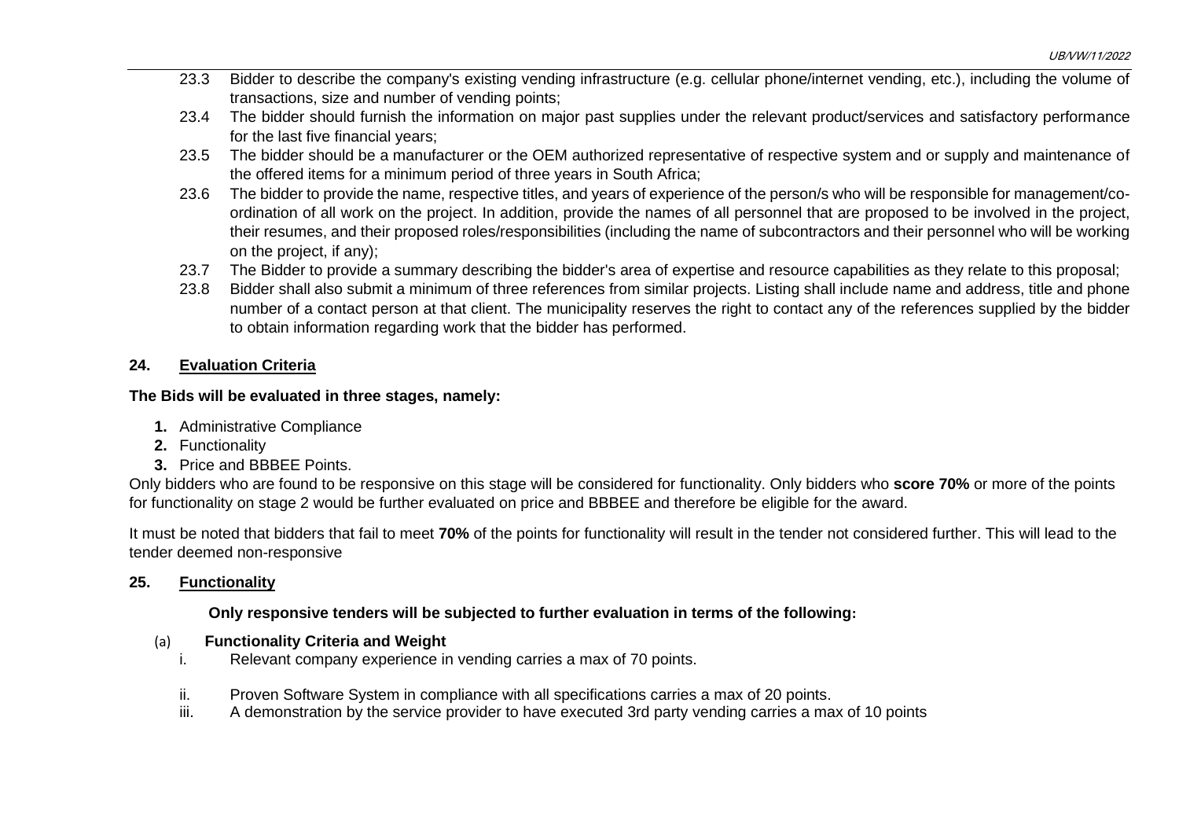23.3 Bidder to describe the company's existing vending infrastructure (e.g. cellular phone/internet vending, etc.), including the volume of transactions, size and number of vending points;

23.4 The bidder should furnish the information on major past supplies under the relevant product/services and satisfactory performance for the last five financial years;

23.5 The bidder should be a manufacturer or the OEM authorized representative of respective system and or supply and maintenance of the offered items for a minimum period of three years in South Africa;

23.6 The bidder to provide the name, respective titles, and years of experience of the person/s who will be responsible for management/co-ordination of all work on the project. In addition, provide the names of all personnel that are proposed to be involved in the project, their resumes, and their proposed roles/responsibilities (including the name of subcontractors and their personnel who will be working on the project, if any);

23.7 The Bidder to provide a summary describing the bidder's area of expertise and resource capabilities as they relate to this proposal;

23.8 Bidder shall also submit a minimum of three references from similar projects. Listing shall include name and address, title and phone number of a contact person at that client. The municipality reserves the right to contact any of the references supplied by the bidder to obtain information regarding work that the bidder has performed.

## 24. Evaluation Criteria

**The Bids will be evaluated in three stages, namely:**

1. Administrative Compliance
2. Functionality
3. Price and BBBEE Points.

Only bidders who are found to be responsive on this stage will be considered for functionality. Only bidders who **score 70%** or more of the points for functionality on stage 2 would be further evaluated on price and BBBEE and therefore be eligible for the award.

It must be noted that bidders that fail to meet **70%** of the points for functionality will result in the tender not considered further. This will lead to the tender deemed non-responsive

## 25. Functionality

**Only responsive tenders will be subjected to further evaluation in terms of the following:**

(a) **Functionality Criteria and Weight**

i. Relevant company experience in vending carries a max of 70 points.

ii. Proven Software System in compliance with all specifications carries a max of 20 points.

iii. A demonstration by the service provider to have executed 3rd party vending carries a max of 10 points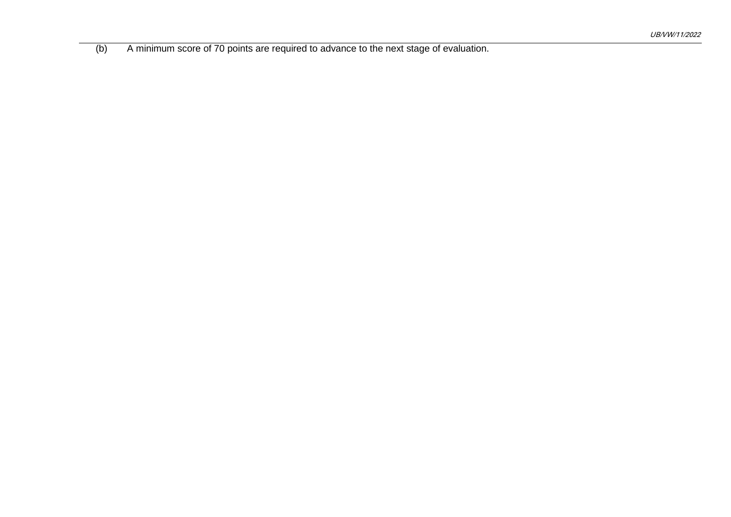(b) A minimum score of 70 points are required to advance to the next stage of evaluation.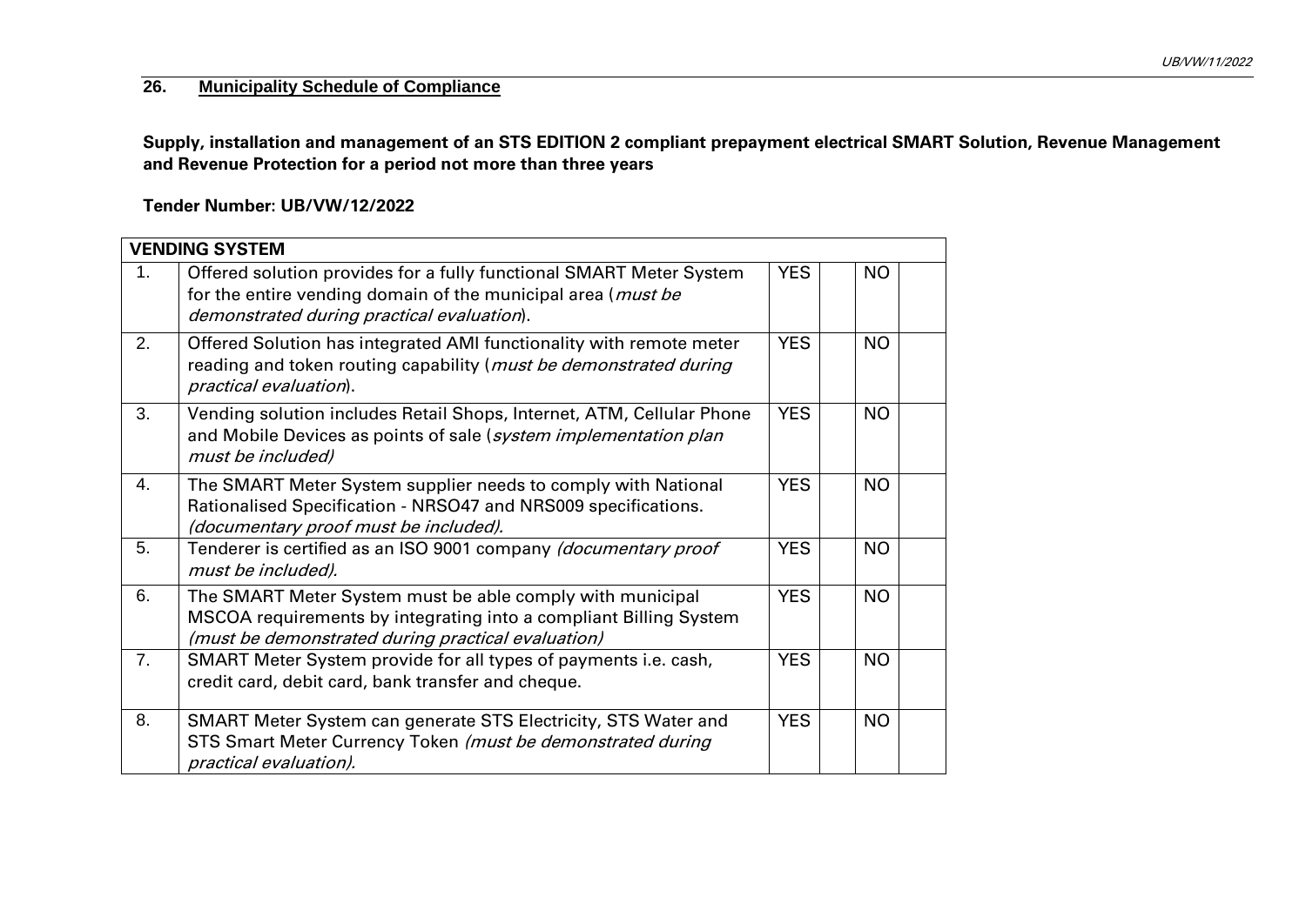## 26. Municipality Schedule of Compliance

**Supply, installation and management of an STS EDITION 2 compliant prepayment electrical SMART Solution, Revenue Management and Revenue Protection for a period not more than three years**

**Tender Number: UB/VW/12/2022**

| **VENDING SYSTEM** | | | | | |
|---|---|---|---|---|---|
| 1. | Offered solution provides for a fully functional SMART Meter System for the entire vending domain of the municipal area (*must be demonstrated during practical evaluation*). | YES | | NO | |
| 2. | Offered Solution has integrated AMI functionality with remote meter reading and token routing capability (*must be demonstrated during practical evaluation*). | YES | | NO | |
| 3. | Vending solution includes Retail Shops, Internet, ATM, Cellular Phone and Mobile Devices as points of sale (*system implementation plan must be included)* | YES | | NO | |
| 4. | The SMART Meter System supplier needs to comply with National Rationalised Specification - NRSO47 and NRS009 specifications. *(documentary proof must be included).* | YES | | NO | |
| 5. | Tenderer is certified as an ISO 9001 company *(documentary proof must be included).* | YES | | NO | |
| 6. | The SMART Meter System must be able comply with municipal MSCOA requirements by integrating into a compliant Billing System *(must be demonstrated during practical evaluation)* | YES | | NO | |
| 7. | SMART Meter System provide for all types of payments i.e. cash, credit card, debit card, bank transfer and cheque. | YES | | NO | |
| 8. | SMART Meter System can generate STS Electricity, STS Water and STS Smart Meter Currency Token *(must be demonstrated during practical evaluation).* | YES | | NO | |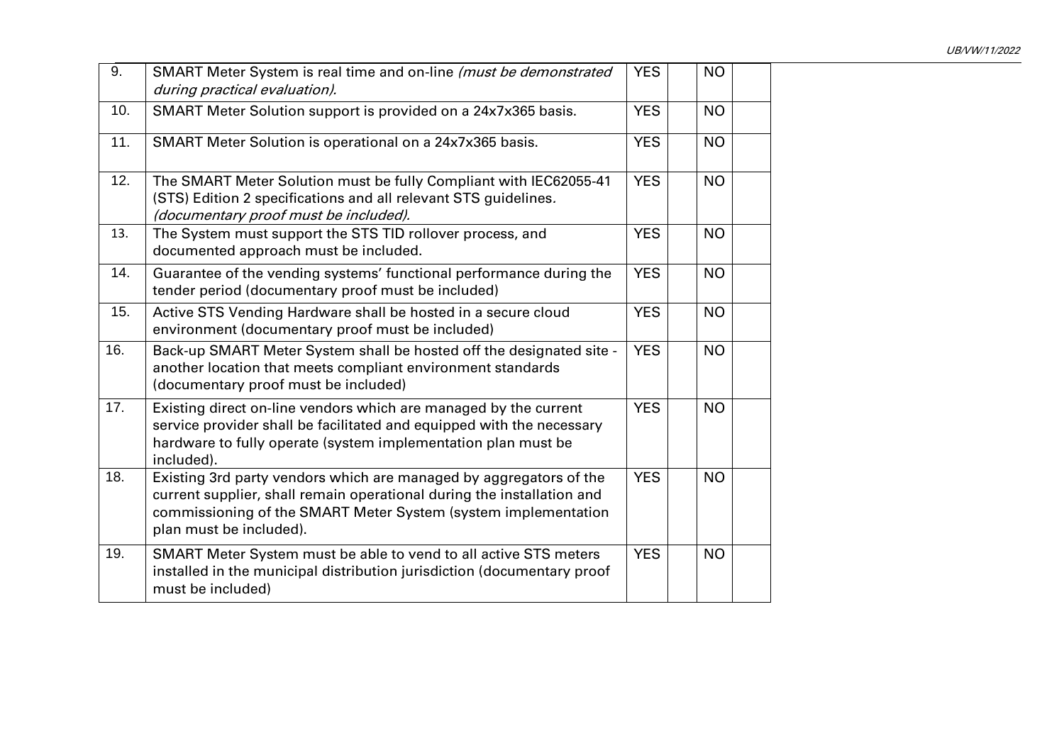| | | | | | |
|---|---|---|---|---|---|
| 9. | SMART Meter System is real time and on-line *(must be demonstrated during practical evaluation).* | YES | | NO | |
| 10. | SMART Meter Solution support is provided on a 24x7x365 basis. | YES | | NO | |
| 11. | SMART Meter Solution is operational on a 24x7x365 basis. | YES | | NO | |
| 12. | The SMART Meter Solution must be fully Compliant with IEC62055-41 (STS) Edition 2 specifications and all relevant STS guidelines. *(documentary proof must be included).* | YES | | NO | |
| 13. | The System must support the STS TID rollover process, and documented approach must be included. | YES | | NO | |
| 14. | Guarantee of the vending systems' functional performance during the tender period (documentary proof must be included) | YES | | NO | |
| 15. | Active STS Vending Hardware shall be hosted in a secure cloud environment (documentary proof must be included) | YES | | NO | |
| 16. | Back-up SMART Meter System shall be hosted off the designated site - another location that meets compliant environment standards (documentary proof must be included) | YES | | NO | |
| 17. | Existing direct on-line vendors which are managed by the current service provider shall be facilitated and equipped with the necessary hardware to fully operate (system implementation plan must be included). | YES | | NO | |
| 18. | Existing 3rd party vendors which are managed by aggregators of the current supplier, shall remain operational during the installation and commissioning of the SMART Meter System (system implementation plan must be included). | YES | | NO | |
| 19. | SMART Meter System must be able to vend to all active STS meters installed in the municipal distribution jurisdiction (documentary proof must be included) | YES | | NO | |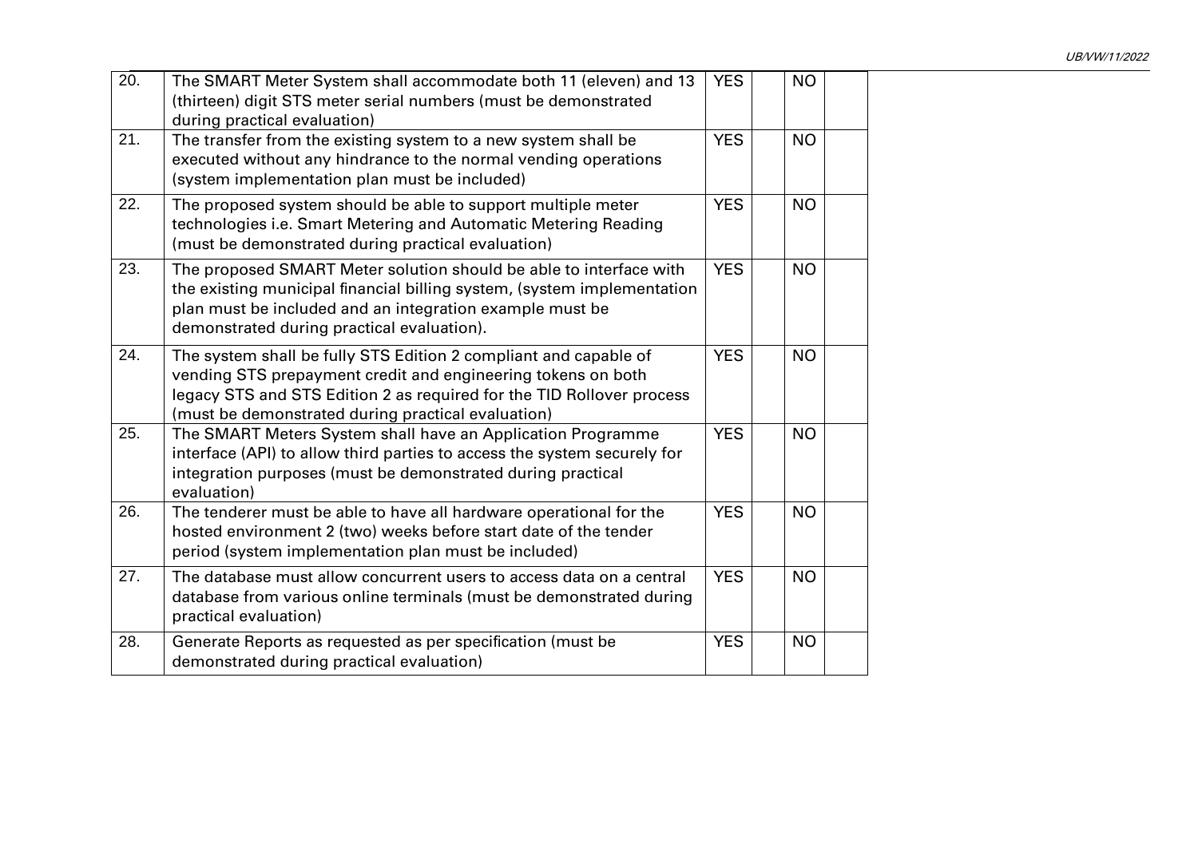| 20. | The SMART Meter System shall accommodate both 11 (eleven) and 13 (thirteen) digit STS meter serial numbers (must be demonstrated during practical evaluation) | YES | | NO | |
|---|---|---|---|---|---|
| 21. | The transfer from the existing system to a new system shall be executed without any hindrance to the normal vending operations (system implementation plan must be included) | YES | | NO | |
| 22. | The proposed system should be able to support multiple meter technologies i.e. Smart Metering and Automatic Metering Reading (must be demonstrated during practical evaluation) | YES | | NO | |
| 23. | The proposed SMART Meter solution should be able to interface with the existing municipal financial billing system, (system implementation plan must be included and an integration example must be demonstrated during practical evaluation). | YES | | NO | |
| 24. | The system shall be fully STS Edition 2 compliant and capable of vending STS prepayment credit and engineering tokens on both legacy STS and STS Edition 2 as required for the TID Rollover process (must be demonstrated during practical evaluation) | YES | | NO | |
| 25. | The SMART Meters System shall have an Application Programme interface (API) to allow third parties to access the system securely for integration purposes (must be demonstrated during practical evaluation) | YES | | NO | |
| 26. | The tenderer must be able to have all hardware operational for the hosted environment 2 (two) weeks before start date of the tender period (system implementation plan must be included) | YES | | NO | |
| 27. | The database must allow concurrent users to access data on a central database from various online terminals (must be demonstrated during practical evaluation) | YES | | NO | |
| 28. | Generate Reports as requested as per specification (must be demonstrated during practical evaluation) | YES | | NO | |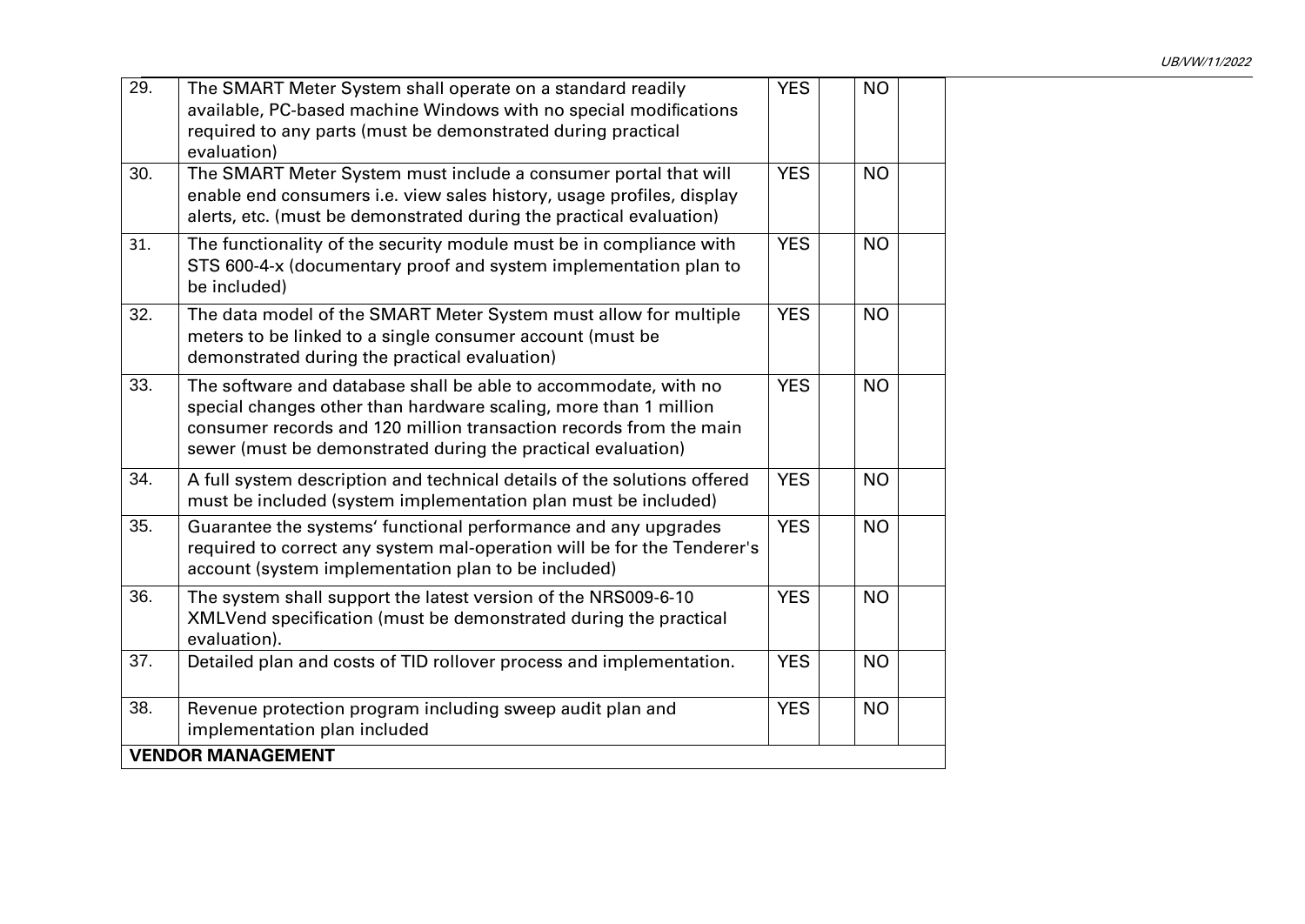| | | | | | |
|---|---|---|---|---|---|
| 29. | The SMART Meter System shall operate on a standard readily available, PC-based machine Windows with no special modifications required to any parts (must be demonstrated during practical evaluation) | YES | | NO | |
| 30. | The SMART Meter System must include a consumer portal that will enable end consumers i.e. view sales history, usage profiles, display alerts, etc. (must be demonstrated during the practical evaluation) | YES | | NO | |
| 31. | The functionality of the security module must be in compliance with STS 600-4-x (documentary proof and system implementation plan to be included) | YES | | NO | |
| 32. | The data model of the SMART Meter System must allow for multiple meters to be linked to a single consumer account (must be demonstrated during the practical evaluation) | YES | | NO | |
| 33. | The software and database shall be able to accommodate, with no special changes other than hardware scaling, more than 1 million consumer records and 120 million transaction records from the main sewer (must be demonstrated during the practical evaluation) | YES | | NO | |
| 34. | A full system description and technical details of the solutions offered must be included (system implementation plan must be included) | YES | | NO | |
| 35. | Guarantee the systems' functional performance and any upgrades required to correct any system mal-operation will be for the Tenderer's account (system implementation plan to be included) | YES | | NO | |
| 36. | The system shall support the latest version of the NRS009-6-10 XMLVend specification (must be demonstrated during the practical evaluation). | YES | | NO | |
| 37. | Detailed plan and costs of TID rollover process and implementation. | YES | | NO | |
| 38. | Revenue protection program including sweep audit plan and implementation plan included | YES | | NO | |
| **VENDOR MANAGEMENT** | | | | | |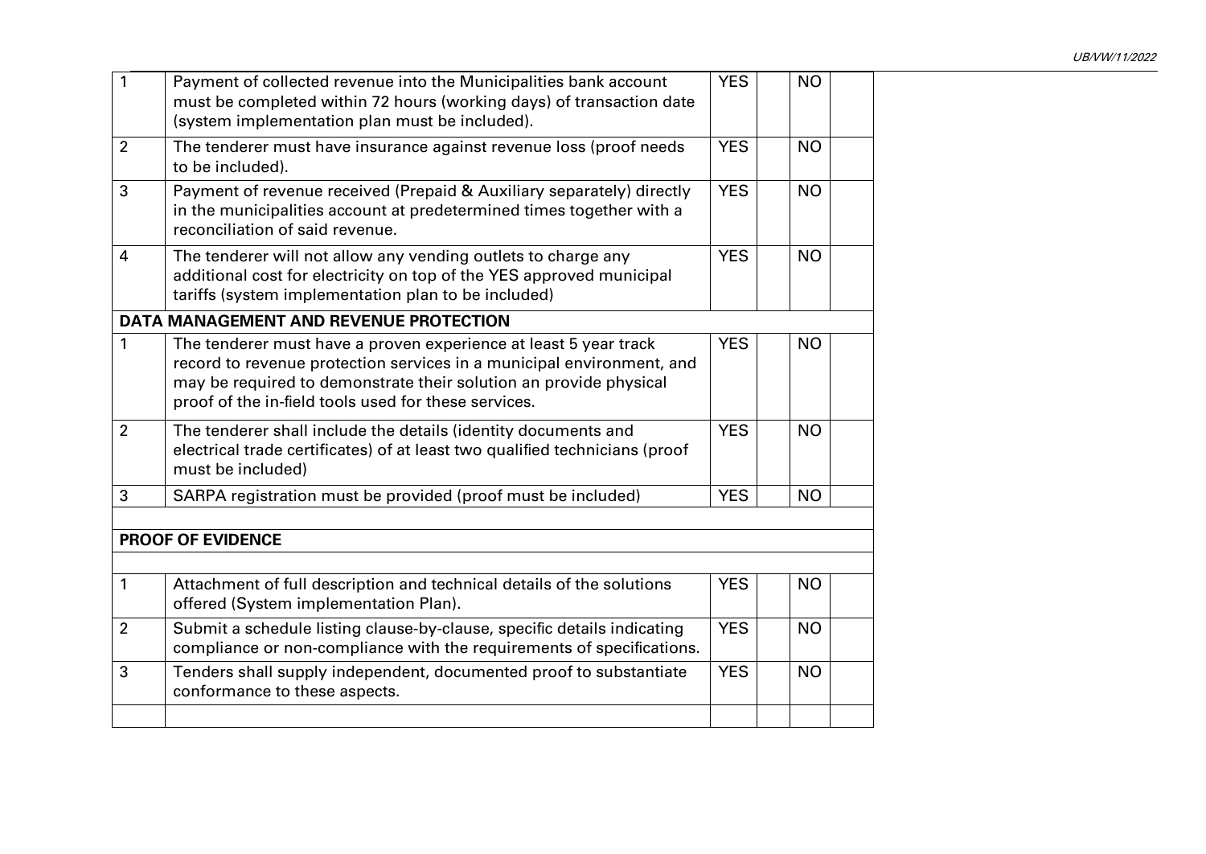| | | | | | |
|---|---|---|---|---|---|
| 1 | Payment of collected revenue into the Municipalities bank account must be completed within 72 hours (working days) of transaction date (system implementation plan must be included). | YES | | NO | |
| 2 | The tenderer must have insurance against revenue loss (proof needs to be included). | YES | | NO | |
| 3 | Payment of revenue received (Prepaid & Auxiliary separately) directly in the municipalities account at predetermined times together with a reconciliation of said revenue. | YES | | NO | |
| 4 | The tenderer will not allow any vending outlets to charge any additional cost for electricity on top of the YES approved municipal tariffs (system implementation plan to be included) | YES | | NO | |
| **DATA MANAGEMENT AND REVENUE PROTECTION** | | | | | |
| 1 | The tenderer must have a proven experience at least 5 year track record to revenue protection services in a municipal environment, and may be required to demonstrate their solution an provide physical proof of the in-field tools used for these services. | YES | | NO | |
| 2 | The tenderer shall include the details (identity documents and electrical trade certificates) of at least two qualified technicians (proof must be included) | YES | | NO | |
| 3 | SARPA registration must be provided (proof must be included) | YES | | NO | |
| | | | | | |
| **PROOF OF EVIDENCE** | | | | | |
| | | | | | |
| 1 | Attachment of full description and technical details of the solutions offered (System implementation Plan). | YES | | NO | |
| 2 | Submit a schedule listing clause-by-clause, specific details indicating compliance or non-compliance with the requirements of specifications. | YES | | NO | |
| 3 | Tenders shall supply independent, documented proof to substantiate conformance to these aspects. | YES | | NO | |
| | | | | | |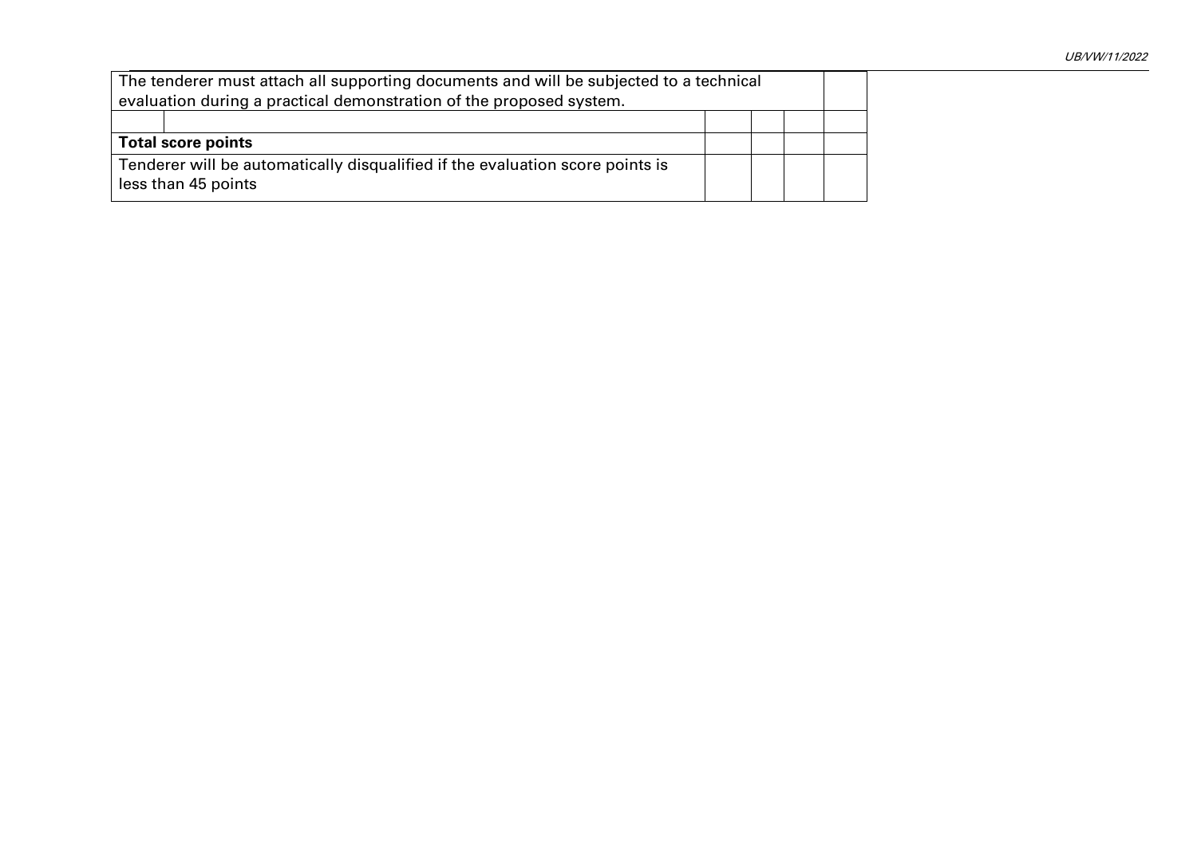| | | | | | |
|---|---|---|---|---|---|
| The tenderer must attach all supporting documents and will be subjected to a technical evaluation during a practical demonstration of the proposed system. | | | | | |
| | | | | | |
| **Total score points** | | | | | |
| Tenderer will be automatically disqualified if the evaluation score points is less than 45 points | | | | | |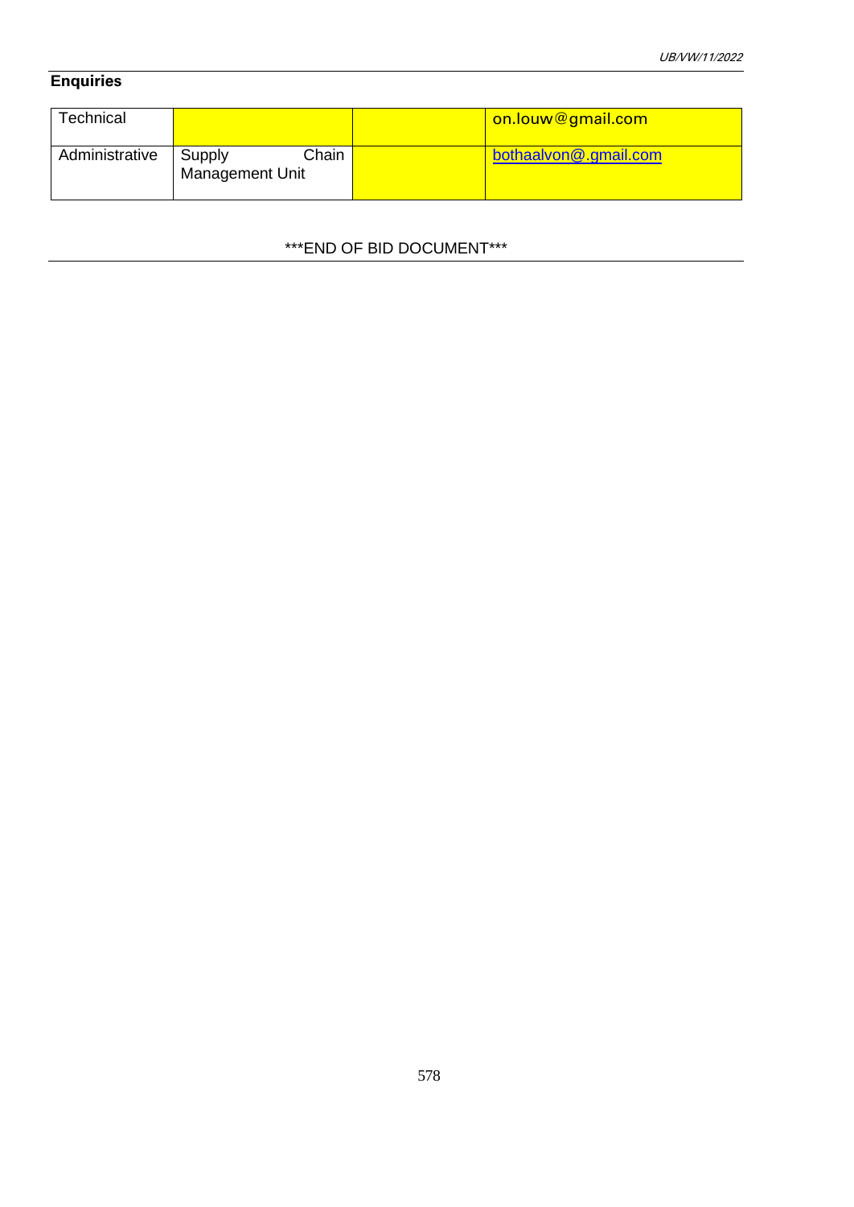**Enquiries**

| | | | |
|---|---|---|---|
| Technical | | | on.louw@gmail.com |
| Administrative | Supply Chain Management Unit | | bothaalvon@.gmail.com |

***END OF BID DOCUMENT***